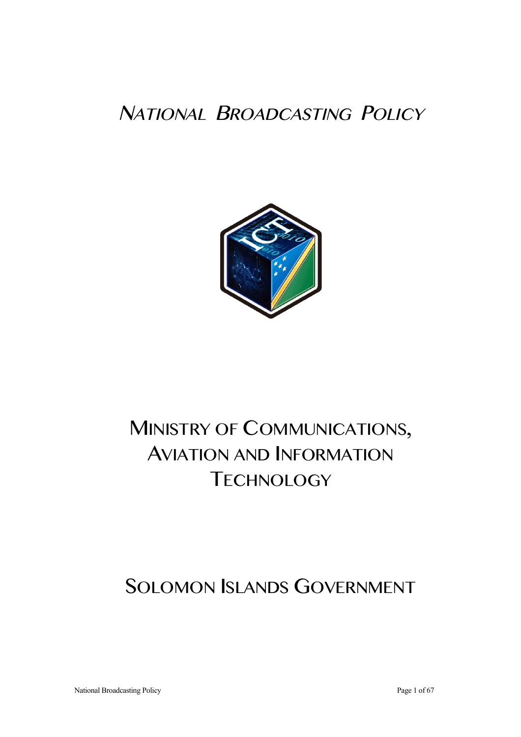# NATIONAL BROADCASTING POLICY

## MINISTRY OF COMMUNICATIONS, AVIATION AND INFORMATION TECHNOLOGY

## SOLOMON ISLANDS GOVERNMENT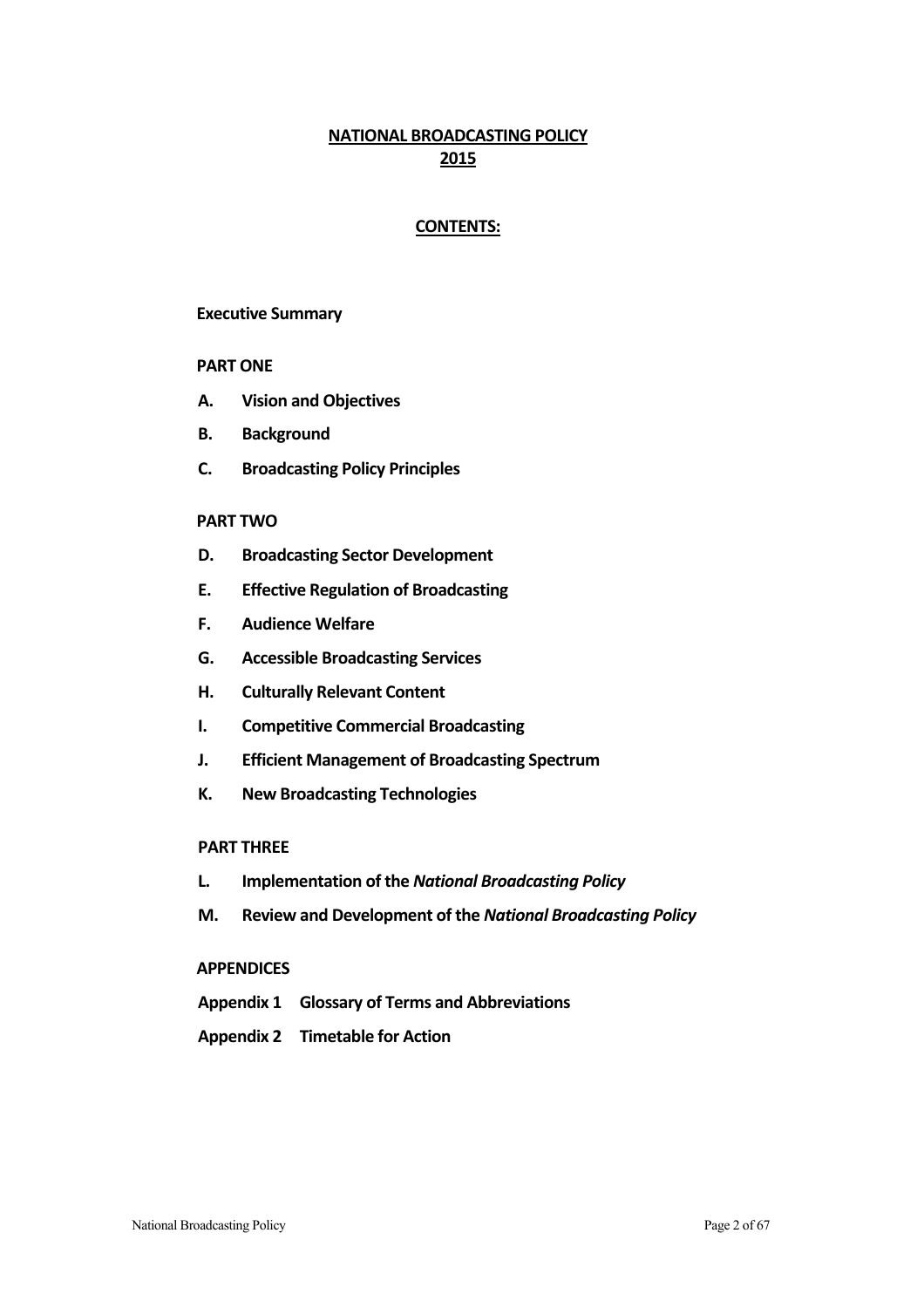# NATIONAL BROADCASTING POLICY 2015

## CONTENTS:

**Executive Summary**

**PART ONE**

- **A. Vision and Objectives**
- **B. Background**
- **C. Broadcasting Policy Principles**

**PART TWO**

- **D. Broadcasting Sector Development**
- **E. Effective Regulation of Broadcasting**
- **F. Audience Welfare**
- **G. Accessible Broadcasting Services**
- **H. Culturally Relevant Content**
- **I. Competitive Commercial Broadcasting**
- **J. Efficient Management of Broadcasting Spectrum**
- **K. New Broadcasting Technologies**

**PART THREE**

- **L. Implementation of the *National Broadcasting Policy***
- **M. Review and Development of the *National Broadcasting Policy***

**APPENDICES**

- **Appendix 1 Glossary of Terms and Abbreviations**
- **Appendix 2 Timetable for Action**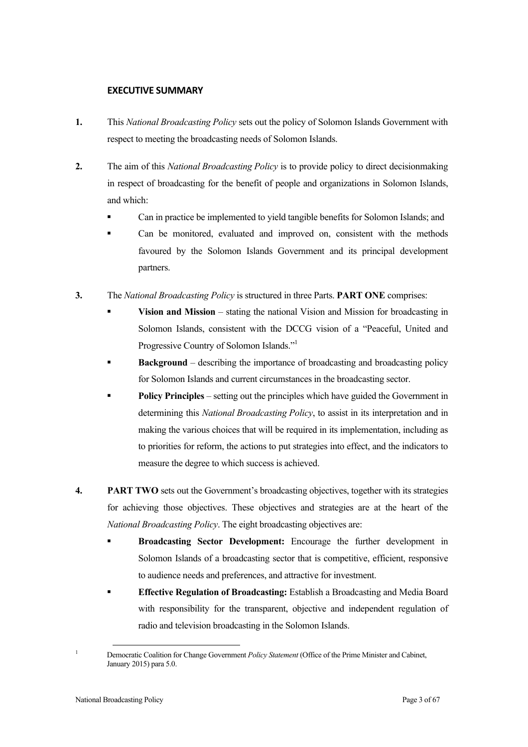## EXECUTIVE SUMMARY

**1.** This *National Broadcasting Policy* sets out the policy of Solomon Islands Government with respect to meeting the broadcasting needs of Solomon Islands.

**2.** The aim of this *National Broadcasting Policy* is to provide policy to direct decisionmaking in respect of broadcasting for the benefit of people and organizations in Solomon Islands, and which:

- Can in practice be implemented to yield tangible benefits for Solomon Islands; and
- Can be monitored, evaluated and improved on, consistent with the methods favoured by the Solomon Islands Government and its principal development partners.

**3.** The *National Broadcasting Policy* is structured in three Parts. **PART ONE** comprises:

- **Vision and Mission** – stating the national Vision and Mission for broadcasting in Solomon Islands, consistent with the DCCG vision of a "Peaceful, United and Progressive Country of Solomon Islands."[1]
- **Background** – describing the importance of broadcasting and broadcasting policy for Solomon Islands and current circumstances in the broadcasting sector.
- **Policy Principles** – setting out the principles which have guided the Government in determining this *National Broadcasting Policy*, to assist in its interpretation and in making the various choices that will be required in its implementation, including as to priorities for reform, the actions to put strategies into effect, and the indicators to measure the degree to which success is achieved.

**4.** **PART TWO** sets out the Government's broadcasting objectives, together with its strategies for achieving those objectives. These objectives and strategies are at the heart of the *National Broadcasting Policy*. The eight broadcasting objectives are:

- **Broadcasting Sector Development:** Encourage the further development in Solomon Islands of a broadcasting sector that is competitive, efficient, responsive to audience needs and preferences, and attractive for investment.
- **Effective Regulation of Broadcasting:** Establish a Broadcasting and Media Board with responsibility for the transparent, objective and independent regulation of radio and television broadcasting in the Solomon Islands.

---

[1] Democratic Coalition for Change Government *Policy Statement* (Office of the Prime Minister and Cabinet, January 2015) para 5.0.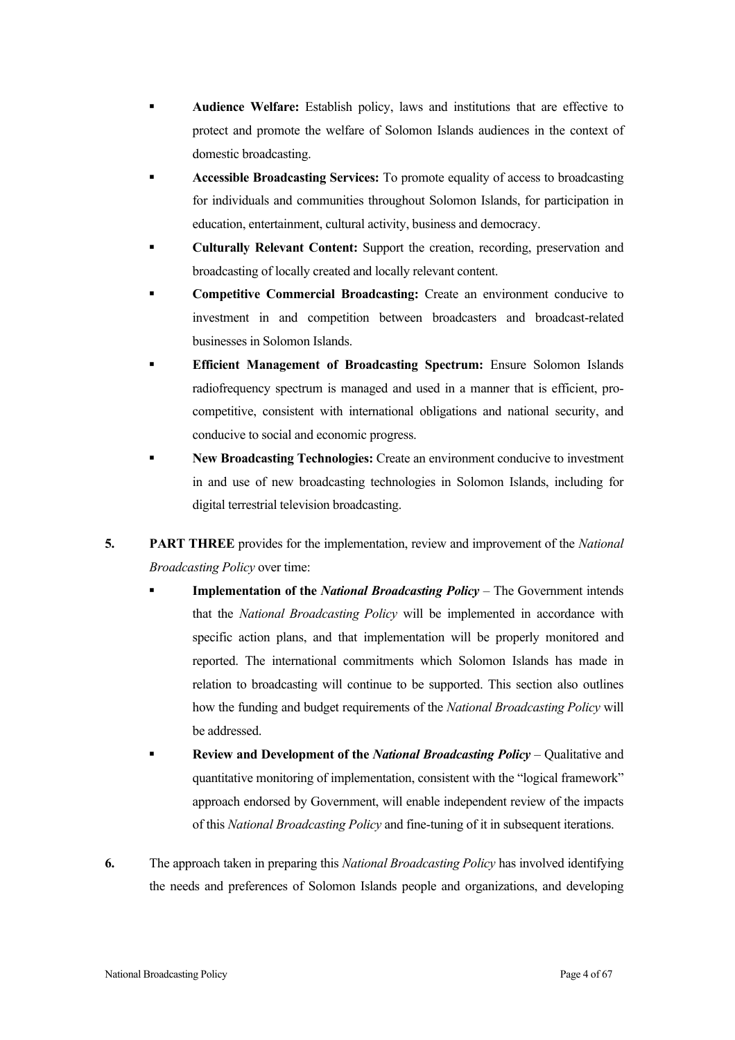- **Audience Welfare:** Establish policy, laws and institutions that are effective to protect and promote the welfare of Solomon Islands audiences in the context of domestic broadcasting.
- **Accessible Broadcasting Services:** To promote equality of access to broadcasting for individuals and communities throughout Solomon Islands, for participation in education, entertainment, cultural activity, business and democracy.
- **Culturally Relevant Content:** Support the creation, recording, preservation and broadcasting of locally created and locally relevant content.
- **Competitive Commercial Broadcasting:** Create an environment conducive to investment in and competition between broadcasters and broadcast-related businesses in Solomon Islands.
- **Efficient Management of Broadcasting Spectrum:** Ensure Solomon Islands radiofrequency spectrum is managed and used in a manner that is efficient, pro-competitive, consistent with international obligations and national security, and conducive to social and economic progress.
- **New Broadcasting Technologies:** Create an environment conducive to investment in and use of new broadcasting technologies in Solomon Islands, including for digital terrestrial television broadcasting.

**5.** **PART THREE** provides for the implementation, review and improvement of the *National Broadcasting Policy* over time:

- **Implementation of the *National Broadcasting Policy*** – The Government intends that the *National Broadcasting Policy* will be implemented in accordance with specific action plans, and that implementation will be properly monitored and reported. The international commitments which Solomon Islands has made in relation to broadcasting will continue to be supported. This section also outlines how the funding and budget requirements of the *National Broadcasting Policy* will be addressed.
- **Review and Development of the *National Broadcasting Policy*** – Qualitative and quantitative monitoring of implementation, consistent with the "logical framework" approach endorsed by Government, will enable independent review of the impacts of this *National Broadcasting Policy* and fine-tuning of it in subsequent iterations.

**6.** The approach taken in preparing this *National Broadcasting Policy* has involved identifying the needs and preferences of Solomon Islands people and organizations, and developing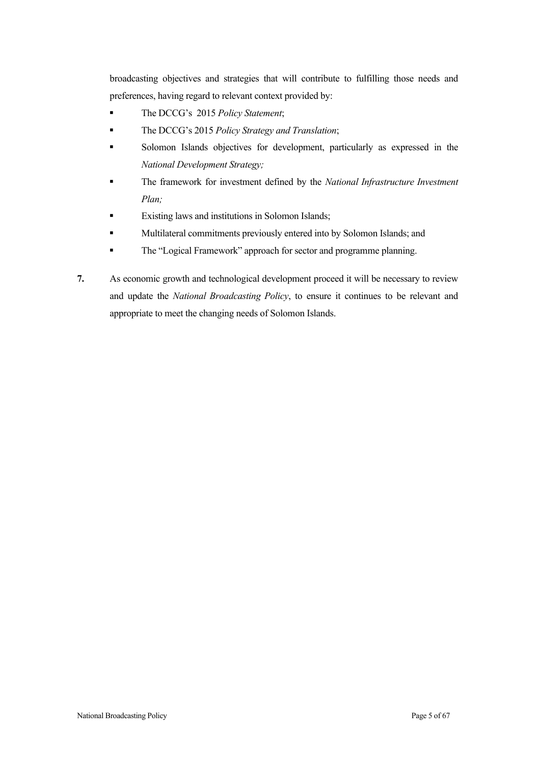broadcasting objectives and strategies that will contribute to fulfilling those needs and preferences, having regard to relevant context provided by:

- The DCCG's 2015 *Policy Statement*;
- The DCCG's 2015 *Policy Strategy and Translation*;
- Solomon Islands objectives for development, particularly as expressed in the *National Development Strategy;*
- The framework for investment defined by the *National Infrastructure Investment Plan;*
- Existing laws and institutions in Solomon Islands;
- Multilateral commitments previously entered into by Solomon Islands; and
- The "Logical Framework" approach for sector and programme planning.

**7.** As economic growth and technological development proceed it will be necessary to review and update the *National Broadcasting Policy*, to ensure it continues to be relevant and appropriate to meet the changing needs of Solomon Islands.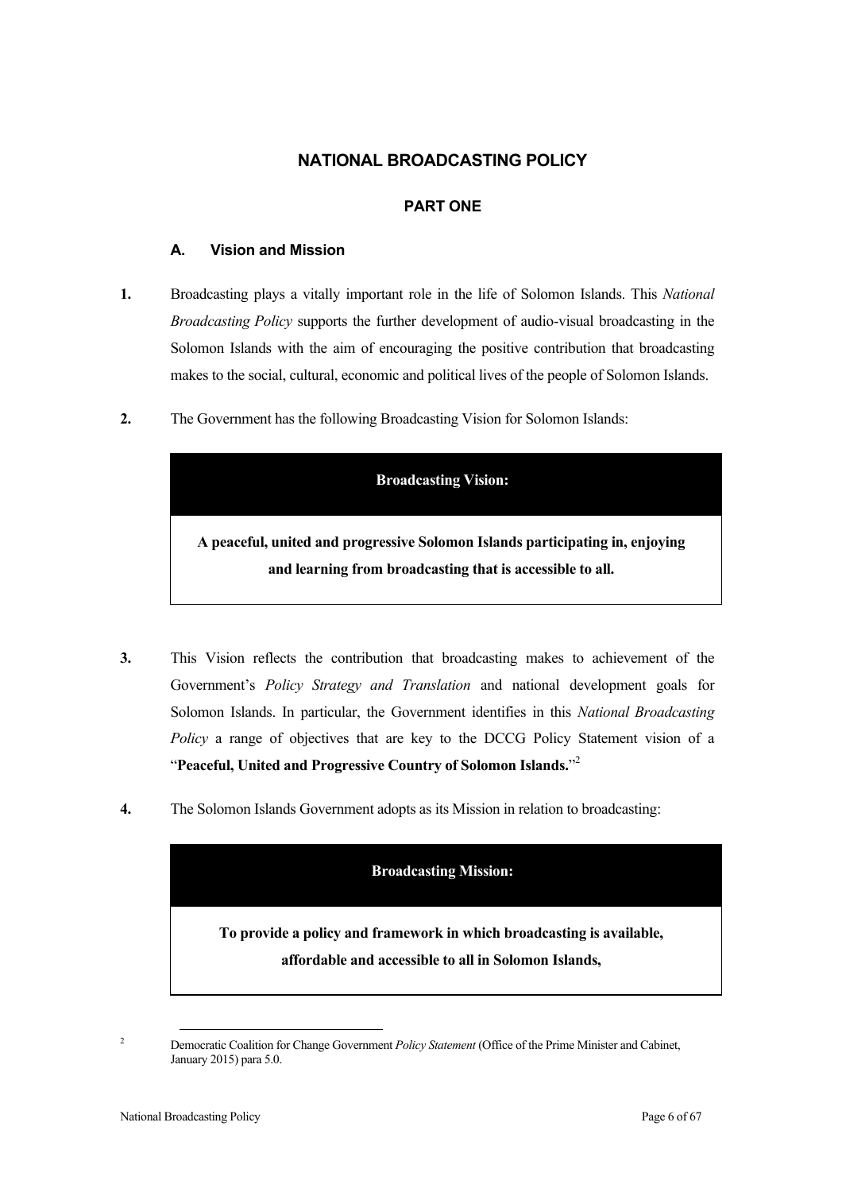# NATIONAL BROADCASTING POLICY

## PART ONE

### A. Vision and Mission

**1.** Broadcasting plays a vitally important role in the life of Solomon Islands. This *National Broadcasting Policy* supports the further development of audio-visual broadcasting in the Solomon Islands with the aim of encouraging the positive contribution that broadcasting makes to the social, cultural, economic and political lives of the people of Solomon Islands.

**2.** The Government has the following Broadcasting Vision for Solomon Islands:

| **Broadcasting Vision:** |
|---|
| **A peaceful, united and progressive Solomon Islands participating in, enjoying and learning from broadcasting that is accessible to all.** |

**3.** This Vision reflects the contribution that broadcasting makes to achievement of the Government's *Policy Strategy and Translation* and national development goals for Solomon Islands. In particular, the Government identifies in this *National Broadcasting Policy* a range of objectives that are key to the DCCG Policy Statement vision of a "**Peaceful, United and Progressive Country of Solomon Islands.**"[2]

**4.** The Solomon Islands Government adopts as its Mission in relation to broadcasting:

| **Broadcasting Mission:** |
|---|
| **To provide a policy and framework in which broadcasting is available, affordable and accessible to all in Solomon Islands,** |

---

[2] Democratic Coalition for Change Government *Policy Statement* (Office of the Prime Minister and Cabinet, January 2015) para 5.0.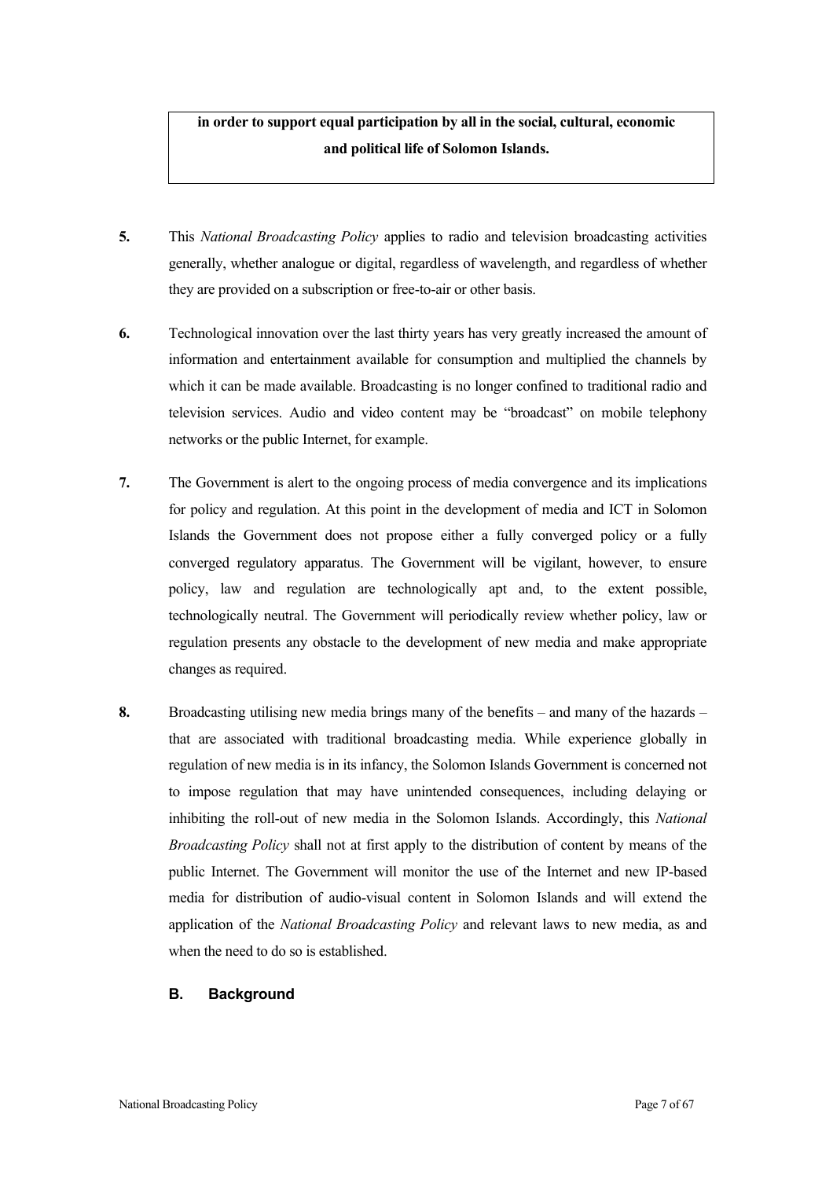**in order to support equal participation by all in the social, cultural, economic and political life of Solomon Islands.**

**5.** This *National Broadcasting Policy* applies to radio and television broadcasting activities generally, whether analogue or digital, regardless of wavelength, and regardless of whether they are provided on a subscription or free-to-air or other basis.

**6.** Technological innovation over the last thirty years has very greatly increased the amount of information and entertainment available for consumption and multiplied the channels by which it can be made available. Broadcasting is no longer confined to traditional radio and television services. Audio and video content may be "broadcast" on mobile telephony networks or the public Internet, for example.

**7.** The Government is alert to the ongoing process of media convergence and its implications for policy and regulation. At this point in the development of media and ICT in Solomon Islands the Government does not propose either a fully converged policy or a fully converged regulatory apparatus. The Government will be vigilant, however, to ensure policy, law and regulation are technologically apt and, to the extent possible, technologically neutral. The Government will periodically review whether policy, law or regulation presents any obstacle to the development of new media and make appropriate changes as required.

**8.** Broadcasting utilising new media brings many of the benefits – and many of the hazards – that are associated with traditional broadcasting media. While experience globally in regulation of new media is in its infancy, the Solomon Islands Government is concerned not to impose regulation that may have unintended consequences, including delaying or inhibiting the roll-out of new media in the Solomon Islands. Accordingly, this *National Broadcasting Policy* shall not at first apply to the distribution of content by means of the public Internet. The Government will monitor the use of the Internet and new IP-based media for distribution of audio-visual content in Solomon Islands and will extend the application of the *National Broadcasting Policy* and relevant laws to new media, as and when the need to do so is established.

## B. Background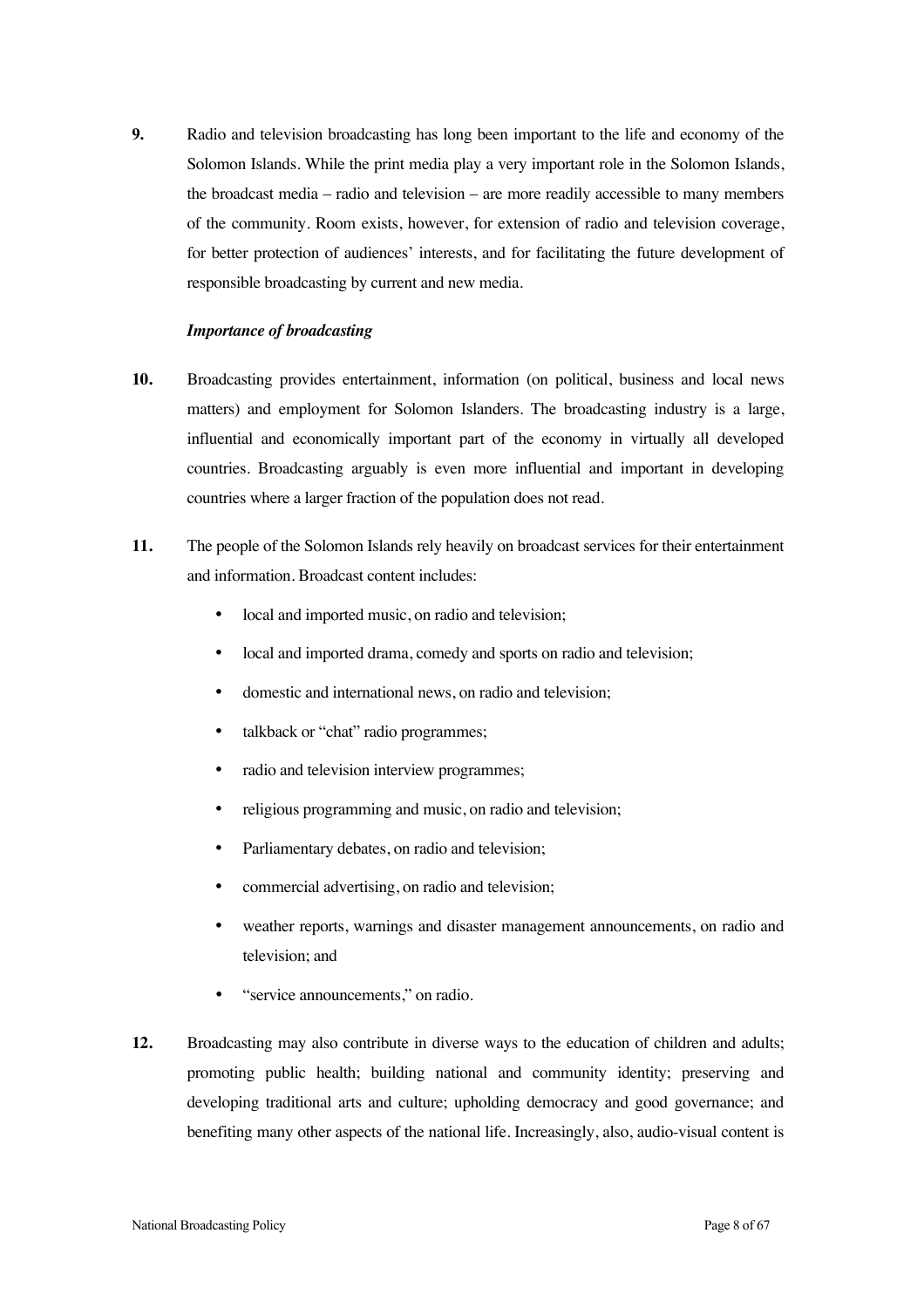**9.** Radio and television broadcasting has long been important to the life and economy of the Solomon Islands. While the print media play a very important role in the Solomon Islands, the broadcast media – radio and television – are more readily accessible to many members of the community. Room exists, however, for extension of radio and television coverage, for better protection of audiences' interests, and for facilitating the future development of responsible broadcasting by current and new media.

***Importance of broadcasting***

**10.** Broadcasting provides entertainment, information (on political, business and local news matters) and employment for Solomon Islanders. The broadcasting industry is a large, influential and economically important part of the economy in virtually all developed countries. Broadcasting arguably is even more influential and important in developing countries where a larger fraction of the population does not read.

**11.** The people of the Solomon Islands rely heavily on broadcast services for their entertainment and information. Broadcast content includes:

- local and imported music, on radio and television;
- local and imported drama, comedy and sports on radio and television;
- domestic and international news, on radio and television;
- talkback or "chat" radio programmes;
- radio and television interview programmes;
- religious programming and music, on radio and television;
- Parliamentary debates, on radio and television;
- commercial advertising, on radio and television;
- weather reports, warnings and disaster management announcements, on radio and television; and
- "service announcements," on radio.

**12.** Broadcasting may also contribute in diverse ways to the education of children and adults; promoting public health; building national and community identity; preserving and developing traditional arts and culture; upholding democracy and good governance; and benefiting many other aspects of the national life. Increasingly, also, audio-visual content is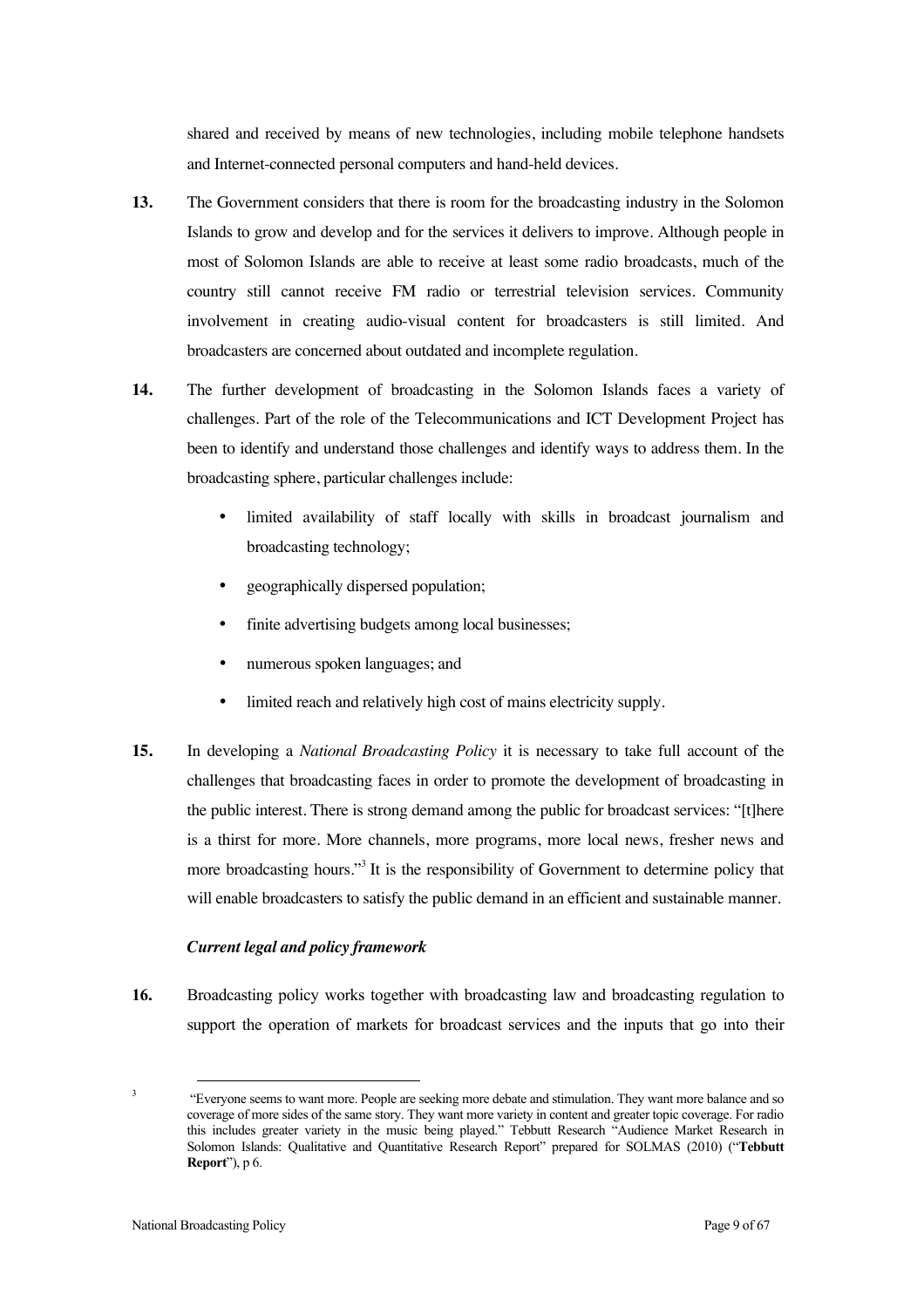shared and received by means of new technologies, including mobile telephone handsets and Internet-connected personal computers and hand-held devices.

**13.** The Government considers that there is room for the broadcasting industry in the Solomon Islands to grow and develop and for the services it delivers to improve. Although people in most of Solomon Islands are able to receive at least some radio broadcasts, much of the country still cannot receive FM radio or terrestrial television services. Community involvement in creating audio-visual content for broadcasters is still limited. And broadcasters are concerned about outdated and incomplete regulation.

**14.** The further development of broadcasting in the Solomon Islands faces a variety of challenges. Part of the role of the Telecommunications and ICT Development Project has been to identify and understand those challenges and identify ways to address them. In the broadcasting sphere, particular challenges include:

- limited availability of staff locally with skills in broadcast journalism and broadcasting technology;
- geographically dispersed population;
- finite advertising budgets among local businesses;
- numerous spoken languages; and
- limited reach and relatively high cost of mains electricity supply.

**15.** In developing a *National Broadcasting Policy* it is necessary to take full account of the challenges that broadcasting faces in order to promote the development of broadcasting in the public interest. There is strong demand among the public for broadcast services: "[t]here is a thirst for more. More channels, more programs, more local news, fresher news and more broadcasting hours."[3] It is the responsibility of Government to determine policy that will enable broadcasters to satisfy the public demand in an efficient and sustainable manner.

### *Current legal and policy framework*

**16.** Broadcasting policy works together with broadcasting law and broadcasting regulation to support the operation of markets for broadcast services and the inputs that go into their

---

[3] "Everyone seems to want more. People are seeking more debate and stimulation. They want more balance and so coverage of more sides of the same story. They want more variety in content and greater topic coverage. For radio this includes greater variety in the music being played." Tebbutt Research "Audience Market Research in Solomon Islands: Qualitative and Quantitative Research Report" prepared for SOLMAS (2010) ("**Tebbutt Report**"), p 6.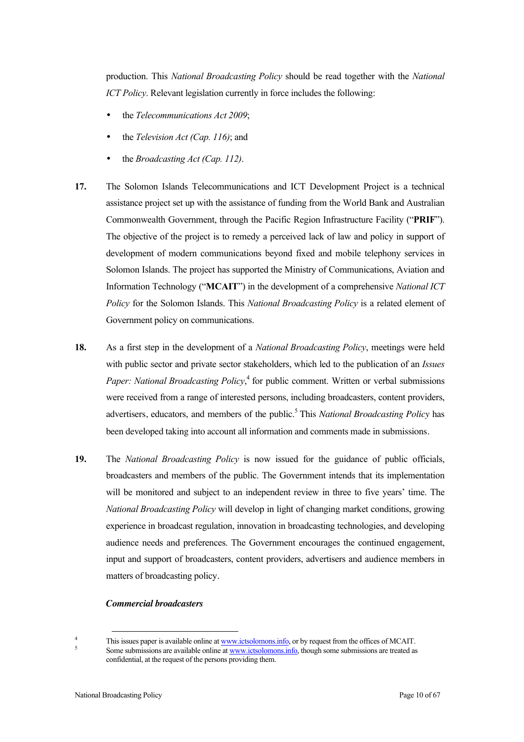production. This *National Broadcasting Policy* should be read together with the *National ICT Policy*. Relevant legislation currently in force includes the following:

- the *Telecommunications Act 2009*;
- the *Television Act (Cap. 116)*; and
- the *Broadcasting Act (Cap. 112)*.

**17.** The Solomon Islands Telecommunications and ICT Development Project is a technical assistance project set up with the assistance of funding from the World Bank and Australian Commonwealth Government, through the Pacific Region Infrastructure Facility ("**PRIF**"). The objective of the project is to remedy a perceived lack of law and policy in support of development of modern communications beyond fixed and mobile telephony services in Solomon Islands. The project has supported the Ministry of Communications, Aviation and Information Technology ("**MCAIT**") in the development of a comprehensive *National ICT Policy* for the Solomon Islands. This *National Broadcasting Policy* is a related element of Government policy on communications.

**18.** As a first step in the development of a *National Broadcasting Policy*, meetings were held with public sector and private sector stakeholders, which led to the publication of an *Issues Paper: National Broadcasting Policy*,[4] for public comment. Written or verbal submissions were received from a range of interested persons, including broadcasters, content providers, advertisers, educators, and members of the public.[5] This *National Broadcasting Policy* has been developed taking into account all information and comments made in submissions.

**19.** The *National Broadcasting Policy* is now issued for the guidance of public officials, broadcasters and members of the public. The Government intends that its implementation will be monitored and subject to an independent review in three to five years' time. The *National Broadcasting Policy* will develop in light of changing market conditions, growing experience in broadcast regulation, innovation in broadcasting technologies, and developing audience needs and preferences. The Government encourages the continued engagement, input and support of broadcasters, content providers, advertisers and audience members in matters of broadcasting policy.

***Commercial broadcasters***

---

[4] This issues paper is available online at www.ictsolomons.info, or by request from the offices of MCAIT.

[5] Some submissions are available online at www.ictsolomons.info, though some submissions are treated as confidential, at the request of the persons providing them.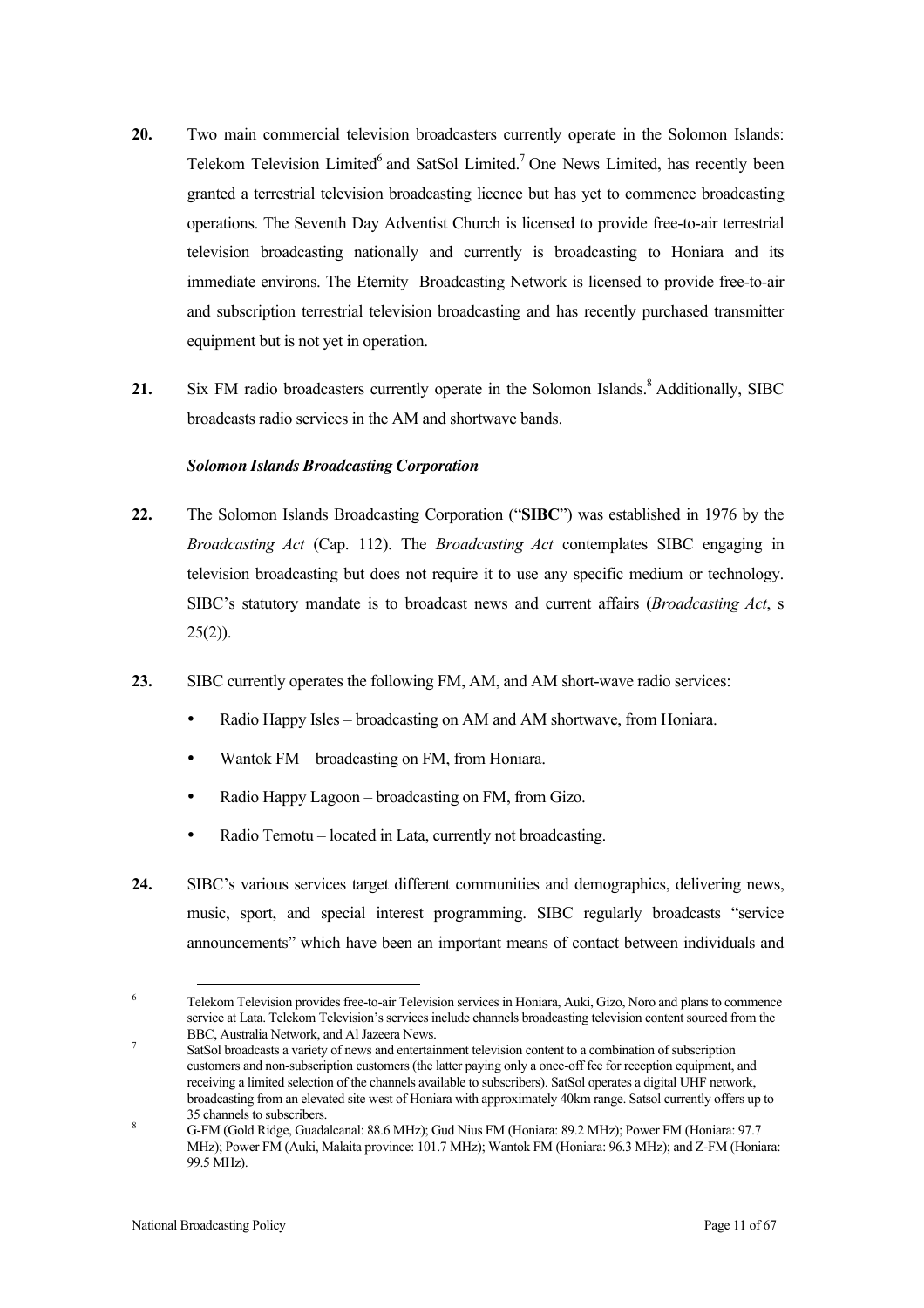**20.** Two main commercial television broadcasters currently operate in the Solomon Islands: Telekom Television Limited[6] and SatSol Limited.[7] One News Limited, has recently been granted a terrestrial television broadcasting licence but has yet to commence broadcasting operations. The Seventh Day Adventist Church is licensed to provide free-to-air terrestrial television broadcasting nationally and currently is broadcasting to Honiara and its immediate environs. The Eternity Broadcasting Network is licensed to provide free-to-air and subscription terrestrial television broadcasting and has recently purchased transmitter equipment but is not yet in operation.

**21.** Six FM radio broadcasters currently operate in the Solomon Islands.[8] Additionally, SIBC broadcasts radio services in the AM and shortwave bands.

***Solomon Islands Broadcasting Corporation***

**22.** The Solomon Islands Broadcasting Corporation ("**SIBC**") was established in 1976 by the *Broadcasting Act* (Cap. 112). The *Broadcasting Act* contemplates SIBC engaging in television broadcasting but does not require it to use any specific medium or technology. SIBC's statutory mandate is to broadcast news and current affairs (*Broadcasting Act*, s 25(2)).

**23.** SIBC currently operates the following FM, AM, and AM short-wave radio services:

- Radio Happy Isles – broadcasting on AM and AM shortwave, from Honiara.
- Wantok FM – broadcasting on FM, from Honiara.
- Radio Happy Lagoon – broadcasting on FM, from Gizo.
- Radio Temotu – located in Lata, currently not broadcasting.

**24.** SIBC's various services target different communities and demographics, delivering news, music, sport, and special interest programming. SIBC regularly broadcasts "service announcements" which have been an important means of contact between individuals and

---

[6] Telekom Television provides free-to-air Television services in Honiara, Auki, Gizo, Noro and plans to commence service at Lata. Telekom Television's services include channels broadcasting television content sourced from the BBC, Australia Network, and Al Jazeera News.

[7] SatSol broadcasts a variety of news and entertainment television content to a combination of subscription customers and non-subscription customers (the latter paying only a once-off fee for reception equipment, and receiving a limited selection of the channels available to subscribers). SatSol operates a digital UHF network, broadcasting from an elevated site west of Honiara with approximately 40km range. Satsol currently offers up to 35 channels to subscribers.

[8] G-FM (Gold Ridge, Guadalcanal: 88.6 MHz); Gud Nius FM (Honiara: 89.2 MHz); Power FM (Honiara: 97.7 MHz); Power FM (Auki, Malaita province: 101.7 MHz); Wantok FM (Honiara: 96.3 MHz); and Z-FM (Honiara: 99.5 MHz).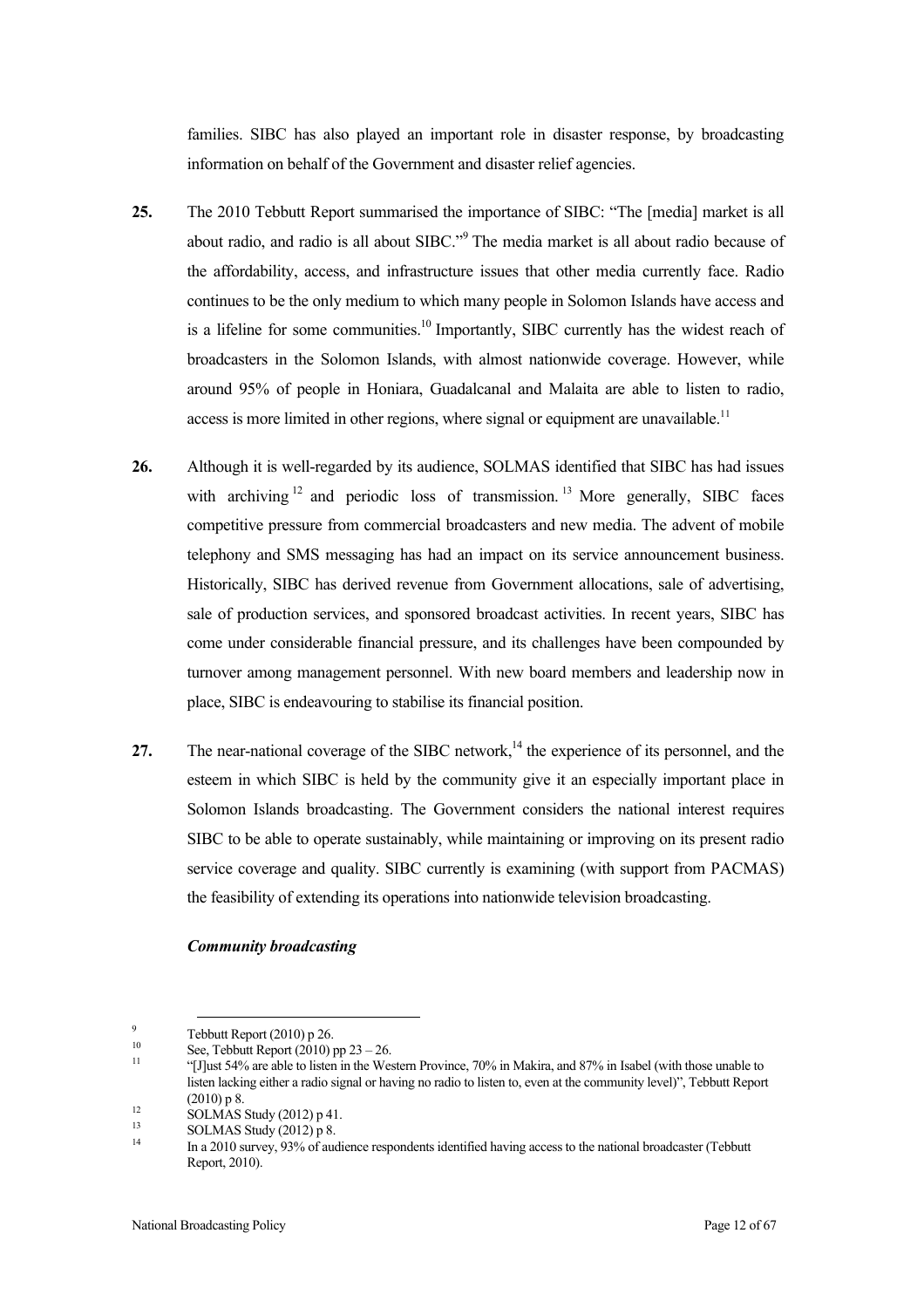families. SIBC has also played an important role in disaster response, by broadcasting information on behalf of the Government and disaster relief agencies.

**25.** The 2010 Tebbutt Report summarised the importance of SIBC: "The [media] market is all about radio, and radio is all about SIBC."[9] The media market is all about radio because of the affordability, access, and infrastructure issues that other media currently face. Radio continues to be the only medium to which many people in Solomon Islands have access and is a lifeline for some communities.[10] Importantly, SIBC currently has the widest reach of broadcasters in the Solomon Islands, with almost nationwide coverage. However, while around 95% of people in Honiara, Guadalcanal and Malaita are able to listen to radio, access is more limited in other regions, where signal or equipment are unavailable.[11]

**26.** Although it is well-regarded by its audience, SOLMAS identified that SIBC has had issues with archiving[12] and periodic loss of transmission.[13] More generally, SIBC faces competitive pressure from commercial broadcasters and new media. The advent of mobile telephony and SMS messaging has had an impact on its service announcement business. Historically, SIBC has derived revenue from Government allocations, sale of advertising, sale of production services, and sponsored broadcast activities. In recent years, SIBC has come under considerable financial pressure, and its challenges have been compounded by turnover among management personnel. With new board members and leadership now in place, SIBC is endeavouring to stabilise its financial position.

**27.** The near-national coverage of the SIBC network,[14] the experience of its personnel, and the esteem in which SIBC is held by the community give it an especially important place in Solomon Islands broadcasting. The Government considers the national interest requires SIBC to be able to operate sustainably, while maintaining or improving on its present radio service coverage and quality. SIBC currently is examining (with support from PACMAS) the feasibility of extending its operations into nationwide television broadcasting.

***Community broadcasting***

---

[9] Tebbutt Report (2010) p 26.

[10] See, Tebbutt Report (2010) pp 23 – 26.

[11] "[J]ust 54% are able to listen in the Western Province, 70% in Makira, and 87% in Isabel (with those unable to listen lacking either a radio signal or having no radio to listen to, even at the community level)", Tebbutt Report (2010) p 8.

[12] SOLMAS Study (2012) p 41.

[13] SOLMAS Study (2012) p 8.

[14] In a 2010 survey, 93% of audience respondents identified having access to the national broadcaster (Tebbutt Report, 2010).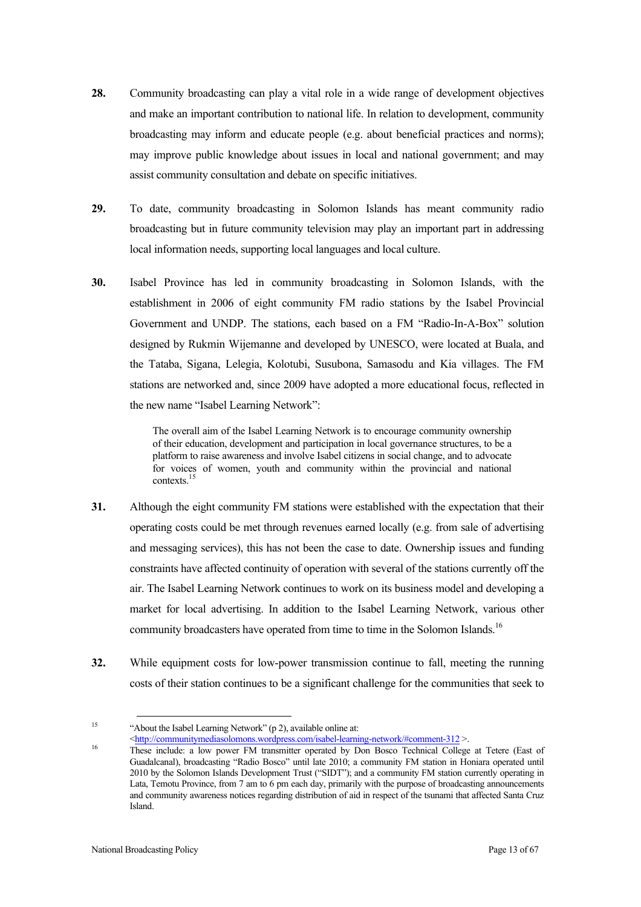**28.** Community broadcasting can play a vital role in a wide range of development objectives and make an important contribution to national life. In relation to development, community broadcasting may inform and educate people (e.g. about beneficial practices and norms); may improve public knowledge about issues in local and national government; and may assist community consultation and debate on specific initiatives.

**29.** To date, community broadcasting in Solomon Islands has meant community radio broadcasting but in future community television may play an important part in addressing local information needs, supporting local languages and local culture.

**30.** Isabel Province has led in community broadcasting in Solomon Islands, with the establishment in 2006 of eight community FM radio stations by the Isabel Provincial Government and UNDP. The stations, each based on a FM "Radio-In-A-Box" solution designed by Rukmin Wijemanne and developed by UNESCO, were located at Buala, and the Tataba, Sigana, Lelegia, Kolotubi, Susubona, Samasodu and Kia villages. The FM stations are networked and, since 2009 have adopted a more educational focus, reflected in the new name "Isabel Learning Network":

> The overall aim of the Isabel Learning Network is to encourage community ownership of their education, development and participation in local governance structures, to be a platform to raise awareness and involve Isabel citizens in social change, and to advocate for voices of women, youth and community within the provincial and national contexts.[15]

**31.** Although the eight community FM stations were established with the expectation that their operating costs could be met through revenues earned locally (e.g. from sale of advertising and messaging services), this has not been the case to date. Ownership issues and funding constraints have affected continuity of operation with several of the stations currently off the air. The Isabel Learning Network continues to work on its business model and developing a market for local advertising. In addition to the Isabel Learning Network, various other community broadcasters have operated from time to time in the Solomon Islands.[16]

**32.** While equipment costs for low-power transmission continue to fall, meeting the running costs of their station continues to be a significant challenge for the communities that seek to

---

[15] "About the Isabel Learning Network" (p 2), available online at: <http://communitymediasolomons.wordpress.com/isabel-learning-network/#comment-312 >.

[16] These include: a low power FM transmitter operated by Don Bosco Technical College at Tetere (East of Guadalcanal), broadcasting "Radio Bosco" until late 2010; a community FM station in Honiara operated until 2010 by the Solomon Islands Development Trust ("SIDT"); and a community FM station currently operating in Lata, Temotu Province, from 7 am to 6 pm each day, primarily with the purpose of broadcasting announcements and community awareness notices regarding distribution of aid in respect of the tsunami that affected Santa Cruz Island.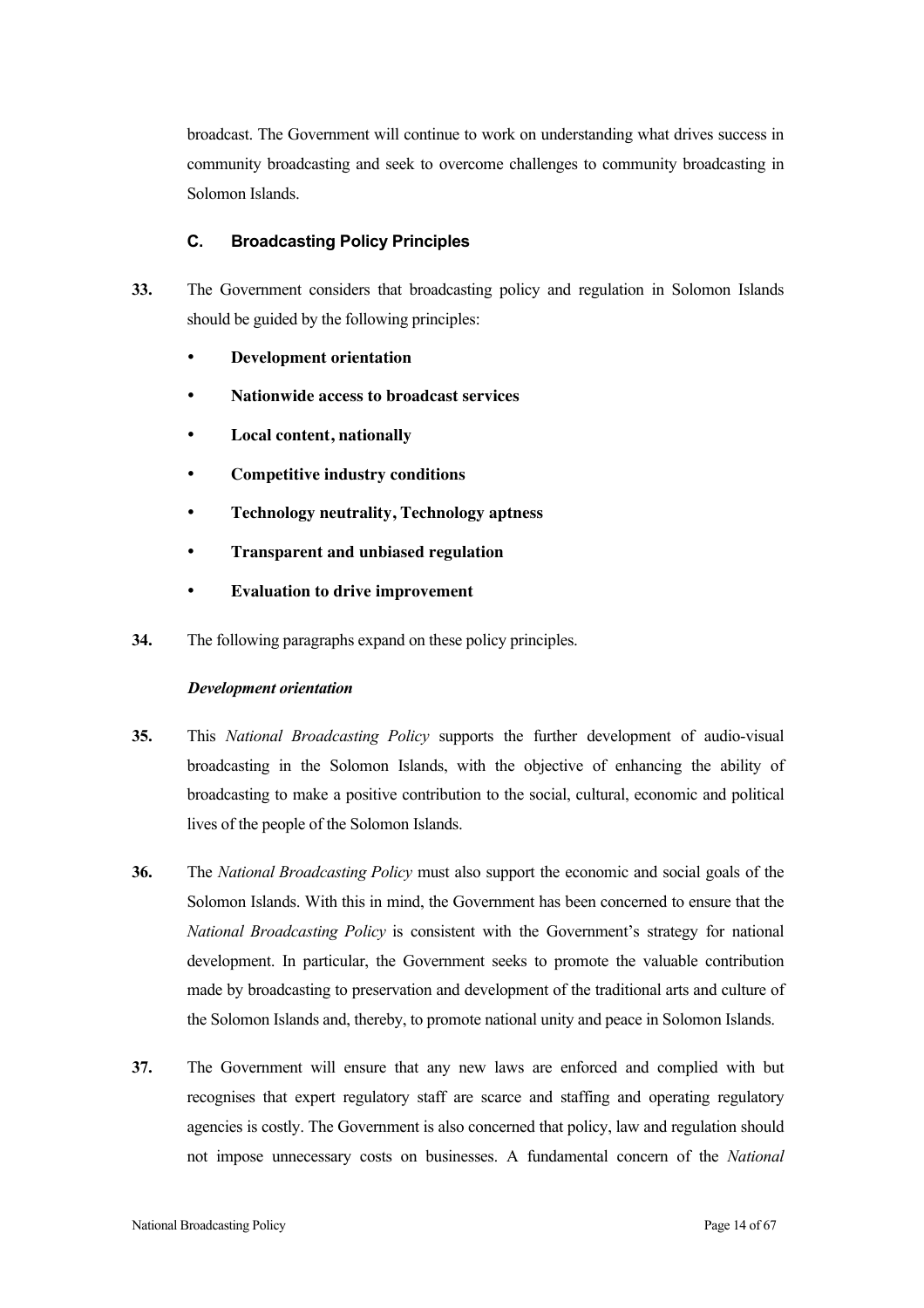broadcast. The Government will continue to work on understanding what drives success in community broadcasting and seek to overcome challenges to community broadcasting in Solomon Islands.

### C. Broadcasting Policy Principles

**33.** The Government considers that broadcasting policy and regulation in Solomon Islands should be guided by the following principles:

- **Development orientation**
- **Nationwide access to broadcast services**
- **Local content, nationally**
- **Competitive industry conditions**
- **Technology neutrality, Technology aptness**
- **Transparent and unbiased regulation**
- **Evaluation to drive improvement**

**34.** The following paragraphs expand on these policy principles.

***Development orientation***

**35.** This *National Broadcasting Policy* supports the further development of audio-visual broadcasting in the Solomon Islands, with the objective of enhancing the ability of broadcasting to make a positive contribution to the social, cultural, economic and political lives of the people of the Solomon Islands.

**36.** The *National Broadcasting Policy* must also support the economic and social goals of the Solomon Islands. With this in mind, the Government has been concerned to ensure that the *National Broadcasting Policy* is consistent with the Government's strategy for national development. In particular, the Government seeks to promote the valuable contribution made by broadcasting to preservation and development of the traditional arts and culture of the Solomon Islands and, thereby, to promote national unity and peace in Solomon Islands.

**37.** The Government will ensure that any new laws are enforced and complied with but recognises that expert regulatory staff are scarce and staffing and operating regulatory agencies is costly. The Government is also concerned that policy, law and regulation should not impose unnecessary costs on businesses. A fundamental concern of the *National*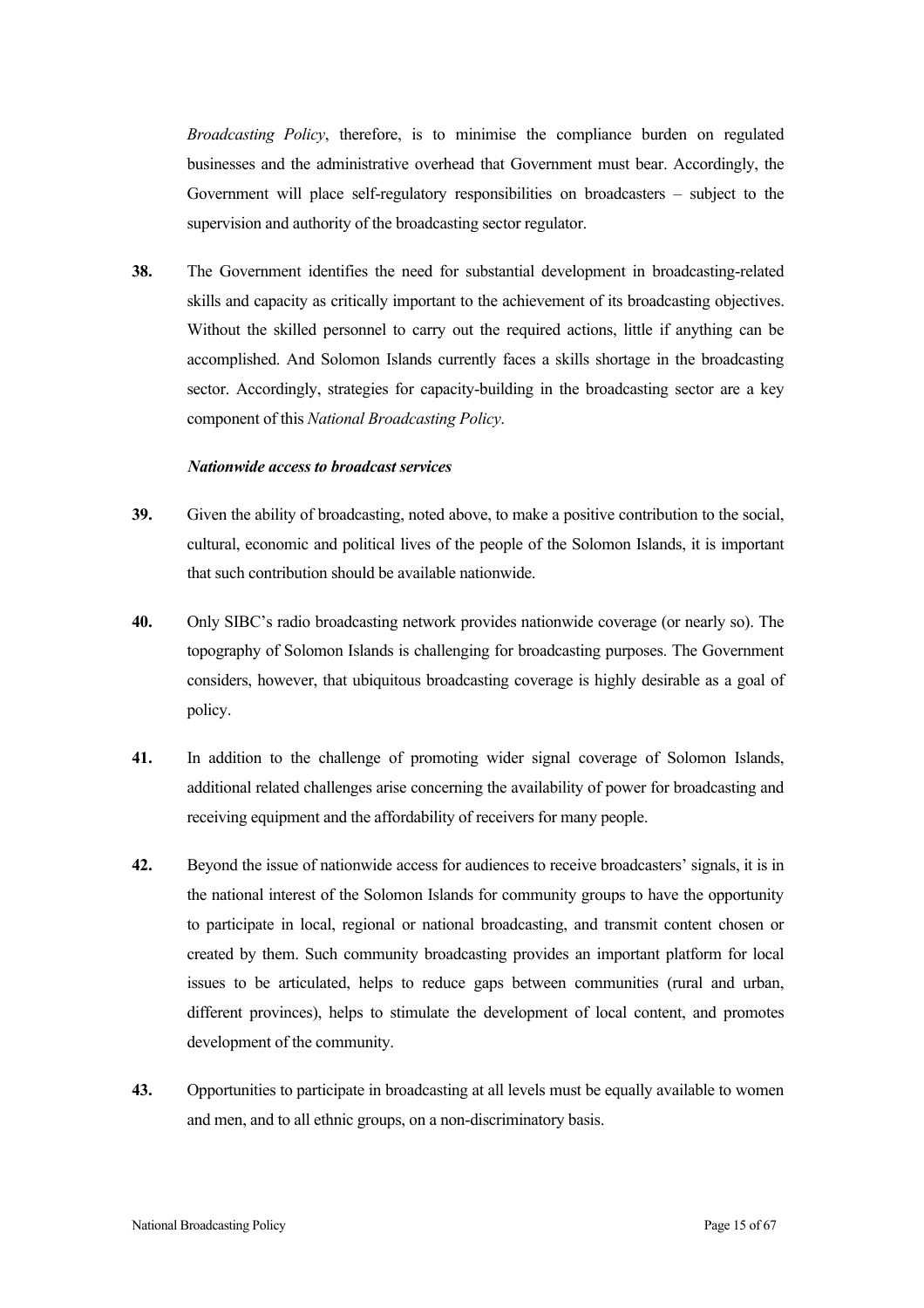*Broadcasting Policy*, therefore, is to minimise the compliance burden on regulated businesses and the administrative overhead that Government must bear. Accordingly, the Government will place self-regulatory responsibilities on broadcasters – subject to the supervision and authority of the broadcasting sector regulator.

**38.** The Government identifies the need for substantial development in broadcasting-related skills and capacity as critically important to the achievement of its broadcasting objectives. Without the skilled personnel to carry out the required actions, little if anything can be accomplished. And Solomon Islands currently faces a skills shortage in the broadcasting sector. Accordingly, strategies for capacity-building in the broadcasting sector are a key component of this *National Broadcasting Policy*.

***Nationwide access to broadcast services***

**39.** Given the ability of broadcasting, noted above, to make a positive contribution to the social, cultural, economic and political lives of the people of the Solomon Islands, it is important that such contribution should be available nationwide.

**40.** Only SIBC's radio broadcasting network provides nationwide coverage (or nearly so). The topography of Solomon Islands is challenging for broadcasting purposes. The Government considers, however, that ubiquitous broadcasting coverage is highly desirable as a goal of policy.

**41.** In addition to the challenge of promoting wider signal coverage of Solomon Islands, additional related challenges arise concerning the availability of power for broadcasting and receiving equipment and the affordability of receivers for many people.

**42.** Beyond the issue of nationwide access for audiences to receive broadcasters' signals, it is in the national interest of the Solomon Islands for community groups to have the opportunity to participate in local, regional or national broadcasting, and transmit content chosen or created by them. Such community broadcasting provides an important platform for local issues to be articulated, helps to reduce gaps between communities (rural and urban, different provinces), helps to stimulate the development of local content, and promotes development of the community.

**43.** Opportunities to participate in broadcasting at all levels must be equally available to women and men, and to all ethnic groups, on a non-discriminatory basis.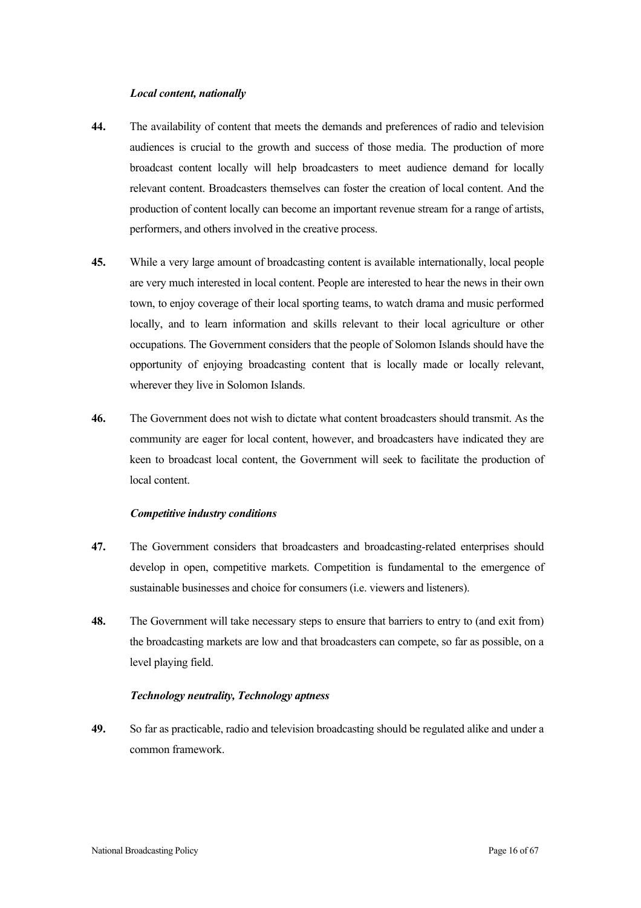*Local content, nationally*

**44.** The availability of content that meets the demands and preferences of radio and television audiences is crucial to the growth and success of those media. The production of more broadcast content locally will help broadcasters to meet audience demand for locally relevant content. Broadcasters themselves can foster the creation of local content. And the production of content locally can become an important revenue stream for a range of artists, performers, and others involved in the creative process.

**45.** While a very large amount of broadcasting content is available internationally, local people are very much interested in local content. People are interested to hear the news in their own town, to enjoy coverage of their local sporting teams, to watch drama and music performed locally, and to learn information and skills relevant to their local agriculture or other occupations. The Government considers that the people of Solomon Islands should have the opportunity of enjoying broadcasting content that is locally made or locally relevant, wherever they live in Solomon Islands.

**46.** The Government does not wish to dictate what content broadcasters should transmit. As the community are eager for local content, however, and broadcasters have indicated they are keen to broadcast local content, the Government will seek to facilitate the production of local content.

*Competitive industry conditions*

**47.** The Government considers that broadcasters and broadcasting-related enterprises should develop in open, competitive markets. Competition is fundamental to the emergence of sustainable businesses and choice for consumers (i.e. viewers and listeners).

**48.** The Government will take necessary steps to ensure that barriers to entry to (and exit from) the broadcasting markets are low and that broadcasters can compete, so far as possible, on a level playing field.

*Technology neutrality, Technology aptness*

**49.** So far as practicable, radio and television broadcasting should be regulated alike and under a common framework.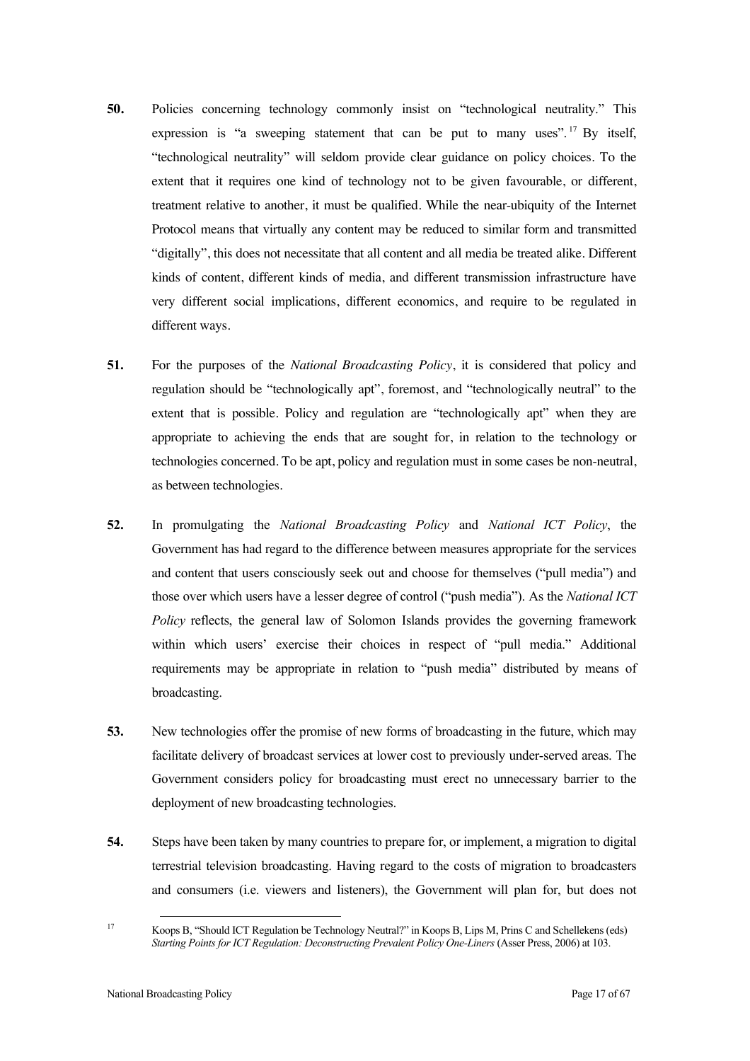**50.** Policies concerning technology commonly insist on "technological neutrality." This expression is "a sweeping statement that can be put to many uses".[17] By itself, "technological neutrality" will seldom provide clear guidance on policy choices. To the extent that it requires one kind of technology not to be given favourable, or different, treatment relative to another, it must be qualified. While the near-ubiquity of the Internet Protocol means that virtually any content may be reduced to similar form and transmitted "digitally", this does not necessitate that all content and all media be treated alike. Different kinds of content, different kinds of media, and different transmission infrastructure have very different social implications, different economics, and require to be regulated in different ways.

**51.** For the purposes of the *National Broadcasting Policy*, it is considered that policy and regulation should be "technologically apt", foremost, and "technologically neutral" to the extent that is possible. Policy and regulation are "technologically apt" when they are appropriate to achieving the ends that are sought for, in relation to the technology or technologies concerned. To be apt, policy and regulation must in some cases be non-neutral, as between technologies.

**52.** In promulgating the *National Broadcasting Policy* and *National ICT Policy*, the Government has had regard to the difference between measures appropriate for the services and content that users consciously seek out and choose for themselves ("pull media") and those over which users have a lesser degree of control ("push media"). As the *National ICT Policy* reflects, the general law of Solomon Islands provides the governing framework within which users' exercise their choices in respect of "pull media." Additional requirements may be appropriate in relation to "push media" distributed by means of broadcasting.

**53.** New technologies offer the promise of new forms of broadcasting in the future, which may facilitate delivery of broadcast services at lower cost to previously under-served areas. The Government considers policy for broadcasting must erect no unnecessary barrier to the deployment of new broadcasting technologies.

**54.** Steps have been taken by many countries to prepare for, or implement, a migration to digital terrestrial television broadcasting. Having regard to the costs of migration to broadcasters and consumers (i.e. viewers and listeners), the Government will plan for, but does not

---

[17] Koops B, "Should ICT Regulation be Technology Neutral?" in Koops B, Lips M, Prins C and Schellekens (eds) *Starting Points for ICT Regulation: Deconstructing Prevalent Policy One-Liners* (Asser Press, 2006) at 103.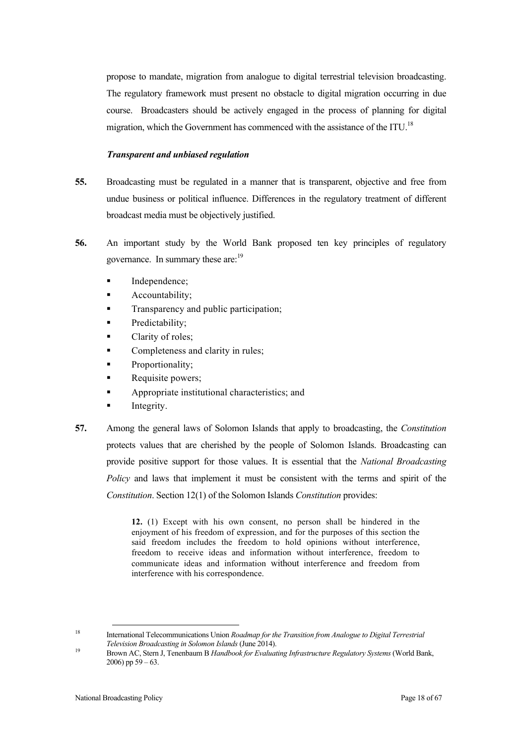propose to mandate, migration from analogue to digital terrestrial television broadcasting. The regulatory framework must present no obstacle to digital migration occurring in due course. Broadcasters should be actively engaged in the process of planning for digital migration, which the Government has commenced with the assistance of the ITU.[18]

***Transparent and unbiased regulation***

**55.** Broadcasting must be regulated in a manner that is transparent, objective and free from undue business or political influence. Differences in the regulatory treatment of different broadcast media must be objectively justified.

**56.** An important study by the World Bank proposed ten key principles of regulatory governance. In summary these are:[19]

- Independence;
- Accountability;
- Transparency and public participation;
- Predictability;
- Clarity of roles;
- Completeness and clarity in rules;
- Proportionality;
- Requisite powers;
- Appropriate institutional characteristics; and
- Integrity.

**57.** Among the general laws of Solomon Islands that apply to broadcasting, the *Constitution* protects values that are cherished by the people of Solomon Islands. Broadcasting can provide positive support for those values. It is essential that the *National Broadcasting Policy* and laws that implement it must be consistent with the terms and spirit of the *Constitution*. Section 12(1) of the Solomon Islands *Constitution* provides:

> **12.** (1) Except with his own consent, no person shall be hindered in the enjoyment of his freedom of expression, and for the purposes of this section the said freedom includes the freedom to hold opinions without interference, freedom to receive ideas and information without interference, freedom to communicate ideas and information without interference and freedom from interference with his correspondence.

---

[18] International Telecommunications Union *Roadmap for the Transition from Analogue to Digital Terrestrial Television Broadcasting in Solomon Islands* (June 2014).

[19] Brown AC, Stern J, Tenenbaum B *Handbook for Evaluating Infrastructure Regulatory Systems* (World Bank, 2006) pp 59 – 63.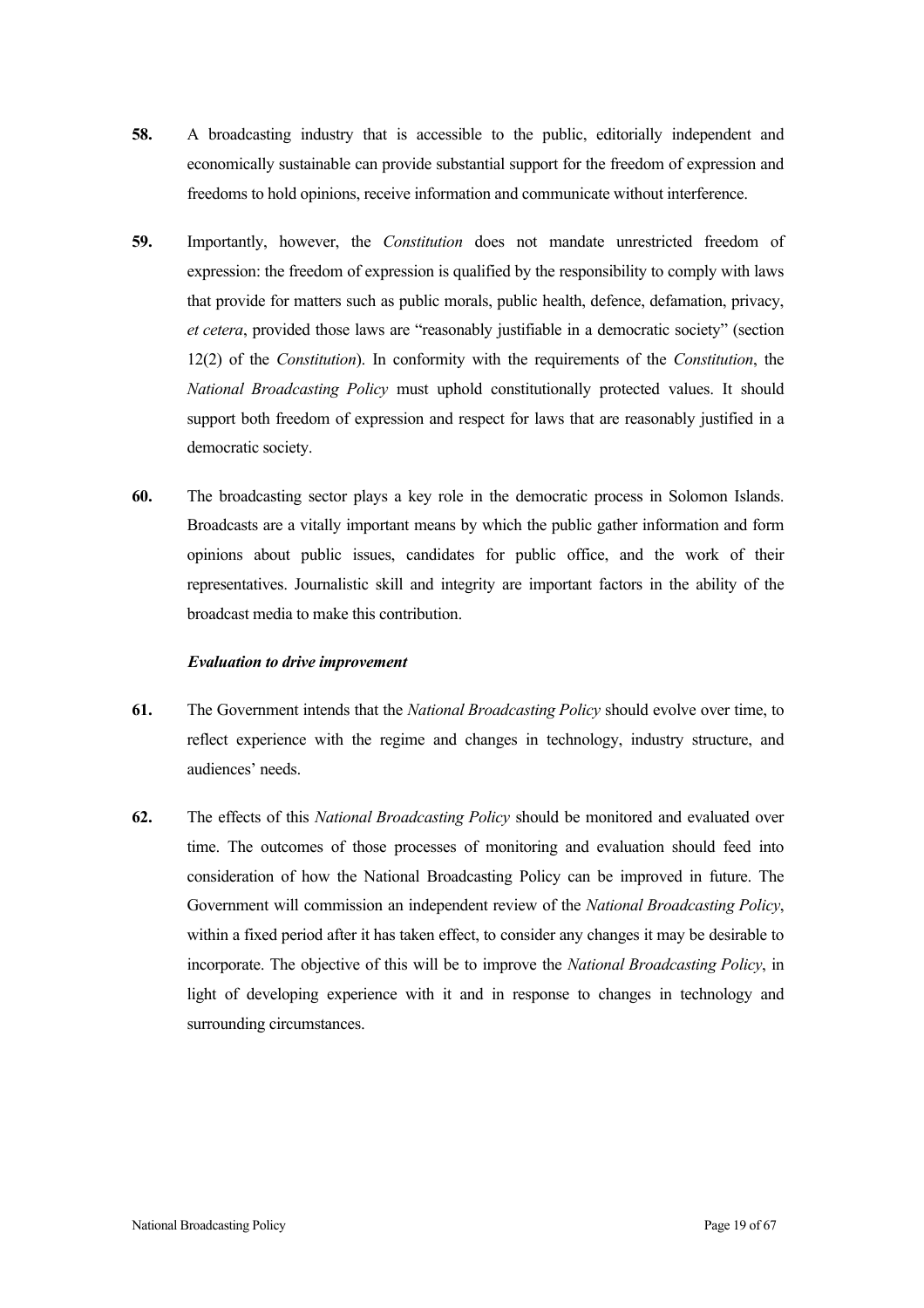**58.** A broadcasting industry that is accessible to the public, editorially independent and economically sustainable can provide substantial support for the freedom of expression and freedoms to hold opinions, receive information and communicate without interference.

**59.** Importantly, however, the *Constitution* does not mandate unrestricted freedom of expression: the freedom of expression is qualified by the responsibility to comply with laws that provide for matters such as public morals, public health, defence, defamation, privacy, *et cetera*, provided those laws are "reasonably justifiable in a democratic society" (section 12(2) of the *Constitution*). In conformity with the requirements of the *Constitution*, the *National Broadcasting Policy* must uphold constitutionally protected values. It should support both freedom of expression and respect for laws that are reasonably justified in a democratic society.

**60.** The broadcasting sector plays a key role in the democratic process in Solomon Islands. Broadcasts are a vitally important means by which the public gather information and form opinions about public issues, candidates for public office, and the work of their representatives. Journalistic skill and integrity are important factors in the ability of the broadcast media to make this contribution.

***Evaluation to drive improvement***

**61.** The Government intends that the *National Broadcasting Policy* should evolve over time, to reflect experience with the regime and changes in technology, industry structure, and audiences' needs.

**62.** The effects of this *National Broadcasting Policy* should be monitored and evaluated over time. The outcomes of those processes of monitoring and evaluation should feed into consideration of how the National Broadcasting Policy can be improved in future. The Government will commission an independent review of the *National Broadcasting Policy*, within a fixed period after it has taken effect, to consider any changes it may be desirable to incorporate. The objective of this will be to improve the *National Broadcasting Policy*, in light of developing experience with it and in response to changes in technology and surrounding circumstances.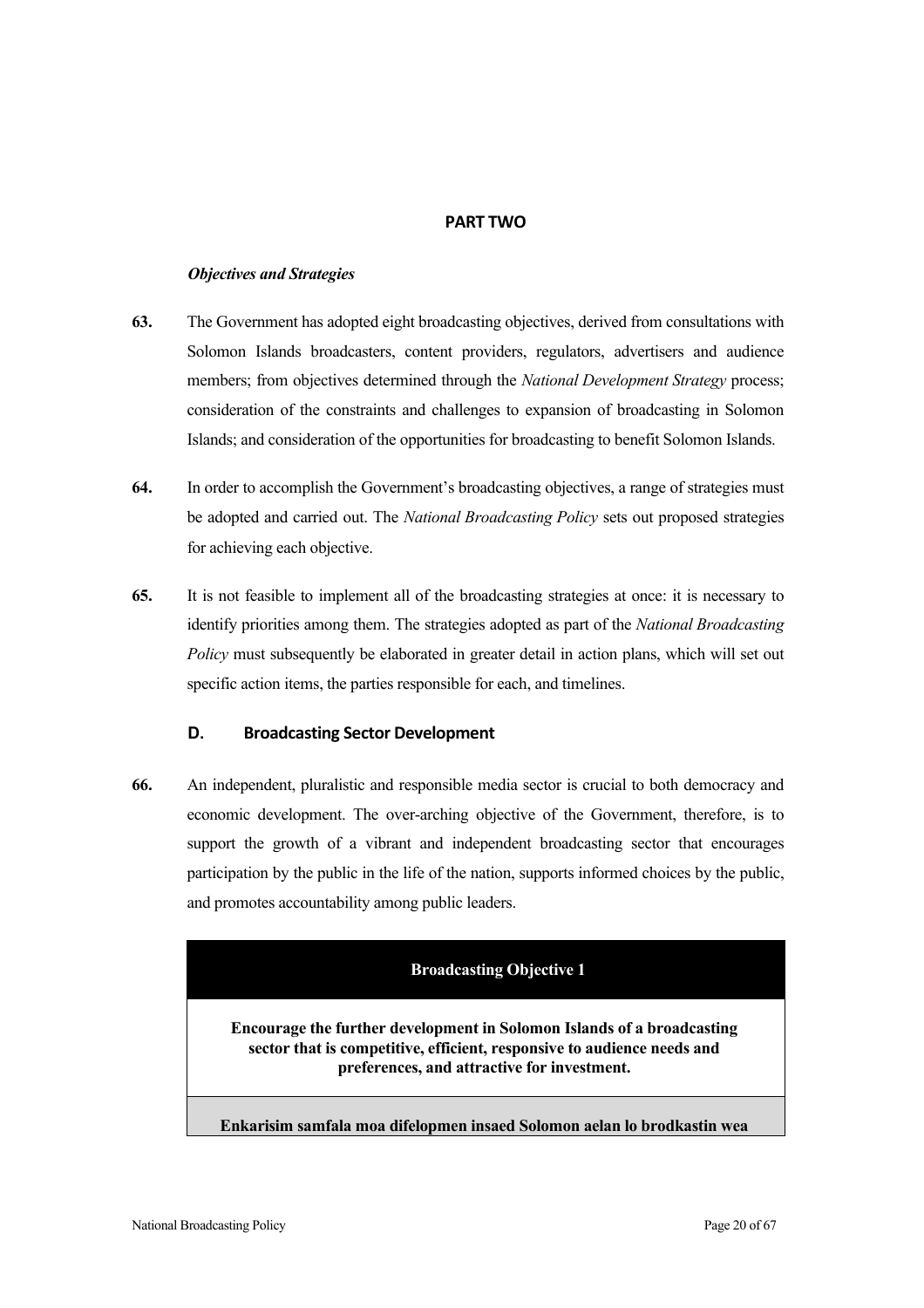## PART TWO

***Objectives and Strategies***

**63.** The Government has adopted eight broadcasting objectives, derived from consultations with Solomon Islands broadcasters, content providers, regulators, advertisers and audience members; from objectives determined through the *National Development Strategy* process; consideration of the constraints and challenges to expansion of broadcasting in Solomon Islands; and consideration of the opportunities for broadcasting to benefit Solomon Islands.

**64.** In order to accomplish the Government's broadcasting objectives, a range of strategies must be adopted and carried out. The *National Broadcasting Policy* sets out proposed strategies for achieving each objective.

**65.** It is not feasible to implement all of the broadcasting strategies at once: it is necessary to identify priorities among them. The strategies adopted as part of the *National Broadcasting Policy* must subsequently be elaborated in greater detail in action plans, which will set out specific action items, the parties responsible for each, and timelines.

### D. Broadcasting Sector Development

**66.** An independent, pluralistic and responsible media sector is crucial to both democracy and economic development. The over-arching objective of the Government, therefore, is to support the growth of a vibrant and independent broadcasting sector that encourages participation by the public in the life of the nation, supports informed choices by the public, and promotes accountability among public leaders.

| **Broadcasting Objective 1** |
|---|
| **Encourage the further development in Solomon Islands of a broadcasting sector that is competitive, efficient, responsive to audience needs and preferences, and attractive for investment.** |
| **Enkarisim samfala moa difelopmen insaed Solomon aelan lo brodkastin wea** |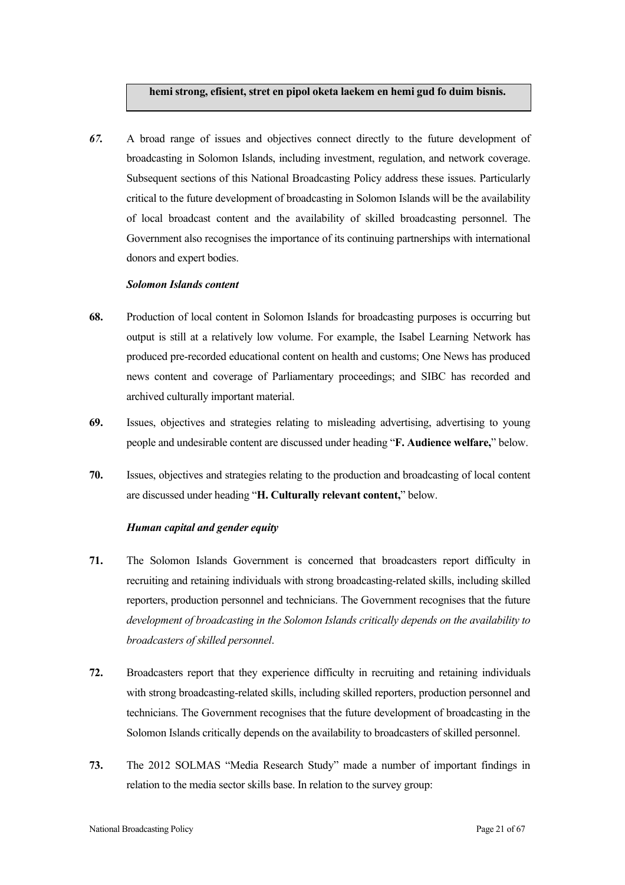**hemi strong, efisient, stret en pipol oketa laekem en hemi gud fo duim bisnis.**

***67.*** A broad range of issues and objectives connect directly to the future development of broadcasting in Solomon Islands, including investment, regulation, and network coverage. Subsequent sections of this National Broadcasting Policy address these issues. Particularly critical to the future development of broadcasting in Solomon Islands will be the availability of local broadcast content and the availability of skilled broadcasting personnel. The Government also recognises the importance of its continuing partnerships with international donors and expert bodies.

***Solomon Islands content***

**68.** Production of local content in Solomon Islands for broadcasting purposes is occurring but output is still at a relatively low volume. For example, the Isabel Learning Network has produced pre-recorded educational content on health and customs; One News has produced news content and coverage of Parliamentary proceedings; and SIBC has recorded and archived culturally important material.

**69.** Issues, objectives and strategies relating to misleading advertising, advertising to young people and undesirable content are discussed under heading "**F. Audience welfare,**" below.

**70.** Issues, objectives and strategies relating to the production and broadcasting of local content are discussed under heading "**H. Culturally relevant content,**" below.

***Human capital and gender equity***

**71.** The Solomon Islands Government is concerned that broadcasters report difficulty in recruiting and retaining individuals with strong broadcasting-related skills, including skilled reporters, production personnel and technicians. The Government recognises that the future *development of broadcasting in the Solomon Islands critically depends on the availability to broadcasters of skilled personnel*.

**72.** Broadcasters report that they experience difficulty in recruiting and retaining individuals with strong broadcasting-related skills, including skilled reporters, production personnel and technicians. The Government recognises that the future development of broadcasting in the Solomon Islands critically depends on the availability to broadcasters of skilled personnel.

**73.** The 2012 SOLMAS "Media Research Study" made a number of important findings in relation to the media sector skills base. In relation to the survey group: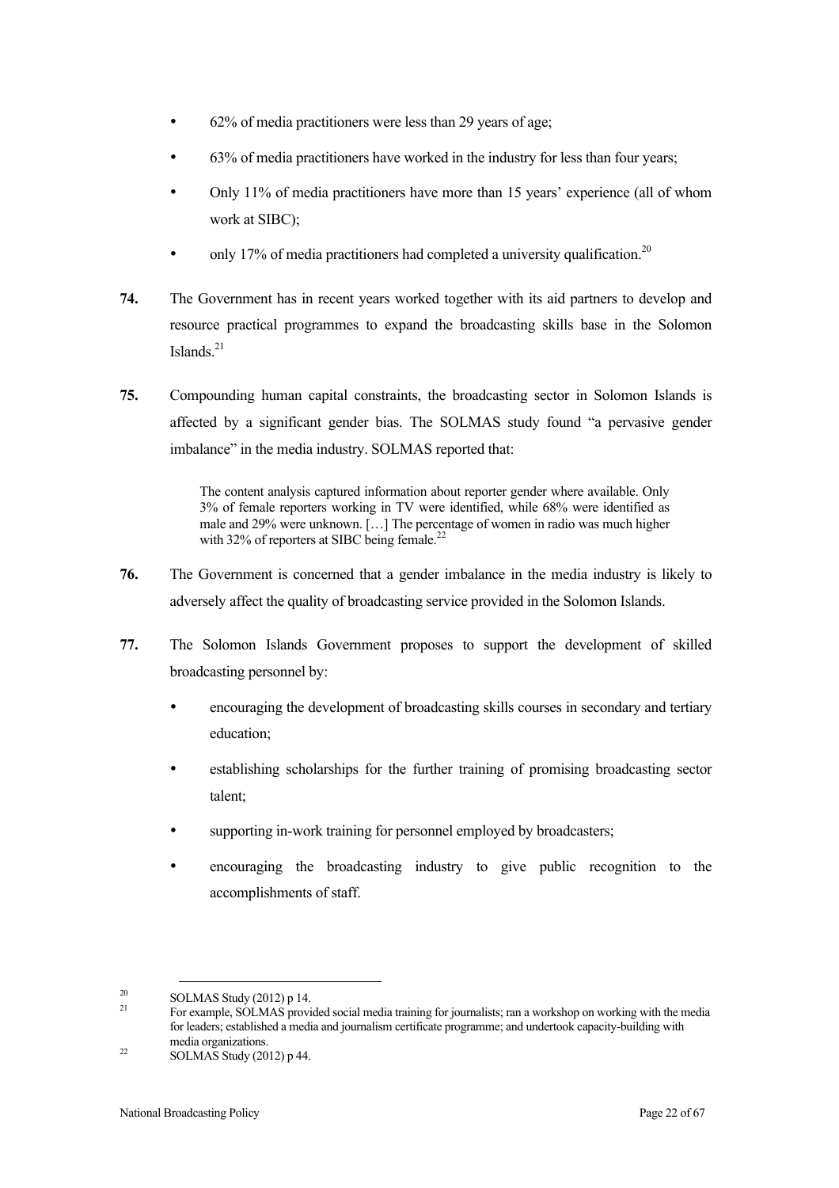- 62% of media practitioners were less than 29 years of age;
- 63% of media practitioners have worked in the industry for less than four years;
- Only 11% of media practitioners have more than 15 years' experience (all of whom work at SIBC);
- only 17% of media practitioners had completed a university qualification.[20]

**74.** The Government has in recent years worked together with its aid partners to develop and resource practical programmes to expand the broadcasting skills base in the Solomon Islands.[21]

**75.** Compounding human capital constraints, the broadcasting sector in Solomon Islands is affected by a significant gender bias. The SOLMAS study found "a pervasive gender imbalance" in the media industry. SOLMAS reported that:

> The content analysis captured information about reporter gender where available. Only 3% of female reporters working in TV were identified, while 68% were identified as male and 29% were unknown. […] The percentage of women in radio was much higher with 32% of reporters at SIBC being female.[22]

**76.** The Government is concerned that a gender imbalance in the media industry is likely to adversely affect the quality of broadcasting service provided in the Solomon Islands.

**77.** The Solomon Islands Government proposes to support the development of skilled broadcasting personnel by:

- encouraging the development of broadcasting skills courses in secondary and tertiary education;
- establishing scholarships for the further training of promising broadcasting sector talent;
- supporting in-work training for personnel employed by broadcasters;
- encouraging the broadcasting industry to give public recognition to the accomplishments of staff.

---

[20] SOLMAS Study (2012) p 14.

[21] For example, SOLMAS provided social media training for journalists; ran a workshop on working with the media for leaders; established a media and journalism certificate programme; and undertook capacity-building with media organizations.

[22] SOLMAS Study (2012) p 44.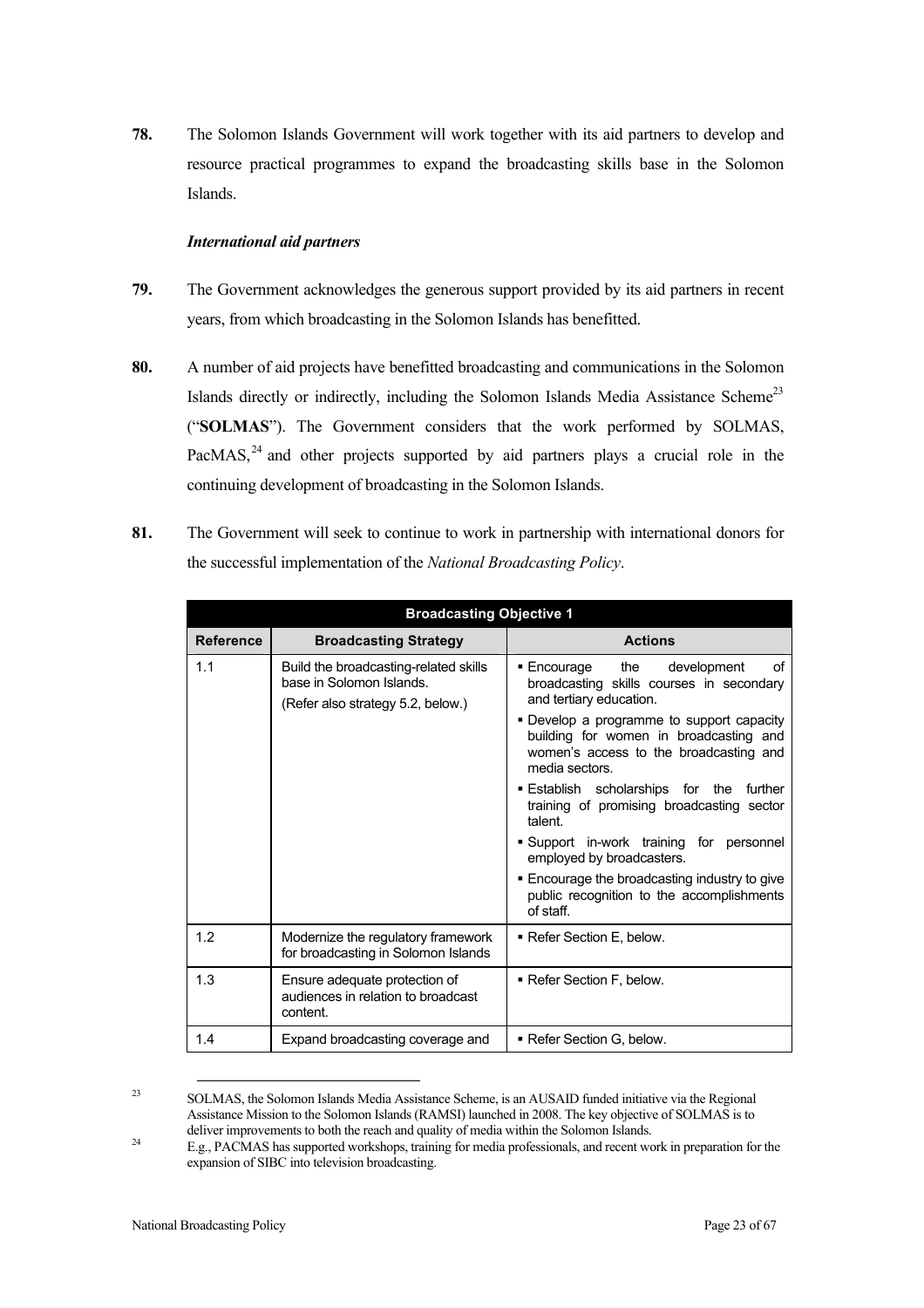**78.** The Solomon Islands Government will work together with its aid partners to develop and resource practical programmes to expand the broadcasting skills base in the Solomon Islands.

***International aid partners***

**79.** The Government acknowledges the generous support provided by its aid partners in recent years, from which broadcasting in the Solomon Islands has benefitted.

**80.** A number of aid projects have benefitted broadcasting and communications in the Solomon Islands directly or indirectly, including the Solomon Islands Media Assistance Scheme[23] ("**SOLMAS**"). The Government considers that the work performed by SOLMAS, PacMAS,[24] and other projects supported by aid partners plays a crucial role in the continuing development of broadcasting in the Solomon Islands.

**81.** The Government will seek to continue to work in partnership with international donors for the successful implementation of the *National Broadcasting Policy*.

| **Broadcasting Objective 1** | | |
|---|---|---|
| **Reference** | **Broadcasting Strategy** | **Actions** |
| 1.1 | Build the broadcasting-related skills base in Solomon Islands.<br>(Refer also strategy 5.2, below.) | ▪ Encourage the development of broadcasting skills courses in secondary and tertiary education.<br>▪ Develop a programme to support capacity building for women in broadcasting and women's access to the broadcasting and media sectors.<br>▪ Establish scholarships for the further training of promising broadcasting sector talent.<br>▪ Support in-work training for personnel employed by broadcasters.<br>▪ Encourage the broadcasting industry to give public recognition to the accomplishments of staff. |
| 1.2 | Modernize the regulatory framework for broadcasting in Solomon Islands | ▪ Refer Section E, below. |
| 1.3 | Ensure adequate protection of audiences in relation to broadcast content. | ▪ Refer Section F, below. |
| 1.4 | Expand broadcasting coverage and | ▪ Refer Section G, below. |

[23] SOLMAS, the Solomon Islands Media Assistance Scheme, is an AUSAID funded initiative via the Regional Assistance Mission to the Solomon Islands (RAMSI) launched in 2008. The key objective of SOLMAS is to deliver improvements to both the reach and quality of media within the Solomon Islands.

[24] E.g., PACMAS has supported workshops, training for media professionals, and recent work in preparation for the expansion of SIBC into television broadcasting.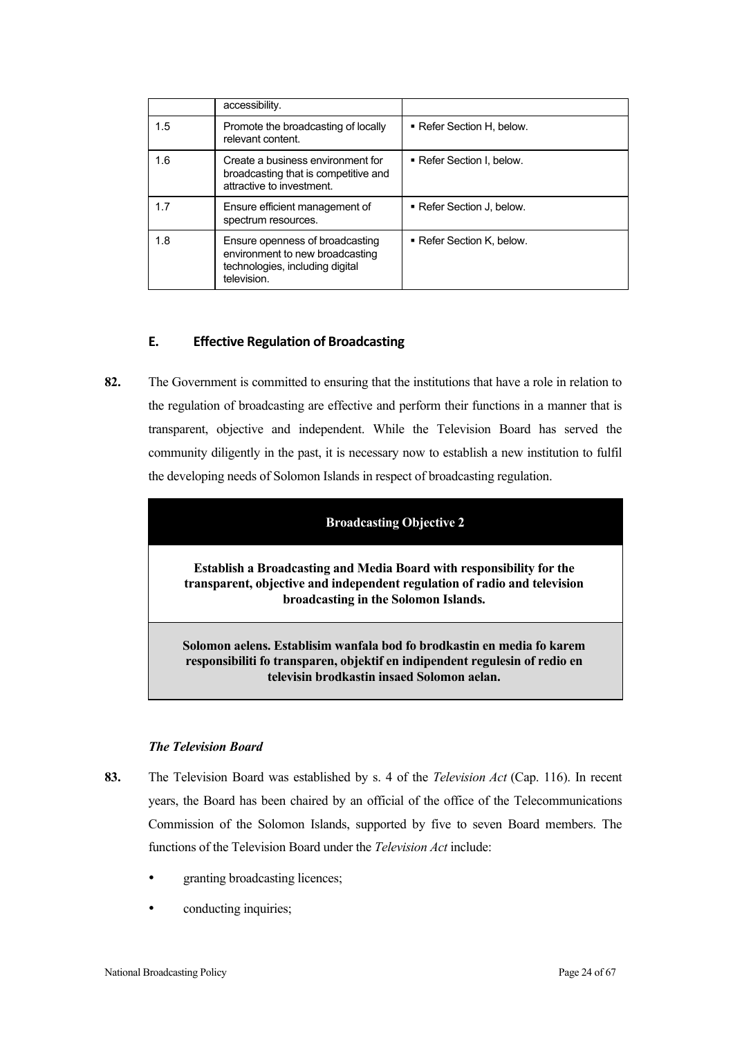|  | accessibility. |  |
|---|---|---|
| 1.5 | Promote the broadcasting of locally relevant content. | ▪ Refer Section H, below. |
| 1.6 | Create a business environment for broadcasting that is competitive and attractive to investment. | ▪ Refer Section I, below. |
| 1.7 | Ensure efficient management of spectrum resources. | ▪ Refer Section J, below. |
| 1.8 | Ensure openness of broadcasting environment to new broadcasting technologies, including digital television. | ▪ Refer Section K, below. |

## E. Effective Regulation of Broadcasting

**82.** The Government is committed to ensuring that the institutions that have a role in relation to the regulation of broadcasting are effective and perform their functions in a manner that is transparent, objective and independent. While the Television Board has served the community diligently in the past, it is necessary now to establish a new institution to fulfil the developing needs of Solomon Islands in respect of broadcasting regulation.

| **Broadcasting Objective 2** |
|---|
| **Establish a Broadcasting and Media Board with responsibility for the transparent, objective and independent regulation of radio and television broadcasting in the Solomon Islands.** |
| **Solomon aelens. Establisim wanfala bod fo brodkastin en media fo karem responsibiliti fo transparen, objektif en indipendent regulesin of redio en televisin brodkastin insaed Solomon aelan.** |

### *The Television Board*

**83.** The Television Board was established by s. 4 of the *Television Act* (Cap. 116). In recent years, the Board has been chaired by an official of the office of the Telecommunications Commission of the Solomon Islands, supported by five to seven Board members. The functions of the Television Board under the *Television Act* include:

- granting broadcasting licences;
- conducting inquiries;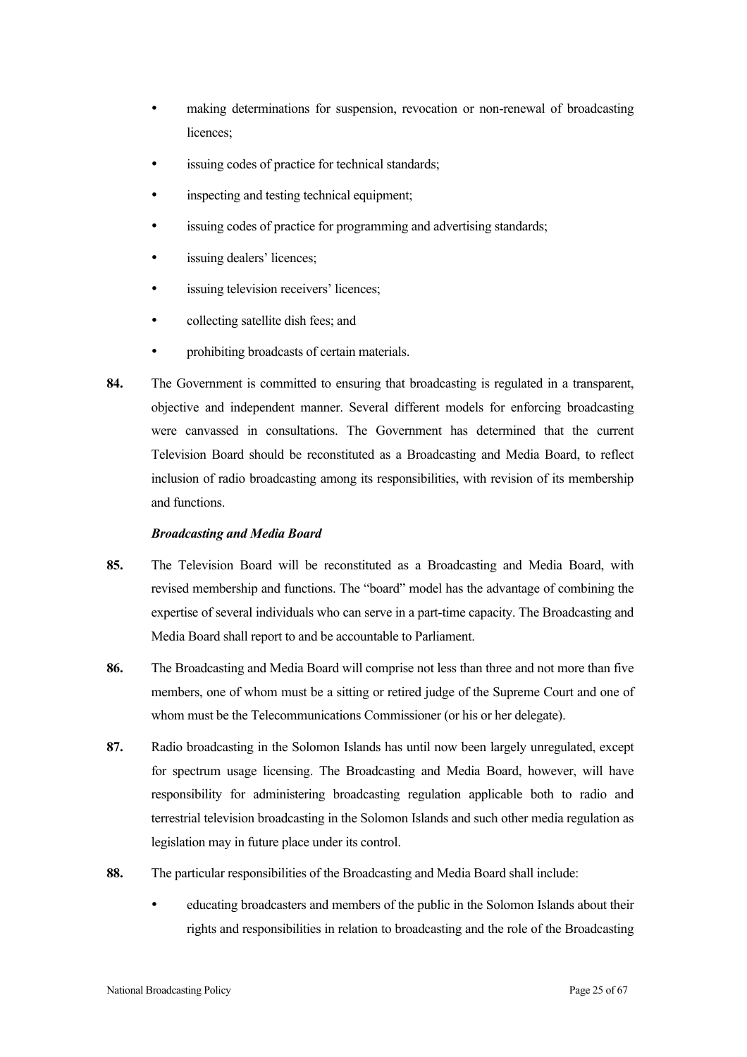- making determinations for suspension, revocation or non-renewal of broadcasting licences;
- issuing codes of practice for technical standards;
- inspecting and testing technical equipment;
- issuing codes of practice for programming and advertising standards;
- issuing dealers' licences;
- issuing television receivers' licences;
- collecting satellite dish fees; and
- prohibiting broadcasts of certain materials.

**84.** The Government is committed to ensuring that broadcasting is regulated in a transparent, objective and independent manner. Several different models for enforcing broadcasting were canvassed in consultations. The Government has determined that the current Television Board should be reconstituted as a Broadcasting and Media Board, to reflect inclusion of radio broadcasting among its responsibilities, with revision of its membership and functions.

***Broadcasting and Media Board***

**85.** The Television Board will be reconstituted as a Broadcasting and Media Board, with revised membership and functions. The "board" model has the advantage of combining the expertise of several individuals who can serve in a part-time capacity. The Broadcasting and Media Board shall report to and be accountable to Parliament.

**86.** The Broadcasting and Media Board will comprise not less than three and not more than five members, one of whom must be a sitting or retired judge of the Supreme Court and one of whom must be the Telecommunications Commissioner (or his or her delegate).

**87.** Radio broadcasting in the Solomon Islands has until now been largely unregulated, except for spectrum usage licensing. The Broadcasting and Media Board, however, will have responsibility for administering broadcasting regulation applicable both to radio and terrestrial television broadcasting in the Solomon Islands and such other media regulation as legislation may in future place under its control.

**88.** The particular responsibilities of the Broadcasting and Media Board shall include:

- educating broadcasters and members of the public in the Solomon Islands about their rights and responsibilities in relation to broadcasting and the role of the Broadcasting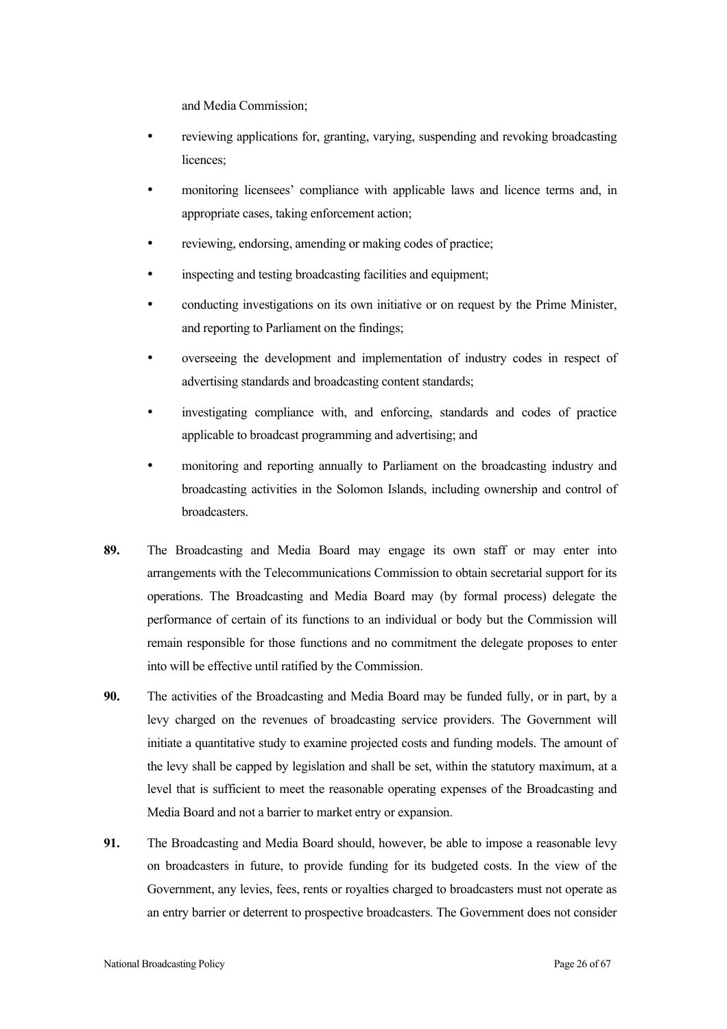and Media Commission;

- reviewing applications for, granting, varying, suspending and revoking broadcasting licences;
- monitoring licensees' compliance with applicable laws and licence terms and, in appropriate cases, taking enforcement action;
- reviewing, endorsing, amending or making codes of practice;
- inspecting and testing broadcasting facilities and equipment;
- conducting investigations on its own initiative or on request by the Prime Minister, and reporting to Parliament on the findings;
- overseeing the development and implementation of industry codes in respect of advertising standards and broadcasting content standards;
- investigating compliance with, and enforcing, standards and codes of practice applicable to broadcast programming and advertising; and
- monitoring and reporting annually to Parliament on the broadcasting industry and broadcasting activities in the Solomon Islands, including ownership and control of broadcasters.

**89.** The Broadcasting and Media Board may engage its own staff or may enter into arrangements with the Telecommunications Commission to obtain secretarial support for its operations. The Broadcasting and Media Board may (by formal process) delegate the performance of certain of its functions to an individual or body but the Commission will remain responsible for those functions and no commitment the delegate proposes to enter into will be effective until ratified by the Commission.

**90.** The activities of the Broadcasting and Media Board may be funded fully, or in part, by a levy charged on the revenues of broadcasting service providers. The Government will initiate a quantitative study to examine projected costs and funding models. The amount of the levy shall be capped by legislation and shall be set, within the statutory maximum, at a level that is sufficient to meet the reasonable operating expenses of the Broadcasting and Media Board and not a barrier to market entry or expansion.

**91.** The Broadcasting and Media Board should, however, be able to impose a reasonable levy on broadcasters in future, to provide funding for its budgeted costs. In the view of the Government, any levies, fees, rents or royalties charged to broadcasters must not operate as an entry barrier or deterrent to prospective broadcasters. The Government does not consider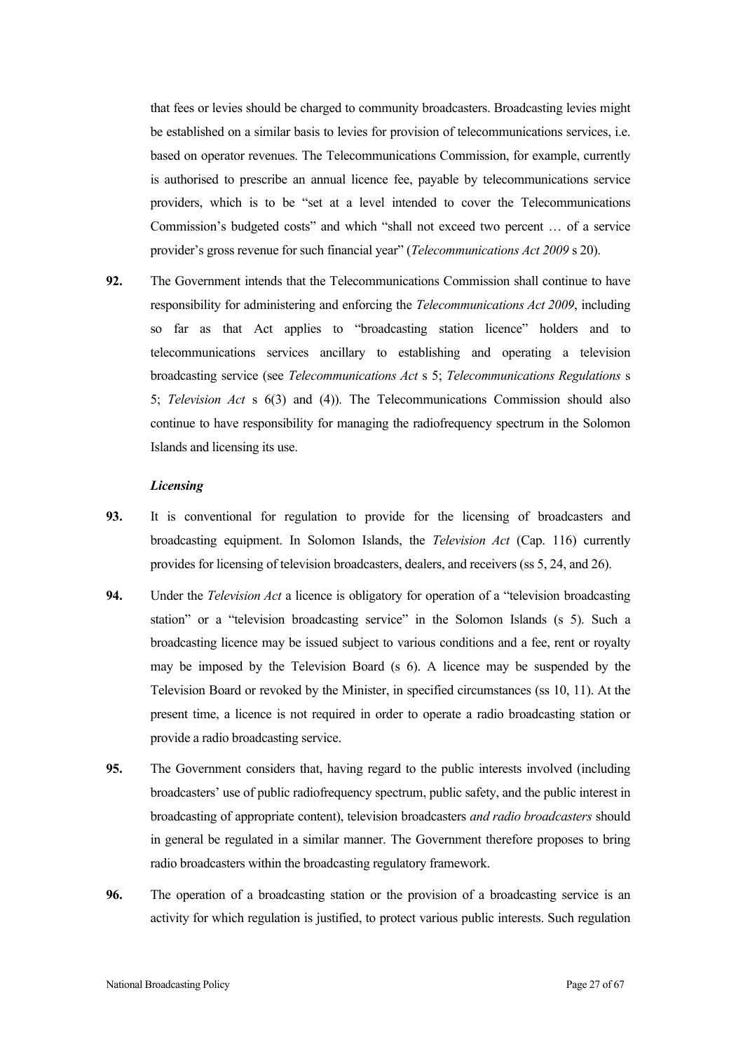that fees or levies should be charged to community broadcasters. Broadcasting levies might be established on a similar basis to levies for provision of telecommunications services, i.e. based on operator revenues. The Telecommunications Commission, for example, currently is authorised to prescribe an annual licence fee, payable by telecommunications service providers, which is to be "set at a level intended to cover the Telecommunications Commission's budgeted costs" and which "shall not exceed two percent … of a service provider's gross revenue for such financial year" (*Telecommunications Act 2009* s 20).

**92.** The Government intends that the Telecommunications Commission shall continue to have responsibility for administering and enforcing the *Telecommunications Act 2009*, including so far as that Act applies to "broadcasting station licence" holders and to telecommunications services ancillary to establishing and operating a television broadcasting service (see *Telecommunications Act* s 5; *Telecommunications Regulations* s 5; *Television Act* s 6(3) and (4)). The Telecommunications Commission should also continue to have responsibility for managing the radiofrequency spectrum in the Solomon Islands and licensing its use.

***Licensing***

**93.** It is conventional for regulation to provide for the licensing of broadcasters and broadcasting equipment. In Solomon Islands, the *Television Act* (Cap. 116) currently provides for licensing of television broadcasters, dealers, and receivers (ss 5, 24, and 26).

**94.** Under the *Television Act* a licence is obligatory for operation of a "television broadcasting station" or a "television broadcasting service" in the Solomon Islands (s 5). Such a broadcasting licence may be issued subject to various conditions and a fee, rent or royalty may be imposed by the Television Board (s 6). A licence may be suspended by the Television Board or revoked by the Minister, in specified circumstances (ss 10, 11). At the present time, a licence is not required in order to operate a radio broadcasting station or provide a radio broadcasting service.

**95.** The Government considers that, having regard to the public interests involved (including broadcasters' use of public radiofrequency spectrum, public safety, and the public interest in broadcasting of appropriate content), television broadcasters *and radio broadcasters* should in general be regulated in a similar manner. The Government therefore proposes to bring radio broadcasters within the broadcasting regulatory framework.

**96.** The operation of a broadcasting station or the provision of a broadcasting service is an activity for which regulation is justified, to protect various public interests. Such regulation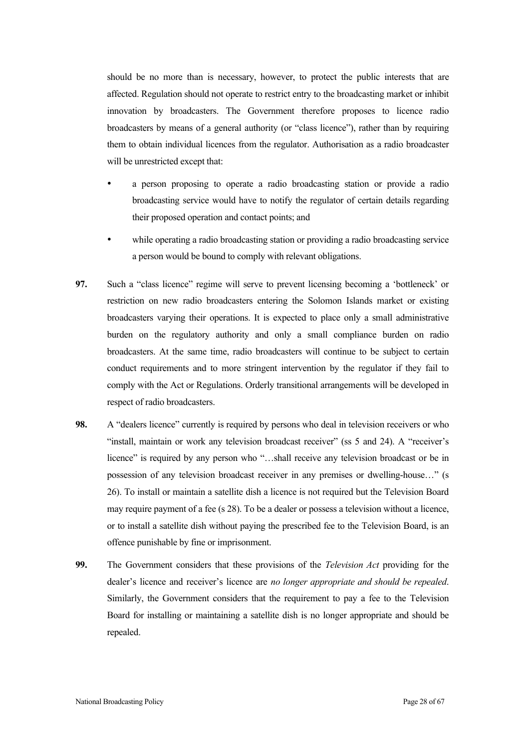should be no more than is necessary, however, to protect the public interests that are affected. Regulation should not operate to restrict entry to the broadcasting market or inhibit innovation by broadcasters. The Government therefore proposes to licence radio broadcasters by means of a general authority (or "class licence"), rather than by requiring them to obtain individual licences from the regulator. Authorisation as a radio broadcaster will be unrestricted except that:

- a person proposing to operate a radio broadcasting station or provide a radio broadcasting service would have to notify the regulator of certain details regarding their proposed operation and contact points; and
- while operating a radio broadcasting station or providing a radio broadcasting service a person would be bound to comply with relevant obligations.

**97.** Such a "class licence" regime will serve to prevent licensing becoming a 'bottleneck' or restriction on new radio broadcasters entering the Solomon Islands market or existing broadcasters varying their operations. It is expected to place only a small administrative burden on the regulatory authority and only a small compliance burden on radio broadcasters. At the same time, radio broadcasters will continue to be subject to certain conduct requirements and to more stringent intervention by the regulator if they fail to comply with the Act or Regulations. Orderly transitional arrangements will be developed in respect of radio broadcasters.

**98.** A "dealers licence" currently is required by persons who deal in television receivers or who "install, maintain or work any television broadcast receiver" (ss 5 and 24). A "receiver's licence" is required by any person who "…shall receive any television broadcast or be in possession of any television broadcast receiver in any premises or dwelling-house…" (s 26). To install or maintain a satellite dish a licence is not required but the Television Board may require payment of a fee (s 28). To be a dealer or possess a television without a licence, or to install a satellite dish without paying the prescribed fee to the Television Board, is an offence punishable by fine or imprisonment.

**99.** The Government considers that these provisions of the *Television Act* providing for the dealer's licence and receiver's licence are *no longer appropriate and should be repealed*. Similarly, the Government considers that the requirement to pay a fee to the Television Board for installing or maintaining a satellite dish is no longer appropriate and should be repealed.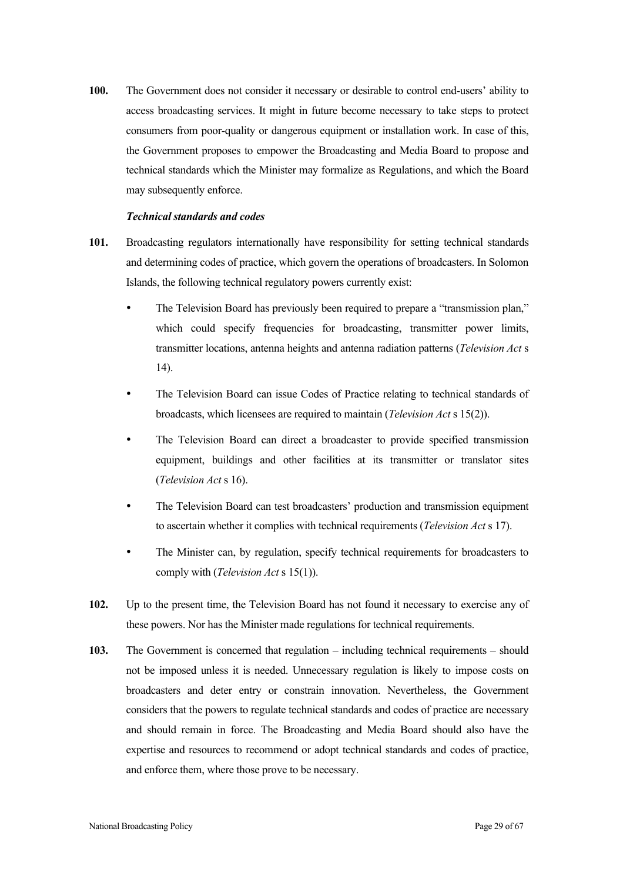**100.** The Government does not consider it necessary or desirable to control end-users' ability to access broadcasting services. It might in future become necessary to take steps to protect consumers from poor-quality or dangerous equipment or installation work. In case of this, the Government proposes to empower the Broadcasting and Media Board to propose and technical standards which the Minister may formalize as Regulations, and which the Board may subsequently enforce.

***Technical standards and codes***

**101.** Broadcasting regulators internationally have responsibility for setting technical standards and determining codes of practice, which govern the operations of broadcasters. In Solomon Islands, the following technical regulatory powers currently exist:

- The Television Board has previously been required to prepare a "transmission plan," which could specify frequencies for broadcasting, transmitter power limits, transmitter locations, antenna heights and antenna radiation patterns (*Television Act* s 14).
- The Television Board can issue Codes of Practice relating to technical standards of broadcasts, which licensees are required to maintain (*Television Act* s 15(2)).
- The Television Board can direct a broadcaster to provide specified transmission equipment, buildings and other facilities at its transmitter or translator sites (*Television Act* s 16).
- The Television Board can test broadcasters' production and transmission equipment to ascertain whether it complies with technical requirements (*Television Act* s 17).
- The Minister can, by regulation, specify technical requirements for broadcasters to comply with (*Television Act* s 15(1)).

**102.** Up to the present time, the Television Board has not found it necessary to exercise any of these powers. Nor has the Minister made regulations for technical requirements.

**103.** The Government is concerned that regulation – including technical requirements – should not be imposed unless it is needed. Unnecessary regulation is likely to impose costs on broadcasters and deter entry or constrain innovation. Nevertheless, the Government considers that the powers to regulate technical standards and codes of practice are necessary and should remain in force. The Broadcasting and Media Board should also have the expertise and resources to recommend or adopt technical standards and codes of practice, and enforce them, where those prove to be necessary.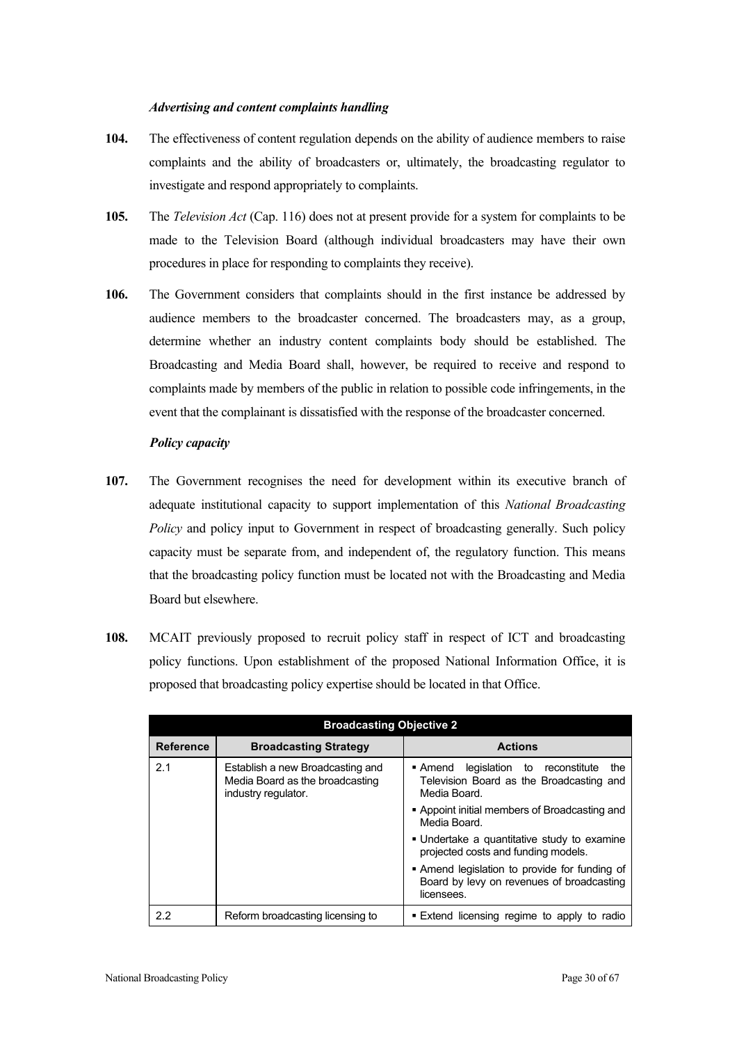### *Advertising and content complaints handling*

**104.** The effectiveness of content regulation depends on the ability of audience members to raise complaints and the ability of broadcasters or, ultimately, the broadcasting regulator to investigate and respond appropriately to complaints.

**105.** The *Television Act* (Cap. 116) does not at present provide for a system for complaints to be made to the Television Board (although individual broadcasters may have their own procedures in place for responding to complaints they receive).

**106.** The Government considers that complaints should in the first instance be addressed by audience members to the broadcaster concerned. The broadcasters may, as a group, determine whether an industry content complaints body should be established. The Broadcasting and Media Board shall, however, be required to receive and respond to complaints made by members of the public in relation to possible code infringements, in the event that the complainant is dissatisfied with the response of the broadcaster concerned.

### *Policy capacity*

**107.** The Government recognises the need for development within its executive branch of adequate institutional capacity to support implementation of this *National Broadcasting Policy* and policy input to Government in respect of broadcasting generally. Such policy capacity must be separate from, and independent of, the regulatory function. This means that the broadcasting policy function must be located not with the Broadcasting and Media Board but elsewhere.

**108.** MCAIT previously proposed to recruit policy staff in respect of ICT and broadcasting policy functions. Upon establishment of the proposed National Information Office, it is proposed that broadcasting policy expertise should be located in that Office.

| **Broadcasting Objective 2** | | |
|---|---|---|
| **Reference** | **Broadcasting Strategy** | **Actions** |
| 2.1 | Establish a new Broadcasting and Media Board as the broadcasting industry regulator. | ▪ Amend legislation to reconstitute the Television Board as the Broadcasting and Media Board.<br>▪ Appoint initial members of Broadcasting and Media Board.<br>▪ Undertake a quantitative study to examine projected costs and funding models.<br>▪ Amend legislation to provide for funding of Board by levy on revenues of broadcasting licensees. |
| 2.2 | Reform broadcasting licensing to | ▪ Extend licensing regime to apply to radio |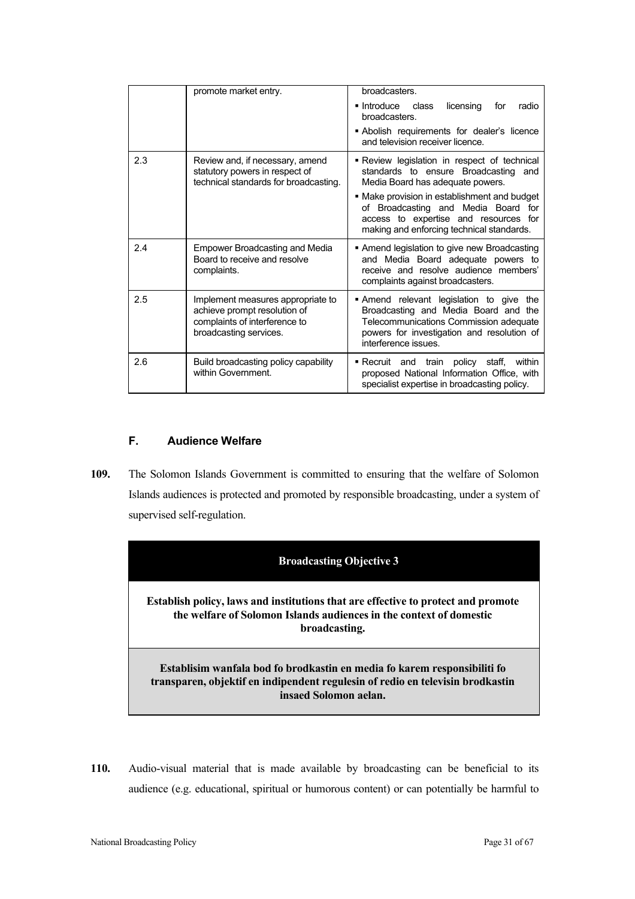| | promote market entry. | ▪ ...broadcasters.<br>▪ Introduce class licensing for radio broadcasters.<br>▪ Abolish requirements for dealer's licence and television receiver licence. |
|---|---|---|
| 2.3 | Review and, if necessary, amend statutory powers in respect of technical standards for broadcasting. | ▪ Review legislation in respect of technical standards to ensure Broadcasting and Media Board has adequate powers.<br>▪ Make provision in establishment and budget of Broadcasting and Media Board for access to expertise and resources for making and enforcing technical standards. |
| 2.4 | Empower Broadcasting and Media Board to receive and resolve complaints. | ▪ Amend legislation to give new Broadcasting and Media Board adequate powers to receive and resolve audience members' complaints against broadcasters. |
| 2.5 | Implement measures appropriate to achieve prompt resolution of complaints of interference to broadcasting services. | ▪ Amend relevant legislation to give the Broadcasting and Media Board and the Telecommunications Commission adequate powers for investigation and resolution of interference issues. |
| 2.6 | Build broadcasting policy capability within Government. | ▪ Recruit and train policy staff, within proposed National Information Office, with specialist expertise in broadcasting policy. |

## F. Audience Welfare

**109.** The Solomon Islands Government is committed to ensuring that the welfare of Solomon Islands audiences is protected and promoted by responsible broadcasting, under a system of supervised self-regulation.

| **Broadcasting Objective 3** |
|---|
| **Establish policy, laws and institutions that are effective to protect and promote the welfare of Solomon Islands audiences in the context of domestic broadcasting.** |
| **Establisim wanfala bod fo brodkastin en media fo karem responsibiliti fo transparen, objektif en indipendent regulesin of redio en televisin brodkastin insaed Solomon aelan.** |

**110.** Audio-visual material that is made available by broadcasting can be beneficial to its audience (e.g. educational, spiritual or humorous content) or can potentially be harmful to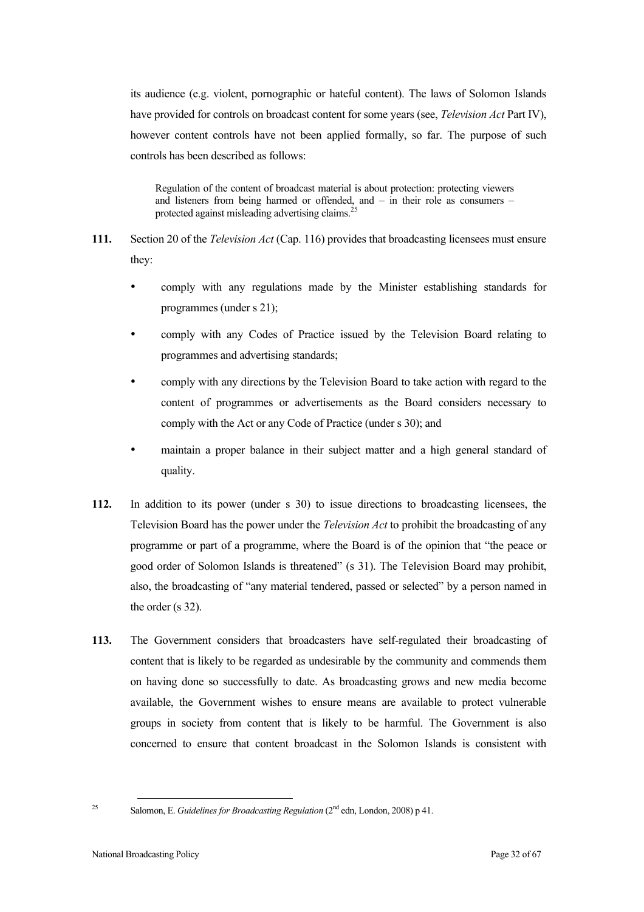its audience (e.g. violent, pornographic or hateful content). The laws of Solomon Islands have provided for controls on broadcast content for some years (see, *Television Act* Part IV), however content controls have not been applied formally, so far. The purpose of such controls has been described as follows:

> Regulation of the content of broadcast material is about protection: protecting viewers and listeners from being harmed or offended, and – in their role as consumers – protected against misleading advertising claims.[25]

**111.** Section 20 of the *Television Act* (Cap. 116) provides that broadcasting licensees must ensure they:

- comply with any regulations made by the Minister establishing standards for programmes (under s 21);
- comply with any Codes of Practice issued by the Television Board relating to programmes and advertising standards;
- comply with any directions by the Television Board to take action with regard to the content of programmes or advertisements as the Board considers necessary to comply with the Act or any Code of Practice (under s 30); and
- maintain a proper balance in their subject matter and a high general standard of quality.

**112.** In addition to its power (under s 30) to issue directions to broadcasting licensees, the Television Board has the power under the *Television Act* to prohibit the broadcasting of any programme or part of a programme, where the Board is of the opinion that "the peace or good order of Solomon Islands is threatened" (s 31). The Television Board may prohibit, also, the broadcasting of "any material tendered, passed or selected" by a person named in the order (s 32).

**113.** The Government considers that broadcasters have self-regulated their broadcasting of content that is likely to be regarded as undesirable by the community and commends them on having done so successfully to date. As broadcasting grows and new media become available, the Government wishes to ensure means are available to protect vulnerable groups in society from content that is likely to be harmful. The Government is also concerned to ensure that content broadcast in the Solomon Islands is consistent with

---

[25] Salomon, E. *Guidelines for Broadcasting Regulation* (2nd edn, London, 2008) p 41.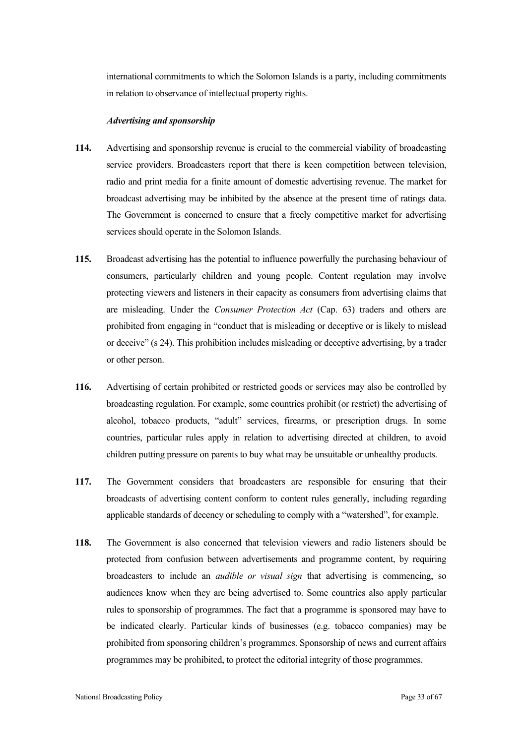international commitments to which the Solomon Islands is a party, including commitments in relation to observance of intellectual property rights.

***Advertising and sponsorship***

**114.** Advertising and sponsorship revenue is crucial to the commercial viability of broadcasting service providers. Broadcasters report that there is keen competition between television, radio and print media for a finite amount of domestic advertising revenue. The market for broadcast advertising may be inhibited by the absence at the present time of ratings data. The Government is concerned to ensure that a freely competitive market for advertising services should operate in the Solomon Islands.

**115.** Broadcast advertising has the potential to influence powerfully the purchasing behaviour of consumers, particularly children and young people. Content regulation may involve protecting viewers and listeners in their capacity as consumers from advertising claims that are misleading. Under the *Consumer Protection Act* (Cap. 63) traders and others are prohibited from engaging in "conduct that is misleading or deceptive or is likely to mislead or deceive" (s 24). This prohibition includes misleading or deceptive advertising, by a trader or other person.

**116.** Advertising of certain prohibited or restricted goods or services may also be controlled by broadcasting regulation. For example, some countries prohibit (or restrict) the advertising of alcohol, tobacco products, "adult" services, firearms, or prescription drugs. In some countries, particular rules apply in relation to advertising directed at children, to avoid children putting pressure on parents to buy what may be unsuitable or unhealthy products.

**117.** The Government considers that broadcasters are responsible for ensuring that their broadcasts of advertising content conform to content rules generally, including regarding applicable standards of decency or scheduling to comply with a "watershed", for example.

**118.** The Government is also concerned that television viewers and radio listeners should be protected from confusion between advertisements and programme content, by requiring broadcasters to include an *audible or visual sign* that advertising is commencing, so audiences know when they are being advertised to. Some countries also apply particular rules to sponsorship of programmes. The fact that a programme is sponsored may have to be indicated clearly. Particular kinds of businesses (e.g. tobacco companies) may be prohibited from sponsoring children's programmes. Sponsorship of news and current affairs programmes may be prohibited, to protect the editorial integrity of those programmes.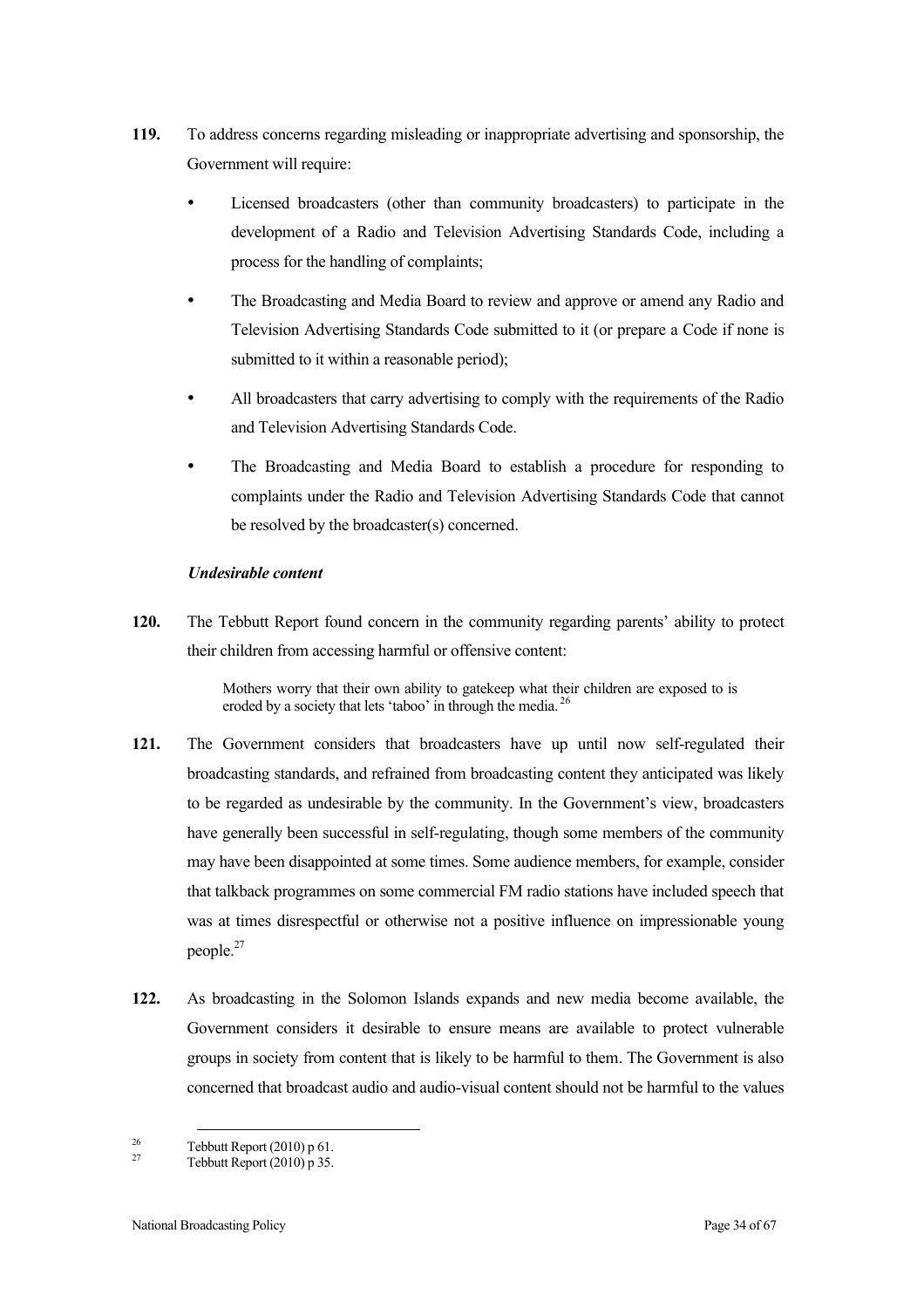**119.** To address concerns regarding misleading or inappropriate advertising and sponsorship, the Government will require:

- Licensed broadcasters (other than community broadcasters) to participate in the development of a Radio and Television Advertising Standards Code, including a process for the handling of complaints;
- The Broadcasting and Media Board to review and approve or amend any Radio and Television Advertising Standards Code submitted to it (or prepare a Code if none is submitted to it within a reasonable period);
- All broadcasters that carry advertising to comply with the requirements of the Radio and Television Advertising Standards Code.
- The Broadcasting and Media Board to establish a procedure for responding to complaints under the Radio and Television Advertising Standards Code that cannot be resolved by the broadcaster(s) concerned.

***Undesirable content***

**120.** The Tebbutt Report found concern in the community regarding parents' ability to protect their children from accessing harmful or offensive content:

> Mothers worry that their own ability to gatekeep what their children are exposed to is eroded by a society that lets 'taboo' in through the media.[26]

**121.** The Government considers that broadcasters have up until now self-regulated their broadcasting standards, and refrained from broadcasting content they anticipated was likely to be regarded as undesirable by the community. In the Government's view, broadcasters have generally been successful in self-regulating, though some members of the community may have been disappointed at some times. Some audience members, for example, consider that talkback programmes on some commercial FM radio stations have included speech that was at times disrespectful or otherwise not a positive influence on impressionable young people.[27]

**122.** As broadcasting in the Solomon Islands expands and new media become available, the Government considers it desirable to ensure means are available to protect vulnerable groups in society from content that is likely to be harmful to them. The Government is also concerned that broadcast audio and audio-visual content should not be harmful to the values

---

[26] Tebbutt Report (2010) p 61.

[27] Tebbutt Report (2010) p 35.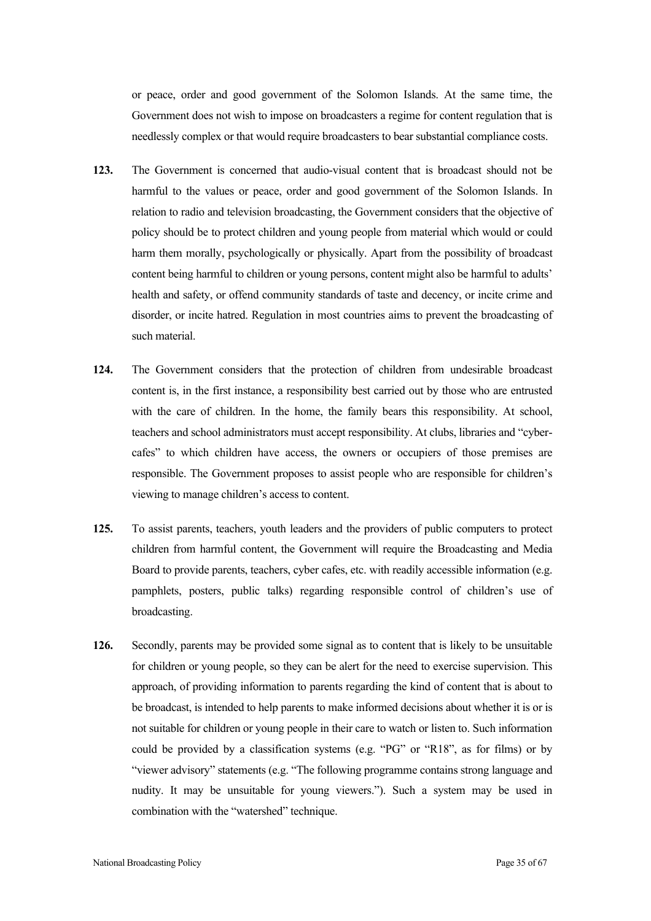or peace, order and good government of the Solomon Islands. At the same time, the Government does not wish to impose on broadcasters a regime for content regulation that is needlessly complex or that would require broadcasters to bear substantial compliance costs.

**123.** The Government is concerned that audio-visual content that is broadcast should not be harmful to the values or peace, order and good government of the Solomon Islands. In relation to radio and television broadcasting, the Government considers that the objective of policy should be to protect children and young people from material which would or could harm them morally, psychologically or physically. Apart from the possibility of broadcast content being harmful to children or young persons, content might also be harmful to adults' health and safety, or offend community standards of taste and decency, or incite crime and disorder, or incite hatred. Regulation in most countries aims to prevent the broadcasting of such material.

**124.** The Government considers that the protection of children from undesirable broadcast content is, in the first instance, a responsibility best carried out by those who are entrusted with the care of children. In the home, the family bears this responsibility. At school, teachers and school administrators must accept responsibility. At clubs, libraries and "cyber-cafes" to which children have access, the owners or occupiers of those premises are responsible. The Government proposes to assist people who are responsible for children's viewing to manage children's access to content.

**125.** To assist parents, teachers, youth leaders and the providers of public computers to protect children from harmful content, the Government will require the Broadcasting and Media Board to provide parents, teachers, cyber cafes, etc. with readily accessible information (e.g. pamphlets, posters, public talks) regarding responsible control of children's use of broadcasting.

**126.** Secondly, parents may be provided some signal as to content that is likely to be unsuitable for children or young people, so they can be alert for the need to exercise supervision. This approach, of providing information to parents regarding the kind of content that is about to be broadcast, is intended to help parents to make informed decisions about whether it is or is not suitable for children or young people in their care to watch or listen to. Such information could be provided by a classification systems (e.g. "PG" or "R18", as for films) or by "viewer advisory" statements (e.g. "The following programme contains strong language and nudity. It may be unsuitable for young viewers."). Such a system may be used in combination with the "watershed" technique.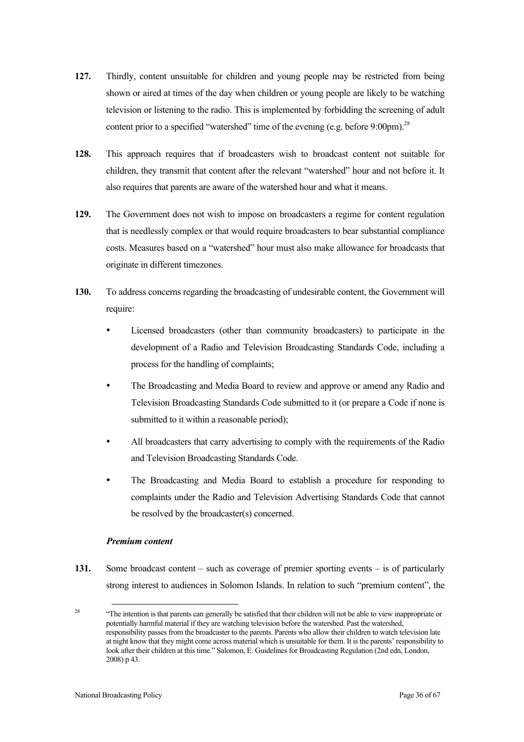**127.** Thirdly, content unsuitable for children and young people may be restricted from being shown or aired at times of the day when children or young people are likely to be watching television or listening to the radio. This is implemented by forbidding the screening of adult content prior to a specified "watershed" time of the evening (e.g. before 9:00pm).[28]

**128.** This approach requires that if broadcasters wish to broadcast content not suitable for children, they transmit that content after the relevant "watershed" hour and not before it. It also requires that parents are aware of the watershed hour and what it means.

**129.** The Government does not wish to impose on broadcasters a regime for content regulation that is needlessly complex or that would require broadcasters to bear substantial compliance costs. Measures based on a "watershed" hour must also make allowance for broadcasts that originate in different timezones.

**130.** To address concerns regarding the broadcasting of undesirable content, the Government will require:

- Licensed broadcasters (other than community broadcasters) to participate in the development of a Radio and Television Broadcasting Standards Code, including a process for the handling of complaints;
- The Broadcasting and Media Board to review and approve or amend any Radio and Television Broadcasting Standards Code submitted to it (or prepare a Code if none is submitted to it within a reasonable period);
- All broadcasters that carry advertising to comply with the requirements of the Radio and Television Broadcasting Standards Code.
- The Broadcasting and Media Board to establish a procedure for responding to complaints under the Radio and Television Advertising Standards Code that cannot be resolved by the broadcaster(s) concerned.

***Premium content***

**131.** Some broadcast content – such as coverage of premier sporting events – is of particularly strong interest to audiences in Solomon Islands. In relation to such "premium content", the

[28] "The intention is that parents can generally be satisfied that their children will not be able to view inappropriate or potentially harmful material if they are watching television before the watershed. Past the watershed, responsibility passes from the broadcaster to the parents. Parents who allow their children to watch television late at night know that they might come across material which is unsuitable for them. It is the parents' responsibility to look after their children at this time." Salomon, E. Guidelines for Broadcasting Regulation (2nd edn, London, 2008) p 43.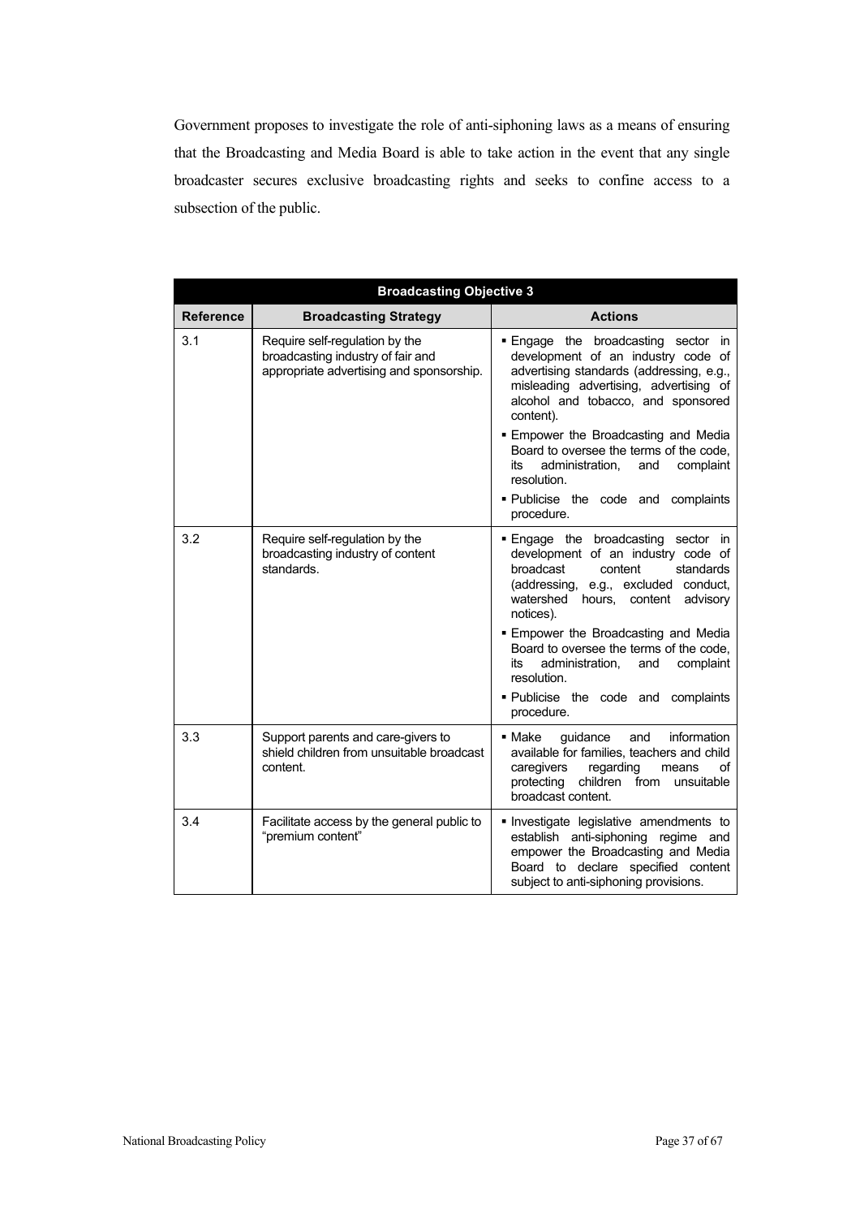Government proposes to investigate the role of anti-siphoning laws as a means of ensuring that the Broadcasting and Media Board is able to take action in the event that any single broadcaster secures exclusive broadcasting rights and seeks to confine access to a subsection of the public.

| **Broadcasting Objective 3** | | |
|---|---|---|
| **Reference** | **Broadcasting Strategy** | **Actions** |
| 3.1 | Require self-regulation by the broadcasting industry of fair and appropriate advertising and sponsorship. | ▪ Engage the broadcasting sector in development of an industry code of advertising standards (addressing, e.g., misleading advertising, advertising of alcohol and tobacco, and sponsored content).<br>▪ Empower the Broadcasting and Media Board to oversee the terms of the code, its administration, and complaint resolution.<br>▪ Publicise the code and complaints procedure. |
| 3.2 | Require self-regulation by the broadcasting industry of content standards. | ▪ Engage the broadcasting sector in development of an industry code of broadcast content standards (addressing, e.g., excluded conduct, watershed hours, content advisory notices).<br>▪ Empower the Broadcasting and Media Board to oversee the terms of the code, its administration, and complaint resolution.<br>▪ Publicise the code and complaints procedure. |
| 3.3 | Support parents and care-givers to shield children from unsuitable broadcast content. | ▪ Make guidance and information available for families, teachers and child caregivers regarding means of protecting children from unsuitable broadcast content. |
| 3.4 | Facilitate access by the general public to "premium content" | ▪ Investigate legislative amendments to establish anti-siphoning regime and empower the Broadcasting and Media Board to declare specified content subject to anti-siphoning provisions. |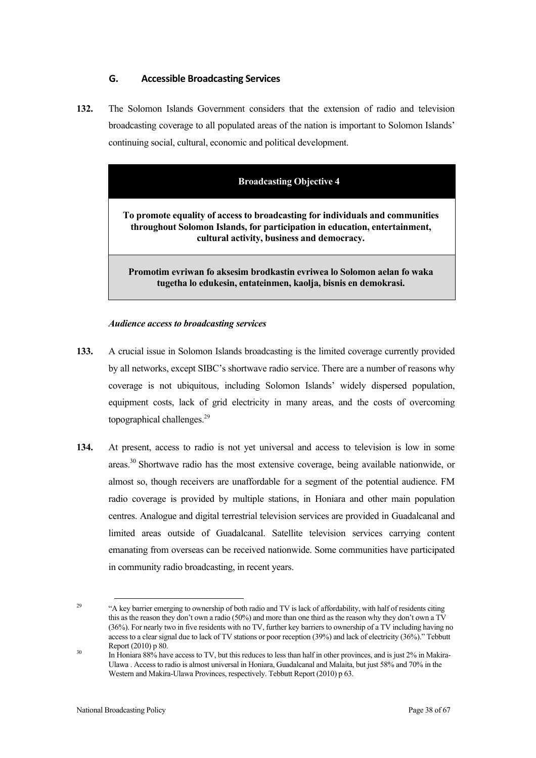## G. Accessible Broadcasting Services

**132.** The Solomon Islands Government considers that the extension of radio and television broadcasting coverage to all populated areas of the nation is important to Solomon Islands' continuing social, cultural, economic and political development.

| **Broadcasting Objective 4** |
| --- |
| **To promote equality of access to broadcasting for individuals and communities throughout Solomon Islands, for participation in education, entertainment, cultural activity, business and democracy.** |
| **Promotim evriwan fo aksesim brodkastin evriwea lo Solomon aelan fo waka tugetha lo edukesin, entateinmen, kaolja, bisnis en demokrasi.** |

***Audience access to broadcasting services***

**133.** A crucial issue in Solomon Islands broadcasting is the limited coverage currently provided by all networks, except SIBC's shortwave radio service. There are a number of reasons why coverage is not ubiquitous, including Solomon Islands' widely dispersed population, equipment costs, lack of grid electricity in many areas, and the costs of overcoming topographical challenges.[29]

**134.** At present, access to radio is not yet universal and access to television is low in some areas.[30] Shortwave radio has the most extensive coverage, being available nationwide, or almost so, though receivers are unaffordable for a segment of the potential audience. FM radio coverage is provided by multiple stations, in Honiara and other main population centres. Analogue and digital terrestrial television services are provided in Guadalcanal and limited areas outside of Guadalcanal. Satellite television services carrying content emanating from overseas can be received nationwide. Some communities have participated in community radio broadcasting, in recent years.

---

[29] "A key barrier emerging to ownership of both radio and TV is lack of affordability, with half of residents citing this as the reason they don't own a radio (50%) and more than one third as the reason why they don't own a TV (36%). For nearly two in five residents with no TV, further key barriers to ownership of a TV including having no access to a clear signal due to lack of TV stations or poor reception (39%) and lack of electricity (36%)." Tebbutt Report (2010) p 80.

[30] In Honiara 88% have access to TV, but this reduces to less than half in other provinces, and is just 2% in Makira-Ulawa . Access to radio is almost universal in Honiara, Guadalcanal and Malaita, but just 58% and 70% in the Western and Makira-Ulawa Provinces, respectively. Tebbutt Report (2010) p 63.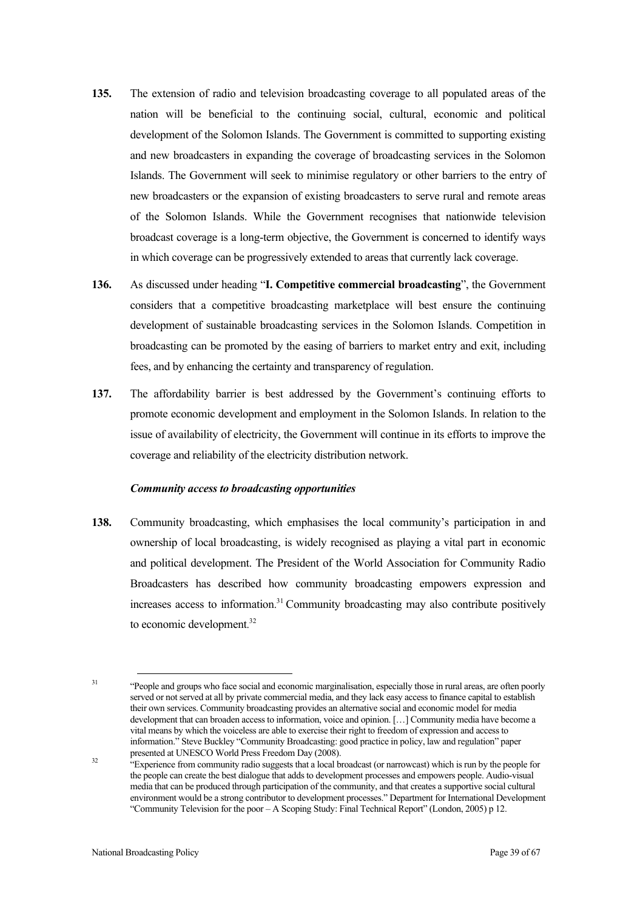**135.** The extension of radio and television broadcasting coverage to all populated areas of the nation will be beneficial to the continuing social, cultural, economic and political development of the Solomon Islands. The Government is committed to supporting existing and new broadcasters in expanding the coverage of broadcasting services in the Solomon Islands. The Government will seek to minimise regulatory or other barriers to the entry of new broadcasters or the expansion of existing broadcasters to serve rural and remote areas of the Solomon Islands. While the Government recognises that nationwide television broadcast coverage is a long-term objective, the Government is concerned to identify ways in which coverage can be progressively extended to areas that currently lack coverage.

**136.** As discussed under heading "**I. Competitive commercial broadcasting**", the Government considers that a competitive broadcasting marketplace will best ensure the continuing development of sustainable broadcasting services in the Solomon Islands. Competition in broadcasting can be promoted by the easing of barriers to market entry and exit, including fees, and by enhancing the certainty and transparency of regulation.

**137.** The affordability barrier is best addressed by the Government's continuing efforts to promote economic development and employment in the Solomon Islands. In relation to the issue of availability of electricity, the Government will continue in its efforts to improve the coverage and reliability of the electricity distribution network.

***Community access to broadcasting opportunities***

**138.** Community broadcasting, which emphasises the local community's participation in and ownership of local broadcasting, is widely recognised as playing a vital part in economic and political development. The President of the World Association for Community Radio Broadcasters has described how community broadcasting empowers expression and increases access to information.[31] Community broadcasting may also contribute positively to economic development.[32]

---

[31] "People and groups who face social and economic marginalisation, especially those in rural areas, are often poorly served or not served at all by private commercial media, and they lack easy access to finance capital to establish their own services. Community broadcasting provides an alternative social and economic model for media development that can broaden access to information, voice and opinion. […] Community media have become a vital means by which the voiceless are able to exercise their right to freedom of expression and access to information." Steve Buckley "Community Broadcasting: good practice in policy, law and regulation" paper presented at UNESCO World Press Freedom Day (2008).

[32] "Experience from community radio suggests that a local broadcast (or narrowcast) which is run by the people for the people can create the best dialogue that adds to development processes and empowers people. Audio-visual media that can be produced through participation of the community, and that creates a supportive social cultural environment would be a strong contributor to development processes." Department for International Development "Community Television for the poor – A Scoping Study: Final Technical Report" (London, 2005) p 12.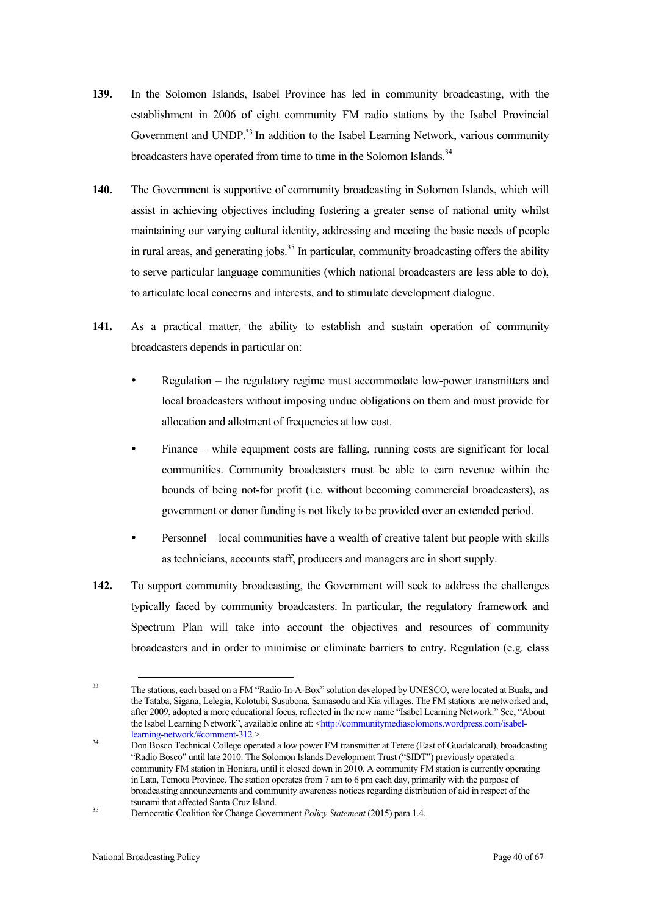**139.** In the Solomon Islands, Isabel Province has led in community broadcasting, with the establishment in 2006 of eight community FM radio stations by the Isabel Provincial Government and UNDP.[33] In addition to the Isabel Learning Network, various community broadcasters have operated from time to time in the Solomon Islands.[34]

**140.** The Government is supportive of community broadcasting in Solomon Islands, which will assist in achieving objectives including fostering a greater sense of national unity whilst maintaining our varying cultural identity, addressing and meeting the basic needs of people in rural areas, and generating jobs.[35] In particular, community broadcasting offers the ability to serve particular language communities (which national broadcasters are less able to do), to articulate local concerns and interests, and to stimulate development dialogue.

**141.** As a practical matter, the ability to establish and sustain operation of community broadcasters depends in particular on:

- Regulation – the regulatory regime must accommodate low-power transmitters and local broadcasters without imposing undue obligations on them and must provide for allocation and allotment of frequencies at low cost.
- Finance – while equipment costs are falling, running costs are significant for local communities. Community broadcasters must be able to earn revenue within the bounds of being not-for profit (i.e. without becoming commercial broadcasters), as government or donor funding is not likely to be provided over an extended period.
- Personnel – local communities have a wealth of creative talent but people with skills as technicians, accounts staff, producers and managers are in short supply.

**142.** To support community broadcasting, the Government will seek to address the challenges typically faced by community broadcasters. In particular, the regulatory framework and Spectrum Plan will take into account the objectives and resources of community broadcasters and in order to minimise or eliminate barriers to entry. Regulation (e.g. class

---

[33] The stations, each based on a FM "Radio-In-A-Box" solution developed by UNESCO, were located at Buala, and the Tataba, Sigana, Lelegia, Kolotubi, Susubona, Samasodu and Kia villages. The FM stations are networked and, after 2009, adopted a more educational focus, reflected in the new name "Isabel Learning Network." See, "About the Isabel Learning Network", available online at: <http://communitymediasolomons.wordpress.com/isabel-learning-network/#comment-312 >.

[34] Don Bosco Technical College operated a low power FM transmitter at Tetere (East of Guadalcanal), broadcasting "Radio Bosco" until late 2010. The Solomon Islands Development Trust ("SIDT") previously operated a community FM station in Honiara, until it closed down in 2010. A community FM station is currently operating in Lata, Temotu Province. The station operates from 7 am to 6 pm each day, primarily with the purpose of broadcasting announcements and community awareness notices regarding distribution of aid in respect of the tsunami that affected Santa Cruz Island.

[35] Democratic Coalition for Change Government *Policy Statement* (2015) para 1.4.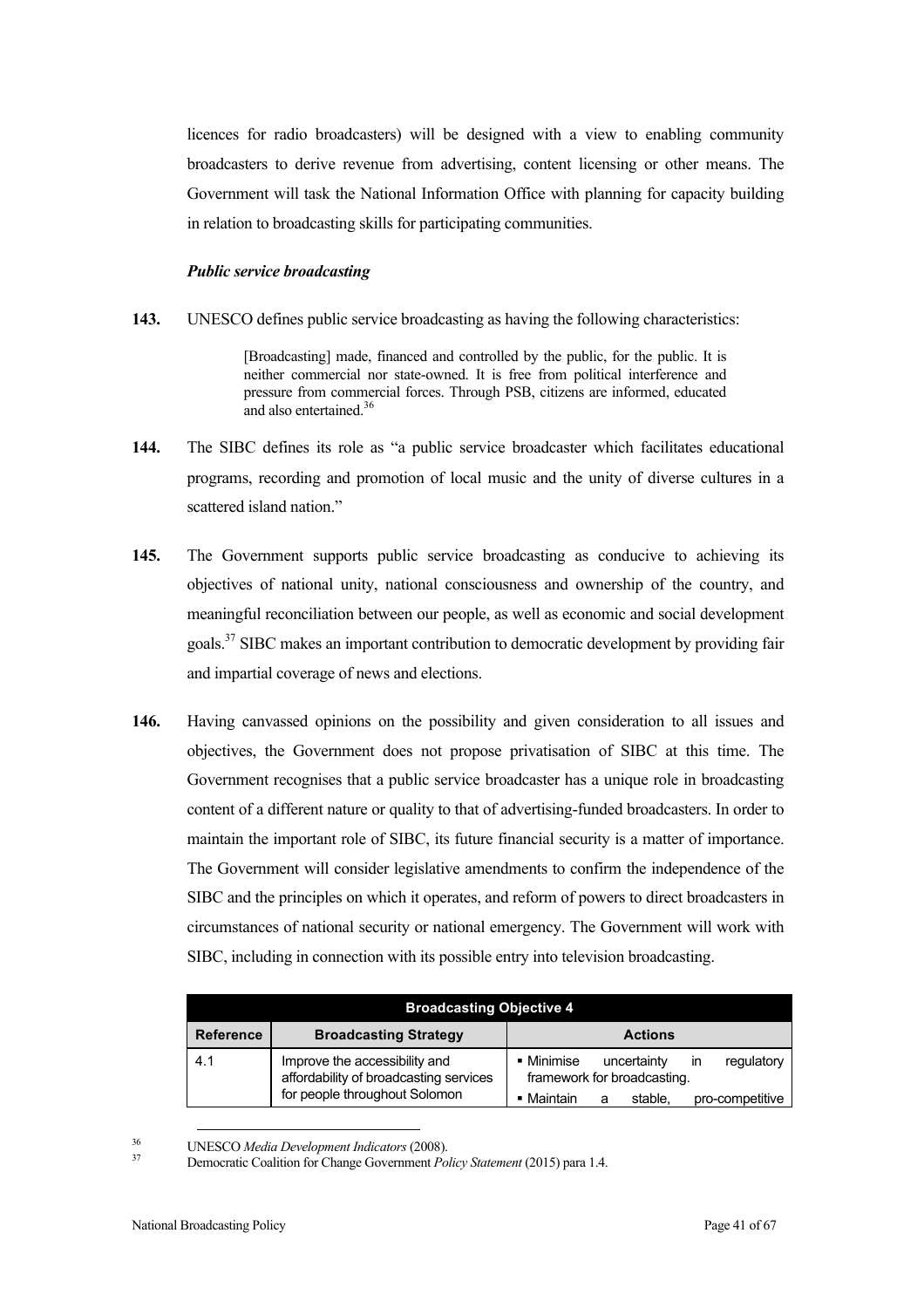licences for radio broadcasters) will be designed with a view to enabling community broadcasters to derive revenue from advertising, content licensing or other means. The Government will task the National Information Office with planning for capacity building in relation to broadcasting skills for participating communities.

### *Public service broadcasting*

**143.** UNESCO defines public service broadcasting as having the following characteristics:

> [Broadcasting] made, financed and controlled by the public, for the public. It is neither commercial nor state-owned. It is free from political interference and pressure from commercial forces. Through PSB, citizens are informed, educated and also entertained.[36]

**144.** The SIBC defines its role as "a public service broadcaster which facilitates educational programs, recording and promotion of local music and the unity of diverse cultures in a scattered island nation."

**145.** The Government supports public service broadcasting as conducive to achieving its objectives of national unity, national consciousness and ownership of the country, and meaningful reconciliation between our people, as well as economic and social development goals.[37] SIBC makes an important contribution to democratic development by providing fair and impartial coverage of news and elections.

**146.** Having canvassed opinions on the possibility and given consideration to all issues and objectives, the Government does not propose privatisation of SIBC at this time. The Government recognises that a public service broadcaster has a unique role in broadcasting content of a different nature or quality to that of advertising-funded broadcasters. In order to maintain the important role of SIBC, its future financial security is a matter of importance. The Government will consider legislative amendments to confirm the independence of the SIBC and the principles on which it operates, and reform of powers to direct broadcasters in circumstances of national security or national emergency. The Government will work with SIBC, including in connection with its possible entry into television broadcasting.

| **Broadcasting Objective 4** | | |
|---|---|---|
| **Reference** | **Broadcasting Strategy** | **Actions** |
| 4.1 | Improve the accessibility and affordability of broadcasting services for people throughout Solomon | ▪ Minimise uncertainty in regulatory framework for broadcasting.<br>▪ Maintain a stable, pro-competitive |

[36] UNESCO *Media Development Indicators* (2008).

[37] Democratic Coalition for Change Government *Policy Statement* (2015) para 1.4.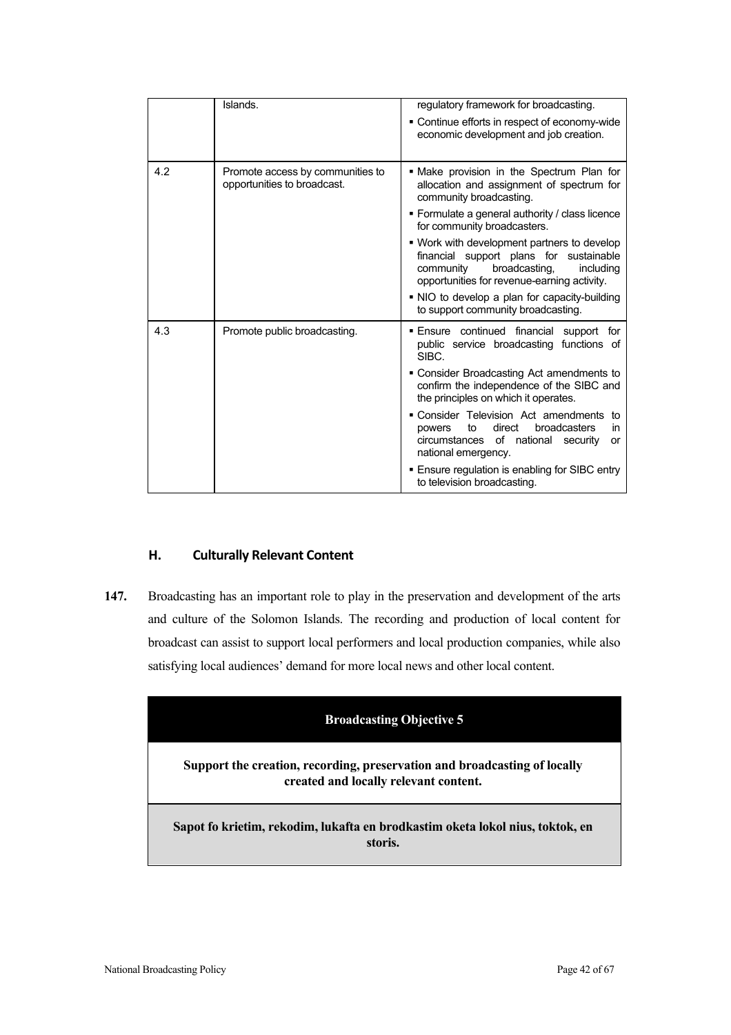| | | |
|---|---|---|
| | Islands. | ▪ regulatory framework for broadcasting.<br>▪ Continue efforts in respect of economy-wide economic development and job creation. |
| 4.2 | Promote access by communities to opportunities to broadcast. | ▪ Make provision in the Spectrum Plan for allocation and assignment of spectrum for community broadcasting.<br>▪ Formulate a general authority / class licence for community broadcasters.<br>▪ Work with development partners to develop financial support plans for sustainable community broadcasting, including opportunities for revenue-earning activity.<br>▪ NIO to develop a plan for capacity-building to support community broadcasting. |
| 4.3 | Promote public broadcasting. | ▪ Ensure continued financial support for public service broadcasting functions of SIBC.<br>▪ Consider Broadcasting Act amendments to confirm the independence of the SIBC and the principles on which it operates.<br>▪ Consider Television Act amendments to powers to direct broadcasters in circumstances of national security or national emergency.<br>▪ Ensure regulation is enabling for SIBC entry to television broadcasting. |

## H. Culturally Relevant Content

**147.** Broadcasting has an important role to play in the preservation and development of the arts and culture of the Solomon Islands. The recording and production of local content for broadcast can assist to support local performers and local production companies, while also satisfying local audiences' demand for more local news and other local content.

| **Broadcasting Objective 5** |
|---|
| **Support the creation, recording, preservation and broadcasting of locally created and locally relevant content.** |
| **Sapot fo krietim, rekodim, lukafta en brodkastim oketa lokol nius, toktok, en storis.** |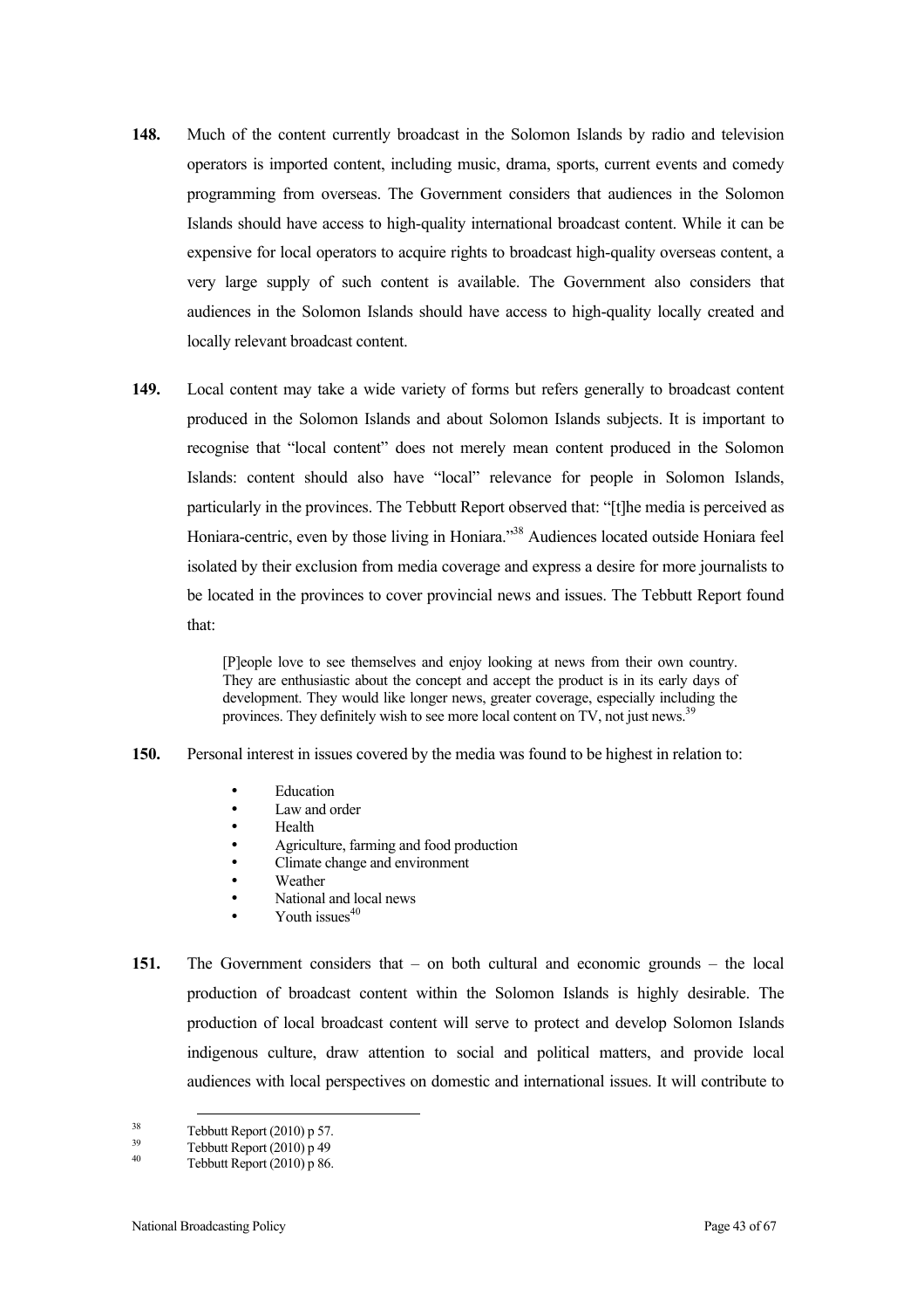**148.** Much of the content currently broadcast in the Solomon Islands by radio and television operators is imported content, including music, drama, sports, current events and comedy programming from overseas. The Government considers that audiences in the Solomon Islands should have access to high-quality international broadcast content. While it can be expensive for local operators to acquire rights to broadcast high-quality overseas content, a very large supply of such content is available. The Government also considers that audiences in the Solomon Islands should have access to high-quality locally created and locally relevant broadcast content.

**149.** Local content may take a wide variety of forms but refers generally to broadcast content produced in the Solomon Islands and about Solomon Islands subjects. It is important to recognise that "local content" does not merely mean content produced in the Solomon Islands: content should also have "local" relevance for people in Solomon Islands, particularly in the provinces. The Tebbutt Report observed that: "[t]he media is perceived as Honiara-centric, even by those living in Honiara."[38] Audiences located outside Honiara feel isolated by their exclusion from media coverage and express a desire for more journalists to be located in the provinces to cover provincial news and issues. The Tebbutt Report found that:

> [P]eople love to see themselves and enjoy looking at news from their own country. They are enthusiastic about the concept and accept the product is in its early days of development. They would like longer news, greater coverage, especially including the provinces. They definitely wish to see more local content on TV, not just news.[39]

**150.** Personal interest in issues covered by the media was found to be highest in relation to:

- Education
- Law and order
- Health
- Agriculture, farming and food production
- Climate change and environment
- Weather
- National and local news
- Youth issues[40]

**151.** The Government considers that – on both cultural and economic grounds – the local production of broadcast content within the Solomon Islands is highly desirable. The production of local broadcast content will serve to protect and develop Solomon Islands indigenous culture, draw attention to social and political matters, and provide local audiences with local perspectives on domestic and international issues. It will contribute to

---

[38] Tebbutt Report (2010) p 57.

[39] Tebbutt Report (2010) p 49

[40] Tebbutt Report (2010) p 86.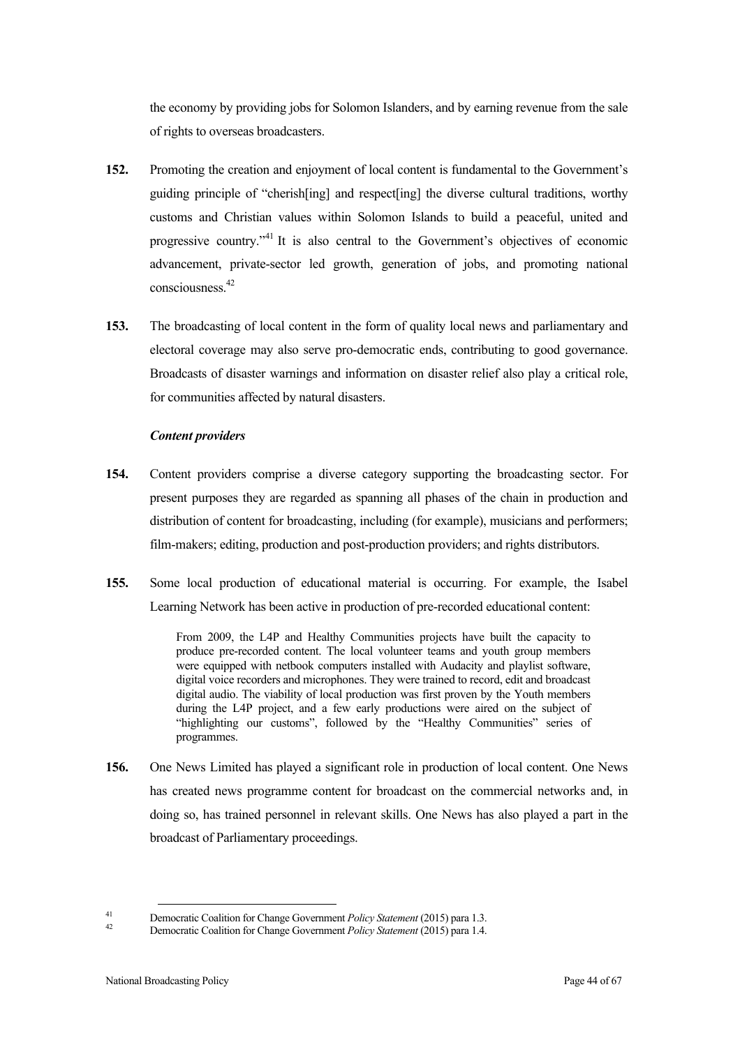the economy by providing jobs for Solomon Islanders, and by earning revenue from the sale of rights to overseas broadcasters.

**152.** Promoting the creation and enjoyment of local content is fundamental to the Government's guiding principle of "cherish[ing] and respect[ing] the diverse cultural traditions, worthy customs and Christian values within Solomon Islands to build a peaceful, united and progressive country."[41] It is also central to the Government's objectives of economic advancement, private-sector led growth, generation of jobs, and promoting national consciousness.[42]

**153.** The broadcasting of local content in the form of quality local news and parliamentary and electoral coverage may also serve pro-democratic ends, contributing to good governance. Broadcasts of disaster warnings and information on disaster relief also play a critical role, for communities affected by natural disasters.

***Content providers***

**154.** Content providers comprise a diverse category supporting the broadcasting sector. For present purposes they are regarded as spanning all phases of the chain in production and distribution of content for broadcasting, including (for example), musicians and performers; film-makers; editing, production and post-production providers; and rights distributors.

**155.** Some local production of educational material is occurring. For example, the Isabel Learning Network has been active in production of pre-recorded educational content:

> From 2009, the L4P and Healthy Communities projects have built the capacity to produce pre-recorded content. The local volunteer teams and youth group members were equipped with netbook computers installed with Audacity and playlist software, digital voice recorders and microphones. They were trained to record, edit and broadcast digital audio. The viability of local production was first proven by the Youth members during the L4P project, and a few early productions were aired on the subject of "highlighting our customs", followed by the "Healthy Communities" series of programmes.

**156.** One News Limited has played a significant role in production of local content. One News has created news programme content for broadcast on the commercial networks and, in doing so, has trained personnel in relevant skills. One News has also played a part in the broadcast of Parliamentary proceedings.

---

[41] Democratic Coalition for Change Government *Policy Statement* (2015) para 1.3.

[42] Democratic Coalition for Change Government *Policy Statement* (2015) para 1.4.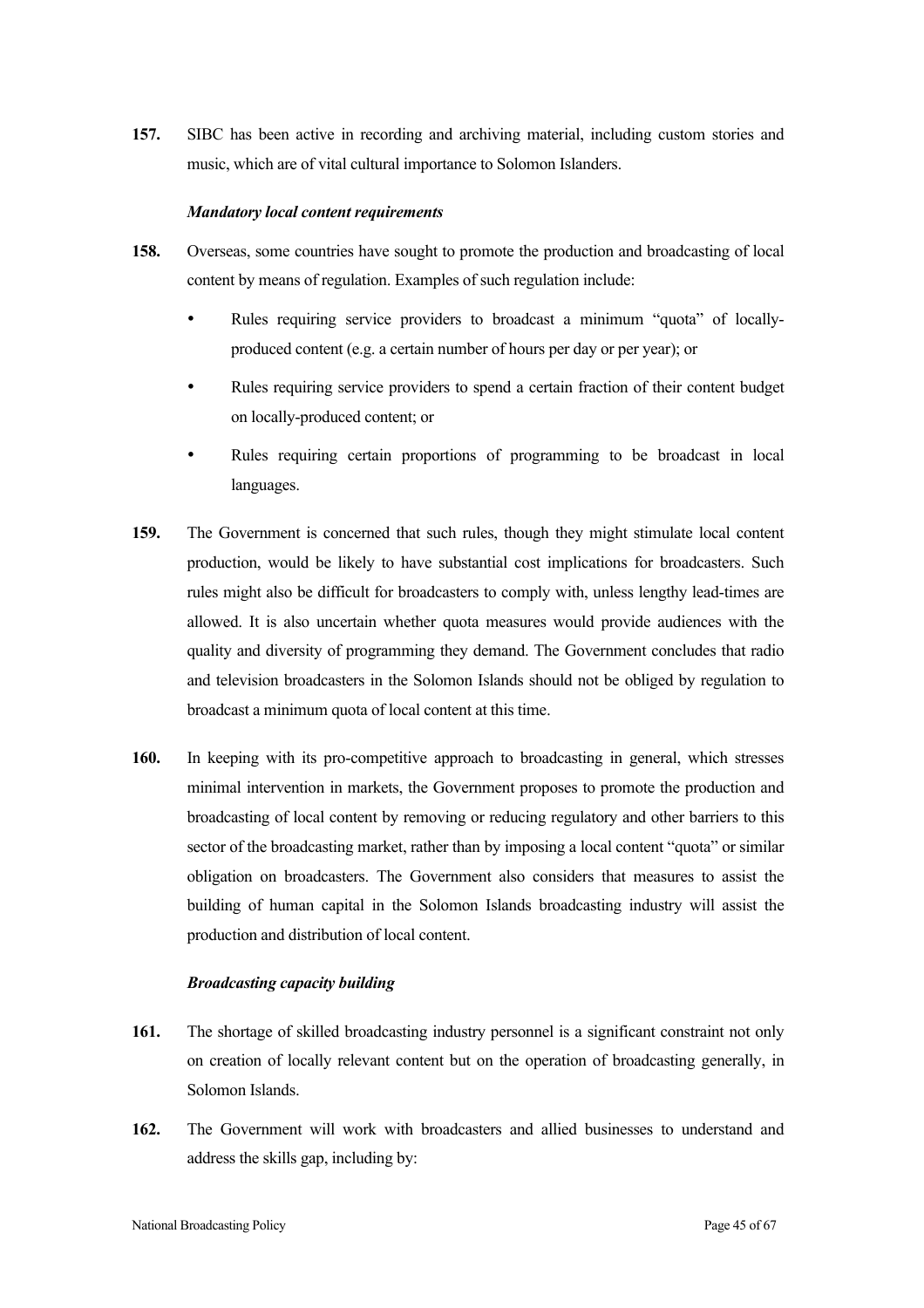**157.** SIBC has been active in recording and archiving material, including custom stories and music, which are of vital cultural importance to Solomon Islanders.

***Mandatory local content requirements***

**158.** Overseas, some countries have sought to promote the production and broadcasting of local content by means of regulation. Examples of such regulation include:

- Rules requiring service providers to broadcast a minimum "quota" of locally-produced content (e.g. a certain number of hours per day or per year); or
- Rules requiring service providers to spend a certain fraction of their content budget on locally-produced content; or
- Rules requiring certain proportions of programming to be broadcast in local languages.

**159.** The Government is concerned that such rules, though they might stimulate local content production, would be likely to have substantial cost implications for broadcasters. Such rules might also be difficult for broadcasters to comply with, unless lengthy lead-times are allowed. It is also uncertain whether quota measures would provide audiences with the quality and diversity of programming they demand. The Government concludes that radio and television broadcasters in the Solomon Islands should not be obliged by regulation to broadcast a minimum quota of local content at this time.

**160.** In keeping with its pro-competitive approach to broadcasting in general, which stresses minimal intervention in markets, the Government proposes to promote the production and broadcasting of local content by removing or reducing regulatory and other barriers to this sector of the broadcasting market, rather than by imposing a local content "quota" or similar obligation on broadcasters. The Government also considers that measures to assist the building of human capital in the Solomon Islands broadcasting industry will assist the production and distribution of local content.

***Broadcasting capacity building***

**161.** The shortage of skilled broadcasting industry personnel is a significant constraint not only on creation of locally relevant content but on the operation of broadcasting generally, in Solomon Islands.

**162.** The Government will work with broadcasters and allied businesses to understand and address the skills gap, including by: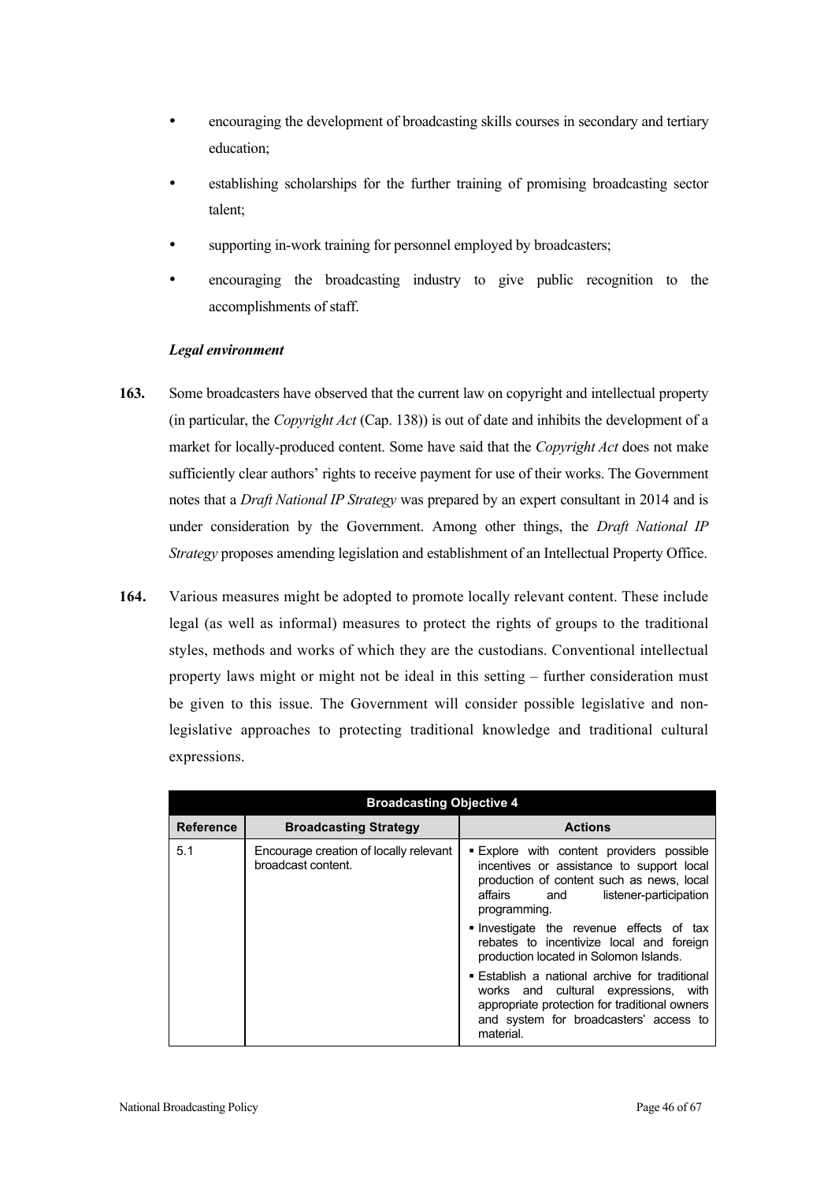- encouraging the development of broadcasting skills courses in secondary and tertiary education;
- establishing scholarships for the further training of promising broadcasting sector talent;
- supporting in-work training for personnel employed by broadcasters;
- encouraging the broadcasting industry to give public recognition to the accomplishments of staff.

***Legal environment***

**163.** Some broadcasters have observed that the current law on copyright and intellectual property (in particular, the *Copyright Act* (Cap. 138)) is out of date and inhibits the development of a market for locally-produced content. Some have said that the *Copyright Act* does not make sufficiently clear authors' rights to receive payment for use of their works. The Government notes that a *Draft National IP Strategy* was prepared by an expert consultant in 2014 and is under consideration by the Government. Among other things, the *Draft National IP Strategy* proposes amending legislation and establishment of an Intellectual Property Office.

**164.** Various measures might be adopted to promote locally relevant content. These include legal (as well as informal) measures to protect the rights of groups to the traditional styles, methods and works of which they are the custodians. Conventional intellectual property laws might or might not be ideal in this setting – further consideration must be given to this issue. The Government will consider possible legislative and non-legislative approaches to protecting traditional knowledge and traditional cultural expressions.

| **Broadcasting Objective 4** | | |
|---|---|---|
| **Reference** | **Broadcasting Strategy** | **Actions** |
| 5.1 | Encourage creation of locally relevant broadcast content. | ▪ Explore with content providers possible incentives or assistance to support local production of content such as news, local affairs and listener-participation programming.<br>▪ Investigate the revenue effects of tax rebates to incentivize local and foreign production located in Solomon Islands.<br>▪ Establish a national archive for traditional works and cultural expressions, with appropriate protection for traditional owners and system for broadcasters' access to material. |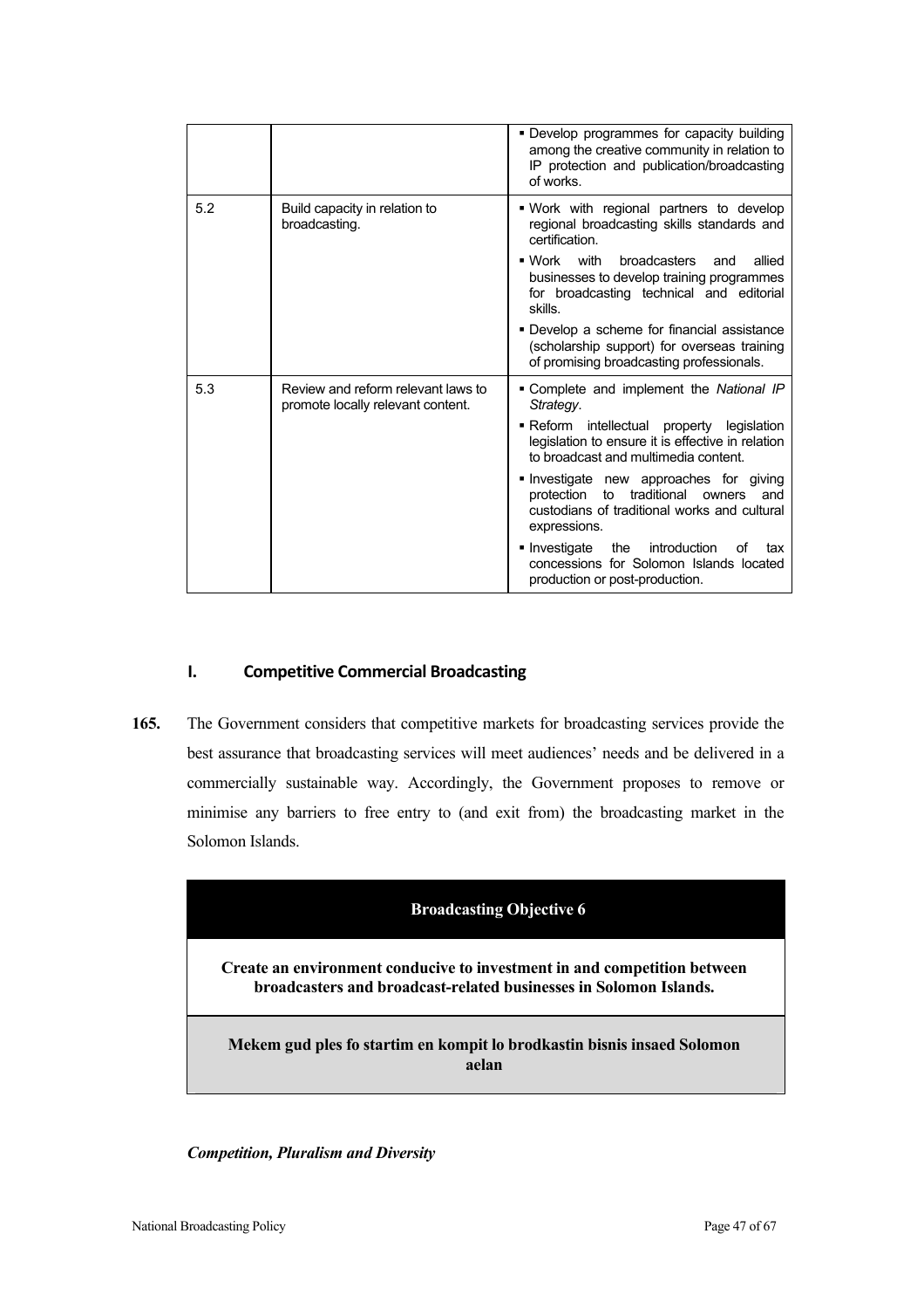| | | |
|---|---|---|
| | | ▪ Develop programmes for capacity building among the creative community in relation to IP protection and publication/broadcasting of works. |
| 5.2 | Build capacity in relation to broadcasting. | ▪ Work with regional partners to develop regional broadcasting skills standards and certification.<br>▪ Work with broadcasters and allied businesses to develop training programmes for broadcasting technical and editorial skills.<br>▪ Develop a scheme for financial assistance (scholarship support) for overseas training of promising broadcasting professionals. |
| 5.3 | Review and reform relevant laws to promote locally relevant content. | ▪ Complete and implement the *National IP Strategy*.<br>▪ Reform intellectual property legislation legislation to ensure it is effective in relation to broadcast and multimedia content.<br>▪ Investigate new approaches for giving protection to traditional owners and custodians of traditional works and cultural expressions.<br>▪ Investigate the introduction of tax concessions for Solomon Islands located production or post-production. |

## I. Competitive Commercial Broadcasting

**165.** The Government considers that competitive markets for broadcasting services provide the best assurance that broadcasting services will meet audiences' needs and be delivered in a commercially sustainable way. Accordingly, the Government proposes to remove or minimise any barriers to free entry to (and exit from) the broadcasting market in the Solomon Islands.

| Broadcasting Objective 6 |
|---|
| **Create an environment conducive to investment in and competition between broadcasters and broadcast-related businesses in Solomon Islands.** |
| **Mekem gud ples fo startim en kompit lo brodkastin bisnis insaed Solomon aelan** |

***Competition, Pluralism and Diversity***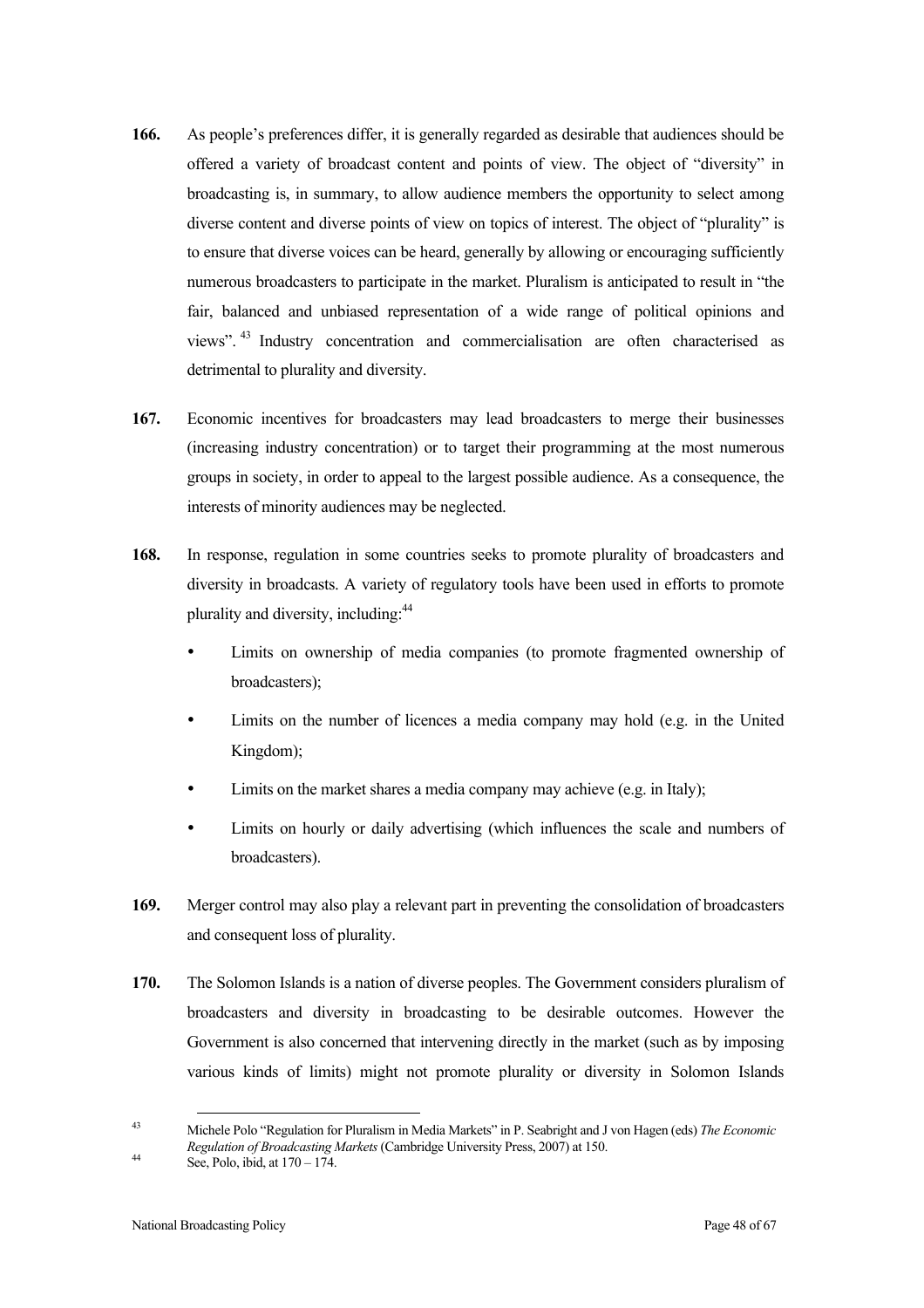**166.** As people's preferences differ, it is generally regarded as desirable that audiences should be offered a variety of broadcast content and points of view. The object of "diversity" in broadcasting is, in summary, to allow audience members the opportunity to select among diverse content and diverse points of view on topics of interest. The object of "plurality" is to ensure that diverse voices can be heard, generally by allowing or encouraging sufficiently numerous broadcasters to participate in the market. Pluralism is anticipated to result in "the fair, balanced and unbiased representation of a wide range of political opinions and views".[43] Industry concentration and commercialisation are often characterised as detrimental to plurality and diversity.

**167.** Economic incentives for broadcasters may lead broadcasters to merge their businesses (increasing industry concentration) or to target their programming at the most numerous groups in society, in order to appeal to the largest possible audience. As a consequence, the interests of minority audiences may be neglected.

**168.** In response, regulation in some countries seeks to promote plurality of broadcasters and diversity in broadcasts. A variety of regulatory tools have been used in efforts to promote plurality and diversity, including:[44]

- Limits on ownership of media companies (to promote fragmented ownership of broadcasters);
- Limits on the number of licences a media company may hold (e.g. in the United Kingdom);
- Limits on the market shares a media company may achieve (e.g. in Italy);
- Limits on hourly or daily advertising (which influences the scale and numbers of broadcasters).

**169.** Merger control may also play a relevant part in preventing the consolidation of broadcasters and consequent loss of plurality.

**170.** The Solomon Islands is a nation of diverse peoples. The Government considers pluralism of broadcasters and diversity in broadcasting to be desirable outcomes. However the Government is also concerned that intervening directly in the market (such as by imposing various kinds of limits) might not promote plurality or diversity in Solomon Islands

---

[43] Michele Polo "Regulation for Pluralism in Media Markets" in P. Seabright and J von Hagen (eds) *The Economic Regulation of Broadcasting Markets* (Cambridge University Press, 2007) at 150.

[44] See, Polo, ibid, at 170 – 174.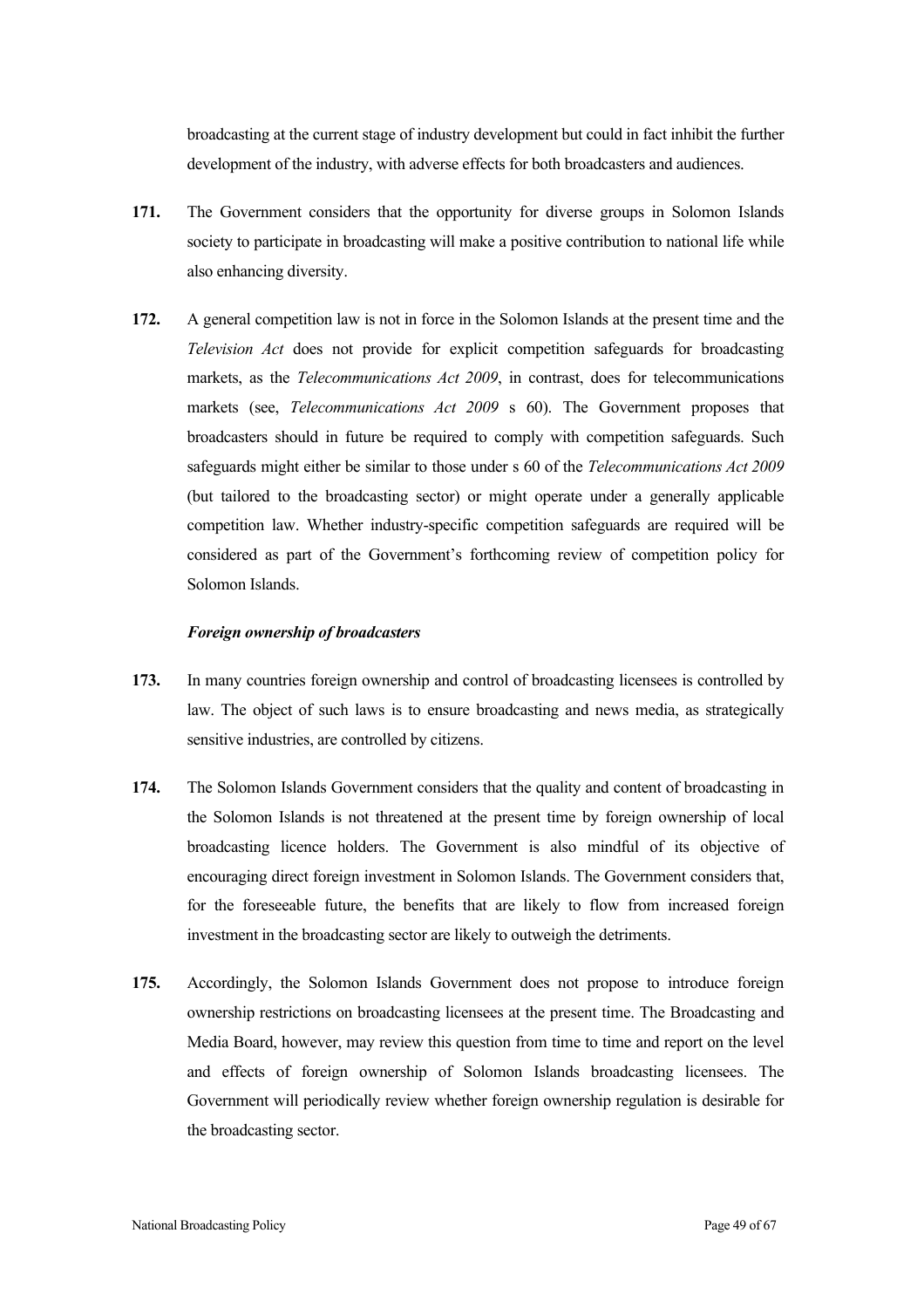broadcasting at the current stage of industry development but could in fact inhibit the further development of the industry, with adverse effects for both broadcasters and audiences.

**171.** The Government considers that the opportunity for diverse groups in Solomon Islands society to participate in broadcasting will make a positive contribution to national life while also enhancing diversity.

**172.** A general competition law is not in force in the Solomon Islands at the present time and the *Television Act* does not provide for explicit competition safeguards for broadcasting markets, as the *Telecommunications Act 2009*, in contrast, does for telecommunications markets (see, *Telecommunications Act 2009* s 60). The Government proposes that broadcasters should in future be required to comply with competition safeguards. Such safeguards might either be similar to those under s 60 of the *Telecommunications Act 2009* (but tailored to the broadcasting sector) or might operate under a generally applicable competition law. Whether industry-specific competition safeguards are required will be considered as part of the Government's forthcoming review of competition policy for Solomon Islands.

***Foreign ownership of broadcasters***

**173.** In many countries foreign ownership and control of broadcasting licensees is controlled by law. The object of such laws is to ensure broadcasting and news media, as strategically sensitive industries, are controlled by citizens.

**174.** The Solomon Islands Government considers that the quality and content of broadcasting in the Solomon Islands is not threatened at the present time by foreign ownership of local broadcasting licence holders. The Government is also mindful of its objective of encouraging direct foreign investment in Solomon Islands. The Government considers that, for the foreseeable future, the benefits that are likely to flow from increased foreign investment in the broadcasting sector are likely to outweigh the detriments.

**175.** Accordingly, the Solomon Islands Government does not propose to introduce foreign ownership restrictions on broadcasting licensees at the present time. The Broadcasting and Media Board, however, may review this question from time to time and report on the level and effects of foreign ownership of Solomon Islands broadcasting licensees. The Government will periodically review whether foreign ownership regulation is desirable for the broadcasting sector.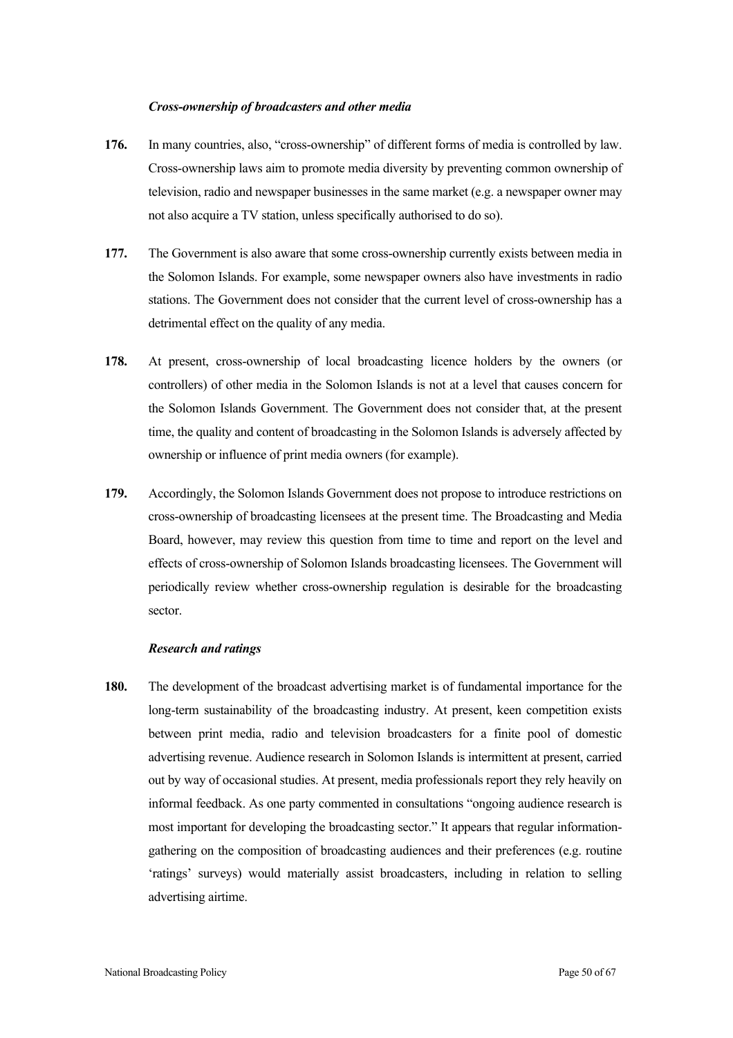***Cross-ownership of broadcasters and other media***

**176.** In many countries, also, "cross-ownership" of different forms of media is controlled by law. Cross-ownership laws aim to promote media diversity by preventing common ownership of television, radio and newspaper businesses in the same market (e.g. a newspaper owner may not also acquire a TV station, unless specifically authorised to do so).

**177.** The Government is also aware that some cross-ownership currently exists between media in the Solomon Islands. For example, some newspaper owners also have investments in radio stations. The Government does not consider that the current level of cross-ownership has a detrimental effect on the quality of any media.

**178.** At present, cross-ownership of local broadcasting licence holders by the owners (or controllers) of other media in the Solomon Islands is not at a level that causes concern for the Solomon Islands Government. The Government does not consider that, at the present time, the quality and content of broadcasting in the Solomon Islands is adversely affected by ownership or influence of print media owners (for example).

**179.** Accordingly, the Solomon Islands Government does not propose to introduce restrictions on cross-ownership of broadcasting licensees at the present time. The Broadcasting and Media Board, however, may review this question from time to time and report on the level and effects of cross-ownership of Solomon Islands broadcasting licensees. The Government will periodically review whether cross-ownership regulation is desirable for the broadcasting sector.

***Research and ratings***

**180.** The development of the broadcast advertising market is of fundamental importance for the long-term sustainability of the broadcasting industry. At present, keen competition exists between print media, radio and television broadcasters for a finite pool of domestic advertising revenue. Audience research in Solomon Islands is intermittent at present, carried out by way of occasional studies. At present, media professionals report they rely heavily on informal feedback. As one party commented in consultations "ongoing audience research is most important for developing the broadcasting sector." It appears that regular information-gathering on the composition of broadcasting audiences and their preferences (e.g. routine 'ratings' surveys) would materially assist broadcasters, including in relation to selling advertising airtime.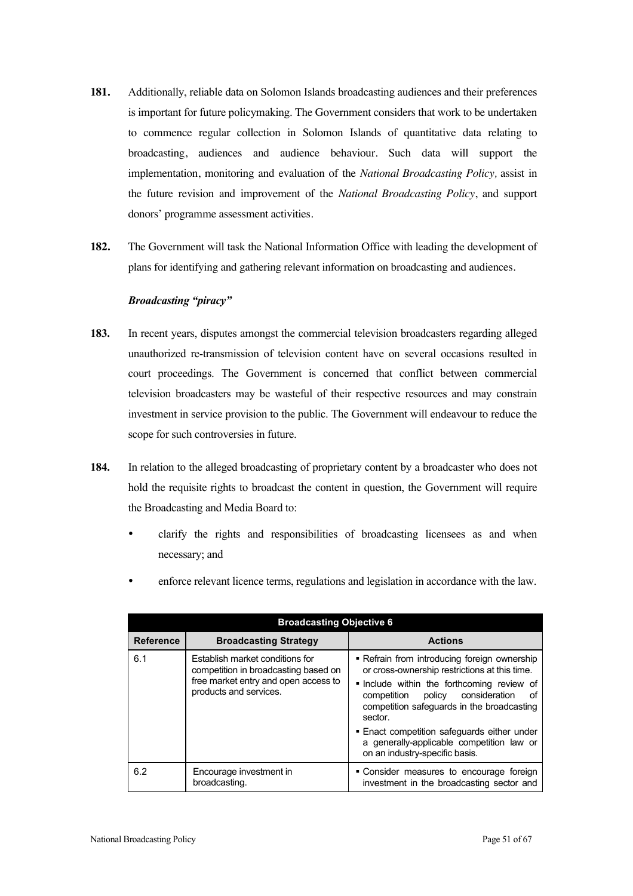**181.** Additionally, reliable data on Solomon Islands broadcasting audiences and their preferences is important for future policymaking. The Government considers that work to be undertaken to commence regular collection in Solomon Islands of quantitative data relating to broadcasting, audiences and audience behaviour. Such data will support the implementation, monitoring and evaluation of the *National Broadcasting Policy,* assist in the future revision and improvement of the *National Broadcasting Policy*, and support donors' programme assessment activities.

**182.** The Government will task the National Information Office with leading the development of plans for identifying and gathering relevant information on broadcasting and audiences.

***Broadcasting "piracy"***

**183.** In recent years, disputes amongst the commercial television broadcasters regarding alleged unauthorized re-transmission of television content have on several occasions resulted in court proceedings. The Government is concerned that conflict between commercial television broadcasters may be wasteful of their respective resources and may constrain investment in service provision to the public. The Government will endeavour to reduce the scope for such controversies in future.

**184.** In relation to the alleged broadcasting of proprietary content by a broadcaster who does not hold the requisite rights to broadcast the content in question, the Government will require the Broadcasting and Media Board to:

- clarify the rights and responsibilities of broadcasting licensees as and when necessary; and
- enforce relevant licence terms, regulations and legislation in accordance with the law.

| **Broadcasting Objective 6** | | |
|---|---|---|
| **Reference** | **Broadcasting Strategy** | **Actions** |
| 6.1 | Establish market conditions for competition in broadcasting based on free market entry and open access to products and services. | ▪ Refrain from introducing foreign ownership or cross-ownership restrictions at this time.<br>▪ Include within the forthcoming review of competition policy consideration of competition safeguards in the broadcasting sector.<br>▪ Enact competition safeguards either under a generally-applicable competition law or on an industry-specific basis. |
| 6.2 | Encourage investment in broadcasting. | ▪ Consider measures to encourage foreign investment in the broadcasting sector and |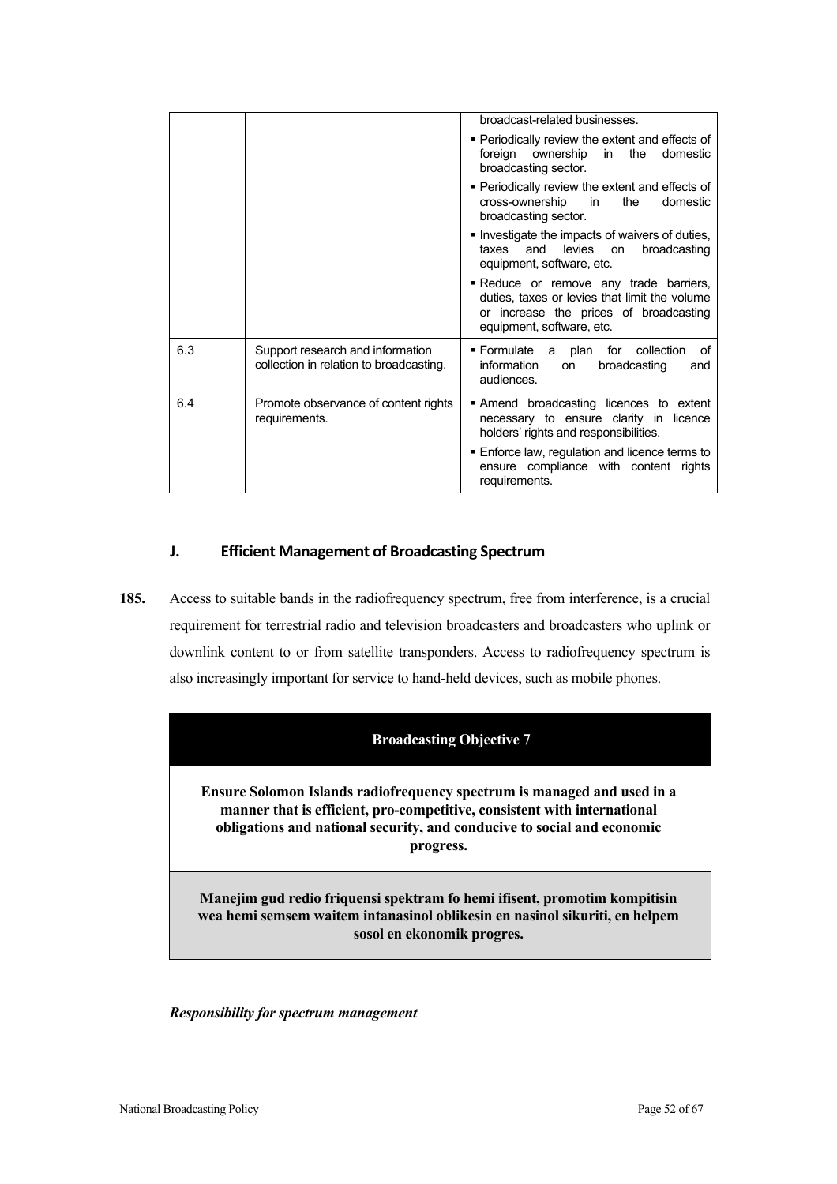| | | |
|---|---|---|
| | | broadcast-related businesses.<br>▪ Periodically review the extent and effects of foreign ownership in the domestic broadcasting sector.<br>▪ Periodically review the extent and effects of cross-ownership in the domestic broadcasting sector.<br>▪ Investigate the impacts of waivers of duties, taxes and levies on broadcasting equipment, software, etc.<br>▪ Reduce or remove any trade barriers, duties, taxes or levies that limit the volume or increase the prices of broadcasting equipment, software, etc. |
| 6.3 | Support research and information collection in relation to broadcasting. | ▪ Formulate a plan for collection of information on broadcasting and audiences. |
| 6.4 | Promote observance of content rights requirements. | ▪ Amend broadcasting licences to extent necessary to ensure clarity in licence holders' rights and responsibilities.<br>▪ Enforce law, regulation and licence terms to ensure compliance with content rights requirements. |

## J. Efficient Management of Broadcasting Spectrum

**185.** Access to suitable bands in the radiofrequency spectrum, free from interference, is a crucial requirement for terrestrial radio and television broadcasters and broadcasters who uplink or downlink content to or from satellite transponders. Access to radiofrequency spectrum is also increasingly important for service to hand-held devices, such as mobile phones.

| Broadcasting Objective 7 |
|---|
| **Ensure Solomon Islands radiofrequency spectrum is managed and used in a manner that is efficient, pro-competitive, consistent with international obligations and national security, and conducive to social and economic progress.** |
| **Manejim gud redio friquensi spektram fo hemi ifisent, promotim kompitisin wea hemi semsem waitem intanasinol oblikesin en nasinol sikuriti, en helpem sosol en ekonomik progres.** |

***Responsibility for spectrum management***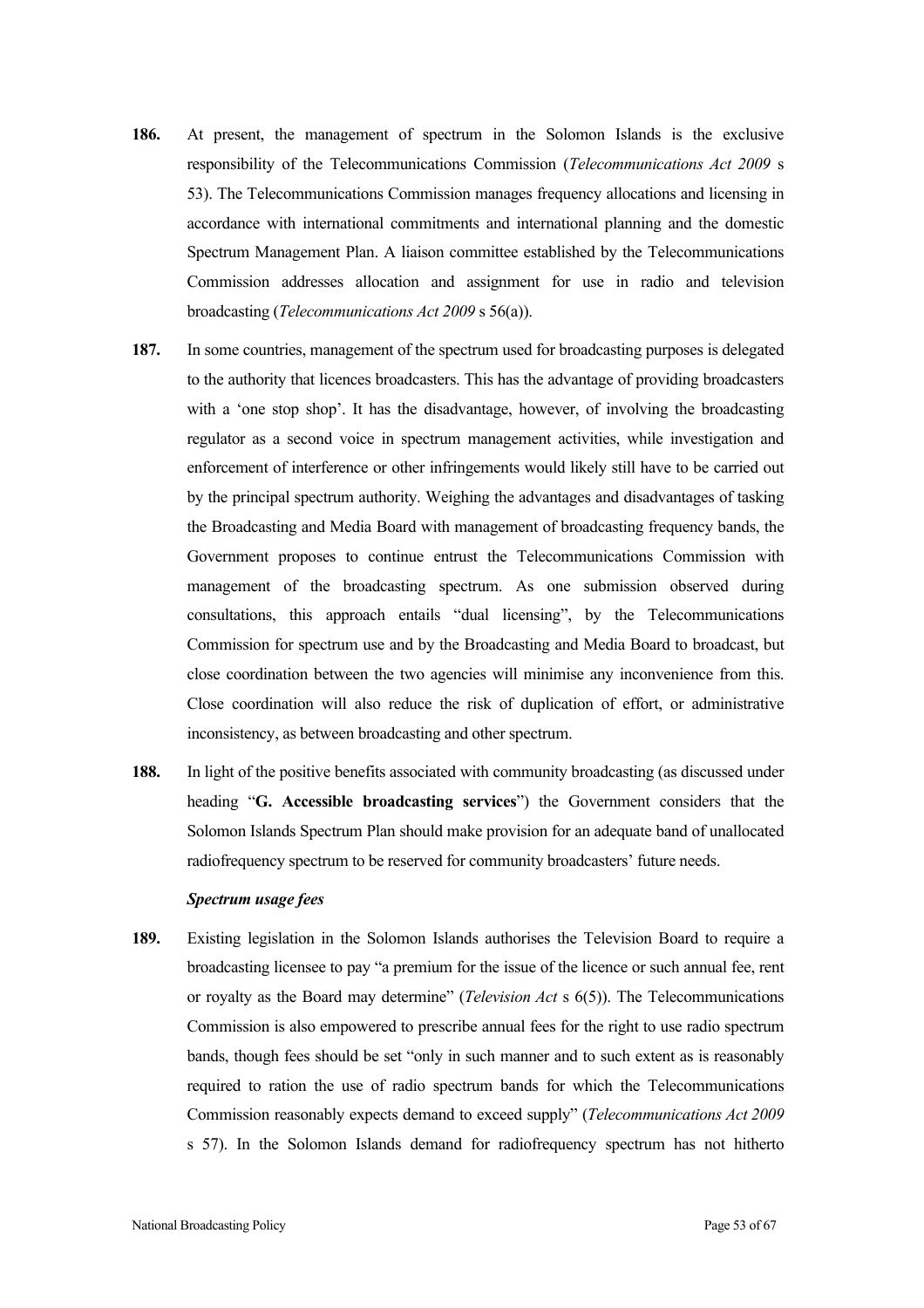**186.** At present, the management of spectrum in the Solomon Islands is the exclusive responsibility of the Telecommunications Commission (*Telecommunications Act 2009* s 53). The Telecommunications Commission manages frequency allocations and licensing in accordance with international commitments and international planning and the domestic Spectrum Management Plan. A liaison committee established by the Telecommunications Commission addresses allocation and assignment for use in radio and television broadcasting (*Telecommunications Act 2009* s 56(a)).

**187.** In some countries, management of the spectrum used for broadcasting purposes is delegated to the authority that licences broadcasters. This has the advantage of providing broadcasters with a 'one stop shop'. It has the disadvantage, however, of involving the broadcasting regulator as a second voice in spectrum management activities, while investigation and enforcement of interference or other infringements would likely still have to be carried out by the principal spectrum authority. Weighing the advantages and disadvantages of tasking the Broadcasting and Media Board with management of broadcasting frequency bands, the Government proposes to continue entrust the Telecommunications Commission with management of the broadcasting spectrum. As one submission observed during consultations, this approach entails "dual licensing", by the Telecommunications Commission for spectrum use and by the Broadcasting and Media Board to broadcast, but close coordination between the two agencies will minimise any inconvenience from this. Close coordination will also reduce the risk of duplication of effort, or administrative inconsistency, as between broadcasting and other spectrum.

**188.** In light of the positive benefits associated with community broadcasting (as discussed under heading "**G. Accessible broadcasting services**") the Government considers that the Solomon Islands Spectrum Plan should make provision for an adequate band of unallocated radiofrequency spectrum to be reserved for community broadcasters' future needs.

***Spectrum usage fees***

**189.** Existing legislation in the Solomon Islands authorises the Television Board to require a broadcasting licensee to pay "a premium for the issue of the licence or such annual fee, rent or royalty as the Board may determine" (*Television Act* s 6(5)). The Telecommunications Commission is also empowered to prescribe annual fees for the right to use radio spectrum bands, though fees should be set "only in such manner and to such extent as is reasonably required to ration the use of radio spectrum bands for which the Telecommunications Commission reasonably expects demand to exceed supply" (*Telecommunications Act 2009* s 57). In the Solomon Islands demand for radiofrequency spectrum has not hitherto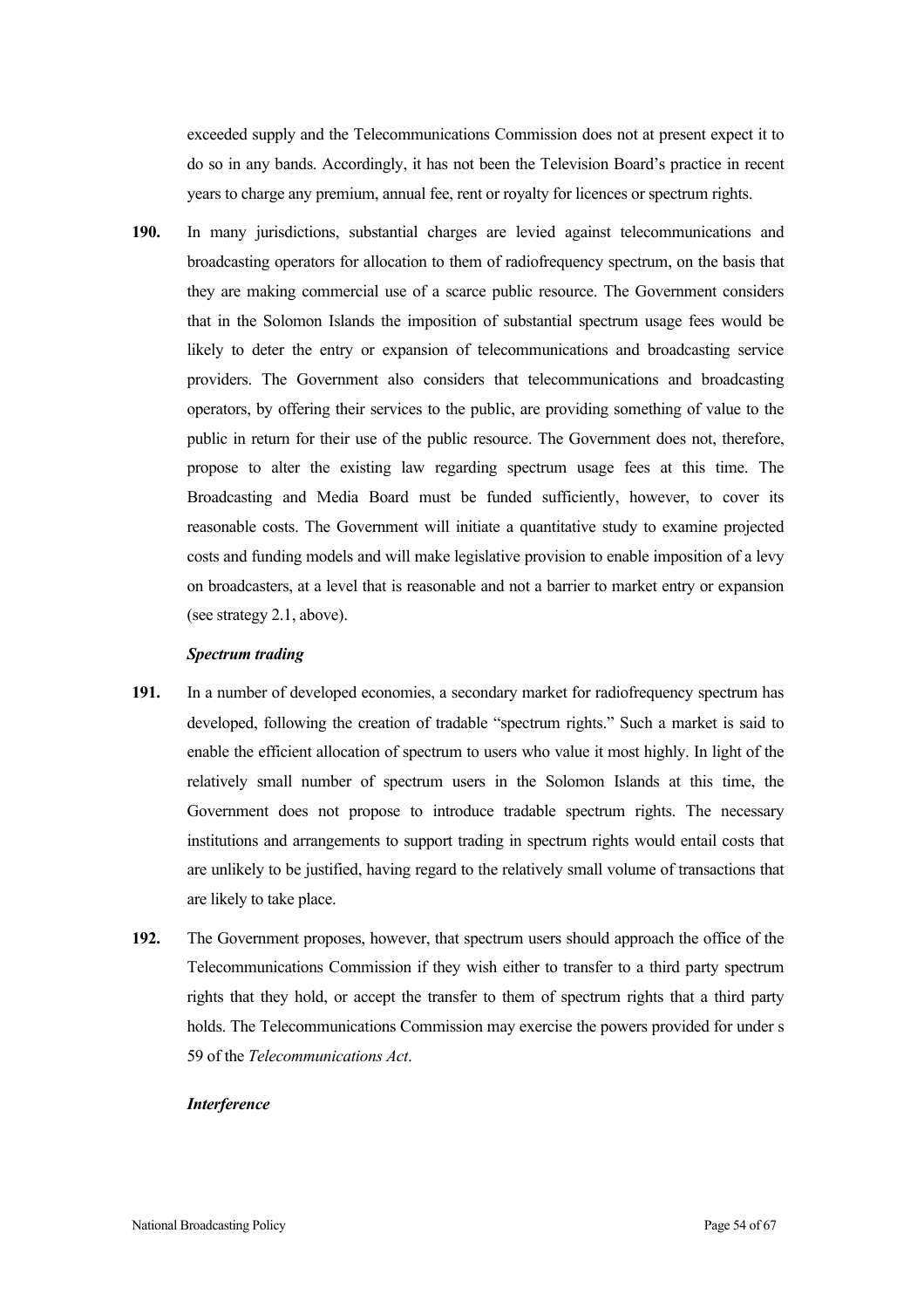exceeded supply and the Telecommunications Commission does not at present expect it to do so in any bands. Accordingly, it has not been the Television Board's practice in recent years to charge any premium, annual fee, rent or royalty for licences or spectrum rights.

**190.** In many jurisdictions, substantial charges are levied against telecommunications and broadcasting operators for allocation to them of radiofrequency spectrum, on the basis that they are making commercial use of a scarce public resource. The Government considers that in the Solomon Islands the imposition of substantial spectrum usage fees would be likely to deter the entry or expansion of telecommunications and broadcasting service providers. The Government also considers that telecommunications and broadcasting operators, by offering their services to the public, are providing something of value to the public in return for their use of the public resource. The Government does not, therefore, propose to alter the existing law regarding spectrum usage fees at this time. The Broadcasting and Media Board must be funded sufficiently, however, to cover its reasonable costs. The Government will initiate a quantitative study to examine projected costs and funding models and will make legislative provision to enable imposition of a levy on broadcasters, at a level that is reasonable and not a barrier to market entry or expansion (see strategy 2.1, above).

***Spectrum trading***

**191.** In a number of developed economies, a secondary market for radiofrequency spectrum has developed, following the creation of tradable "spectrum rights." Such a market is said to enable the efficient allocation of spectrum to users who value it most highly. In light of the relatively small number of spectrum users in the Solomon Islands at this time, the Government does not propose to introduce tradable spectrum rights. The necessary institutions and arrangements to support trading in spectrum rights would entail costs that are unlikely to be justified, having regard to the relatively small volume of transactions that are likely to take place.

**192.** The Government proposes, however, that spectrum users should approach the office of the Telecommunications Commission if they wish either to transfer to a third party spectrum rights that they hold, or accept the transfer to them of spectrum rights that a third party holds. The Telecommunications Commission may exercise the powers provided for under s 59 of the *Telecommunications Act*.

***Interference***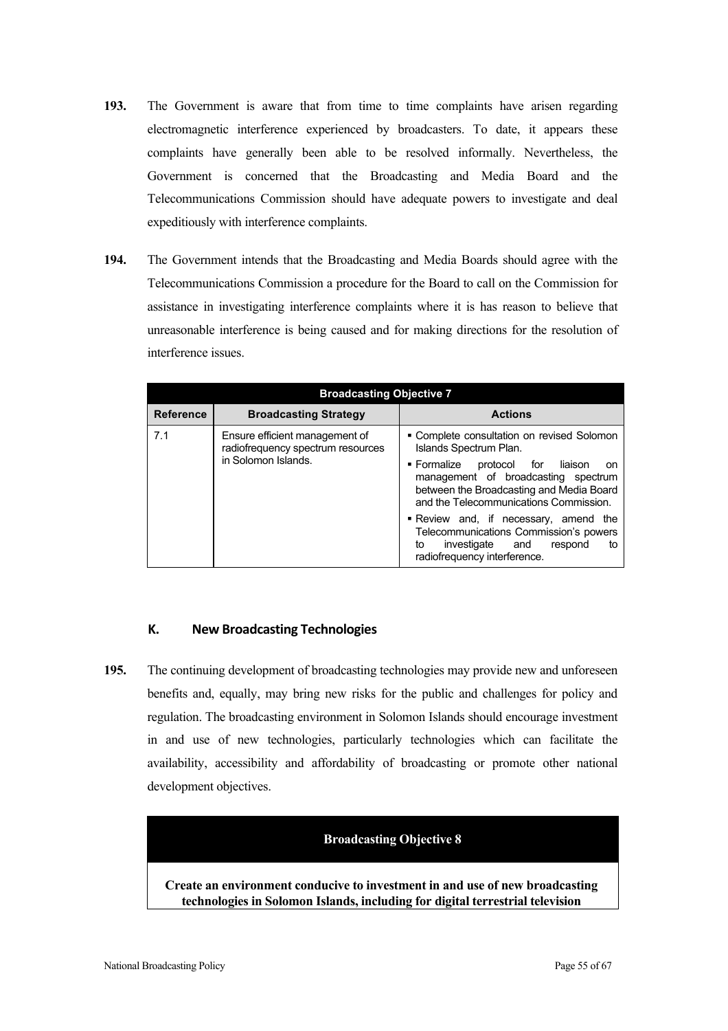**193.** The Government is aware that from time to time complaints have arisen regarding electromagnetic interference experienced by broadcasters. To date, it appears these complaints have generally been able to be resolved informally. Nevertheless, the Government is concerned that the Broadcasting and Media Board and the Telecommunications Commission should have adequate powers to investigate and deal expeditiously with interference complaints.

**194.** The Government intends that the Broadcasting and Media Boards should agree with the Telecommunications Commission a procedure for the Board to call on the Commission for assistance in investigating interference complaints where it is has reason to believe that unreasonable interference is being caused and for making directions for the resolution of interference issues.

| **Broadcasting Objective 7** | | |
|---|---|---|
| **Reference** | **Broadcasting Strategy** | **Actions** |
| 7.1 | Ensure efficient management of radiofrequency spectrum resources in Solomon Islands. | ▪ Complete consultation on revised Solomon Islands Spectrum Plan.<br>▪ Formalize protocol for liaison on management of broadcasting spectrum between the Broadcasting and Media Board and the Telecommunications Commission.<br>▪ Review and, if necessary, amend the Telecommunications Commission's powers to investigate and respond to radiofrequency interference. |

## K. New Broadcasting Technologies

**195.** The continuing development of broadcasting technologies may provide new and unforeseen benefits and, equally, may bring new risks for the public and challenges for policy and regulation. The broadcasting environment in Solomon Islands should encourage investment in and use of new technologies, particularly technologies which can facilitate the availability, accessibility and affordability of broadcasting or promote other national development objectives.

| **Broadcasting Objective 8** |
|---|
| **Create an environment conducive to investment in and use of new broadcasting technologies in Solomon Islands, including for digital terrestrial television** |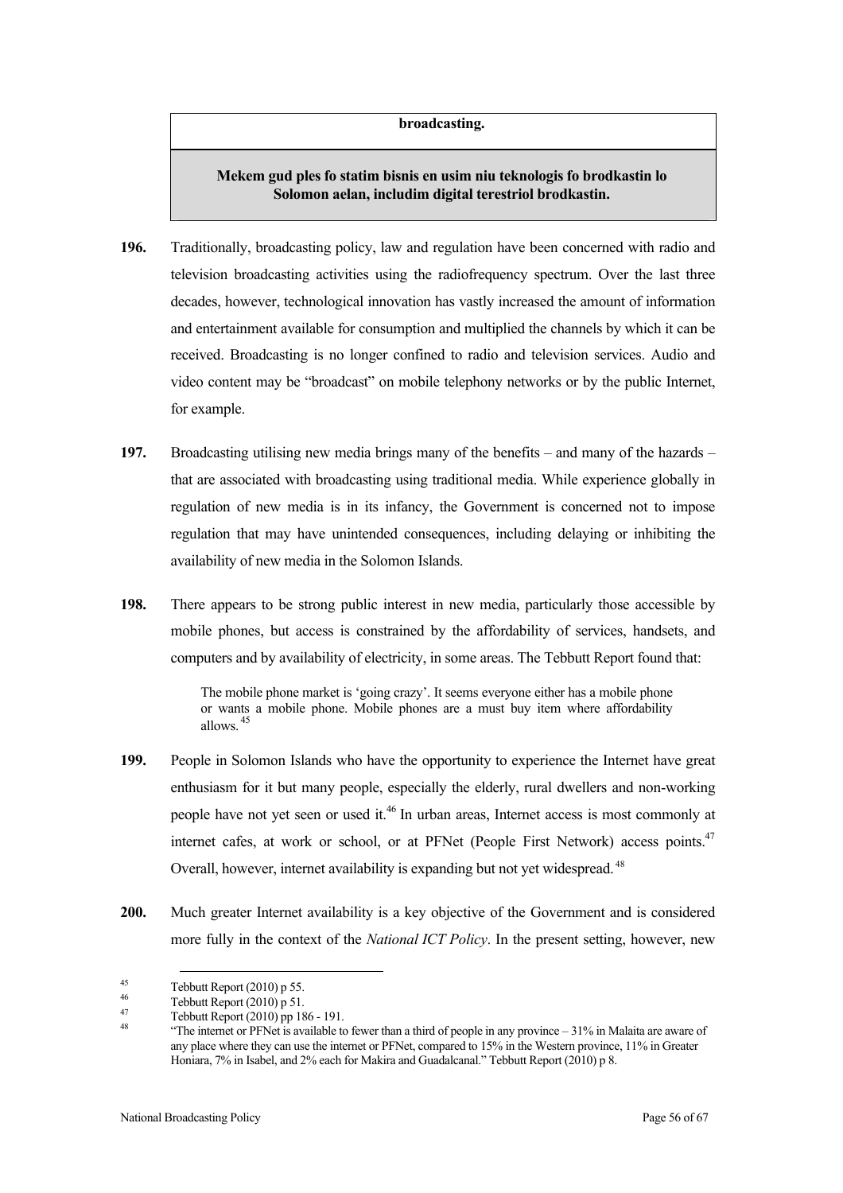| **broadcasting.** |
|---|
| **Mekem gud ples fo statim bisnis en usim niu teknologis fo brodkastin lo Solomon aelan, includim digital terestriol brodkastin.** |

**196.** Traditionally, broadcasting policy, law and regulation have been concerned with radio and television broadcasting activities using the radiofrequency spectrum. Over the last three decades, however, technological innovation has vastly increased the amount of information and entertainment available for consumption and multiplied the channels by which it can be received. Broadcasting is no longer confined to radio and television services. Audio and video content may be "broadcast" on mobile telephony networks or by the public Internet, for example.

**197.** Broadcasting utilising new media brings many of the benefits – and many of the hazards – that are associated with broadcasting using traditional media. While experience globally in regulation of new media is in its infancy, the Government is concerned not to impose regulation that may have unintended consequences, including delaying or inhibiting the availability of new media in the Solomon Islands.

**198.** There appears to be strong public interest in new media, particularly those accessible by mobile phones, but access is constrained by the affordability of services, handsets, and computers and by availability of electricity, in some areas. The Tebbutt Report found that:

> The mobile phone market is 'going crazy'. It seems everyone either has a mobile phone or wants a mobile phone. Mobile phones are a must buy item where affordability allows.[45]

**199.** People in Solomon Islands who have the opportunity to experience the Internet have great enthusiasm for it but many people, especially the elderly, rural dwellers and non-working people have not yet seen or used it.[46] In urban areas, Internet access is most commonly at internet cafes, at work or school, or at PFNet (People First Network) access points.[47] Overall, however, internet availability is expanding but not yet widespread.[48]

**200.** Much greater Internet availability is a key objective of the Government and is considered more fully in the context of the *National ICT Policy*. In the present setting, however, new

---

[45] Tebbutt Report (2010) p 55.

[46] Tebbutt Report (2010) p 51.

[47] Tebbutt Report (2010) pp 186 - 191.

[48] "The internet or PFNet is available to fewer than a third of people in any province – 31% in Malaita are aware of any place where they can use the internet or PFNet, compared to 15% in the Western province, 11% in Greater Honiara, 7% in Isabel, and 2% each for Makira and Guadalcanal." Tebbutt Report (2010) p 8.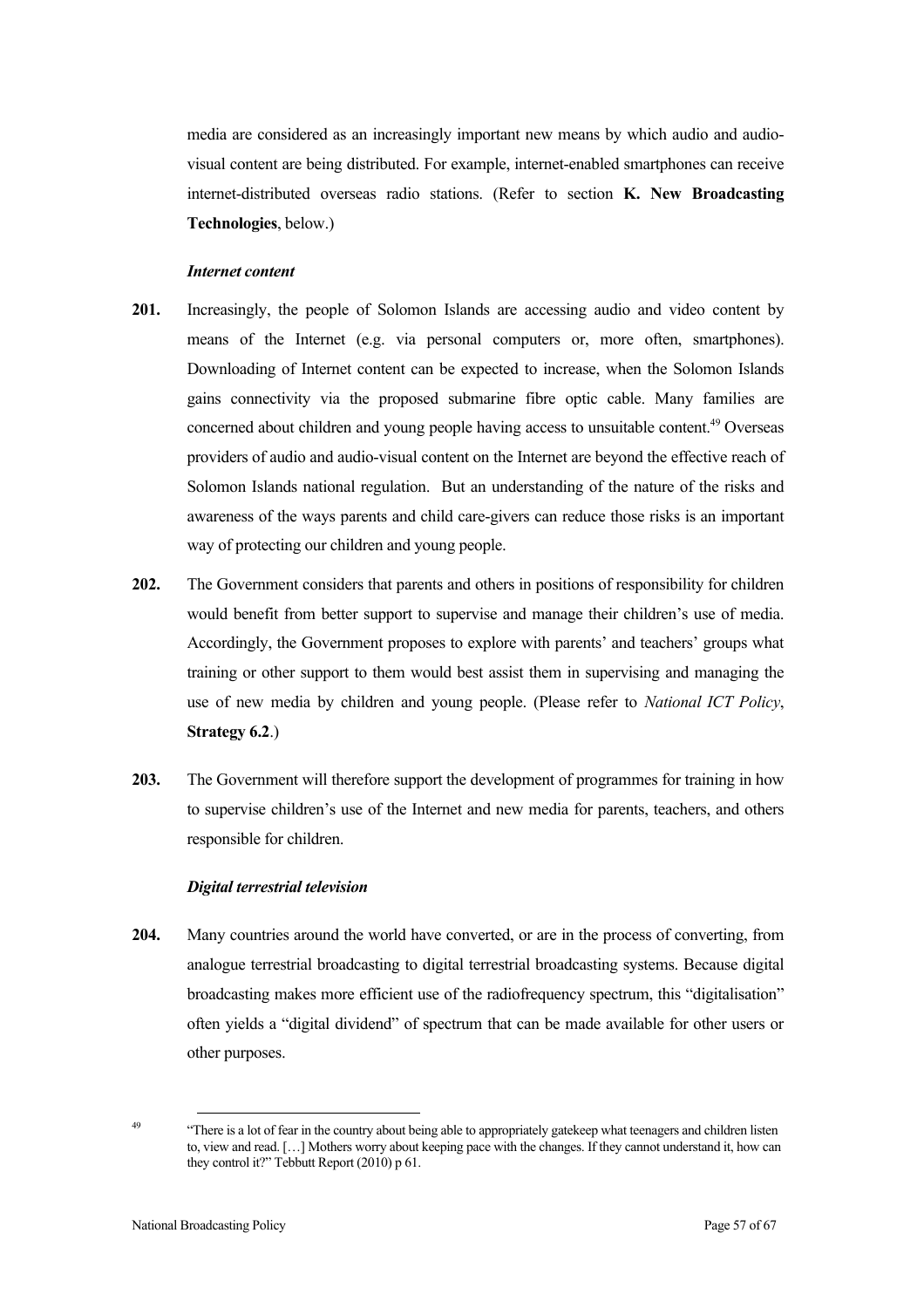media are considered as an increasingly important new means by which audio and audio-visual content are being distributed. For example, internet-enabled smartphones can receive internet-distributed overseas radio stations. (Refer to section **K. New Broadcasting Technologies**, below.)

***Internet content***

**201.** Increasingly, the people of Solomon Islands are accessing audio and video content by means of the Internet (e.g. via personal computers or, more often, smartphones). Downloading of Internet content can be expected to increase, when the Solomon Islands gains connectivity via the proposed submarine fibre optic cable. Many families are concerned about children and young people having access to unsuitable content.[49] Overseas providers of audio and audio-visual content on the Internet are beyond the effective reach of Solomon Islands national regulation. But an understanding of the nature of the risks and awareness of the ways parents and child care-givers can reduce those risks is an important way of protecting our children and young people.

**202.** The Government considers that parents and others in positions of responsibility for children would benefit from better support to supervise and manage their children's use of media. Accordingly, the Government proposes to explore with parents' and teachers' groups what training or other support to them would best assist them in supervising and managing the use of new media by children and young people. (Please refer to *National ICT Policy*, **Strategy 6.2**.)

**203.** The Government will therefore support the development of programmes for training in how to supervise children's use of the Internet and new media for parents, teachers, and others responsible for children.

***Digital terrestrial television***

**204.** Many countries around the world have converted, or are in the process of converting, from analogue terrestrial broadcasting to digital terrestrial broadcasting systems. Because digital broadcasting makes more efficient use of the radiofrequency spectrum, this "digitalisation" often yields a "digital dividend" of spectrum that can be made available for other users or other purposes.

---

[49] "There is a lot of fear in the country about being able to appropriately gatekeep what teenagers and children listen to, view and read. […] Mothers worry about keeping pace with the changes. If they cannot understand it, how can they control it?" Tebbutt Report (2010) p 61.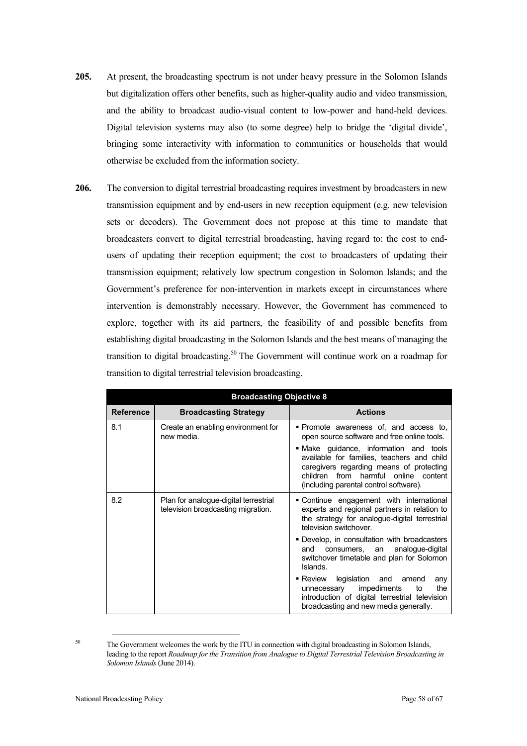**205.** At present, the broadcasting spectrum is not under heavy pressure in the Solomon Islands but digitalization offers other benefits, such as higher-quality audio and video transmission, and the ability to broadcast audio-visual content to low-power and hand-held devices. Digital television systems may also (to some degree) help to bridge the 'digital divide', bringing some interactivity with information to communities or households that would otherwise be excluded from the information society.

**206.** The conversion to digital terrestrial broadcasting requires investment by broadcasters in new transmission equipment and by end-users in new reception equipment (e.g. new television sets or decoders). The Government does not propose at this time to mandate that broadcasters convert to digital terrestrial broadcasting, having regard to: the cost to end-users of updating their reception equipment; the cost to broadcasters of updating their transmission equipment; relatively low spectrum congestion in Solomon Islands; and the Government's preference for non-intervention in markets except in circumstances where intervention is demonstrably necessary. However, the Government has commenced to explore, together with its aid partners, the feasibility of and possible benefits from establishing digital broadcasting in the Solomon Islands and the best means of managing the transition to digital broadcasting.[50] The Government will continue work on a roadmap for transition to digital terrestrial television broadcasting.

| **Broadcasting Objective 8** | | |
|---|---|---|
| **Reference** | **Broadcasting Strategy** | **Actions** |
| 8.1 | Create an enabling environment for new media. | ▪ Promote awareness of, and access to, open source software and free online tools.<br>▪ Make guidance, information and tools available for families, teachers and child caregivers regarding means of protecting children from harmful online content (including parental control software). |
| 8.2 | Plan for analogue-digital terrestrial television broadcasting migration. | ▪ Continue engagement with international experts and regional partners in relation to the strategy for analogue-digital terrestrial television switchover.<br>▪ Develop, in consultation with broadcasters and consumers, an analogue-digital switchover timetable and plan for Solomon Islands.<br>▪ Review legislation and amend any unnecessary impediments to the introduction of digital terrestrial television broadcasting and new media generally. |

[50] The Government welcomes the work by the ITU in connection with digital broadcasting in Solomon Islands, leading to the report *Roadmap for the Transition from Analogue to Digital Terrestrial Television Broadcasting in Solomon Islands* (June 2014).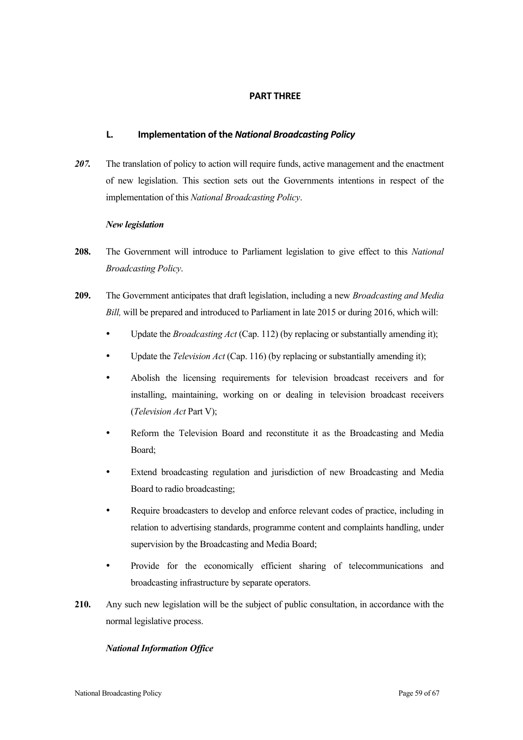# PART THREE

## L. Implementation of the *National Broadcasting Policy*

***207.*** The translation of policy to action will require funds, active management and the enactment of new legislation. This section sets out the Governments intentions in respect of the implementation of this *National Broadcasting Policy*.

***New legislation***

**208.** The Government will introduce to Parliament legislation to give effect to this *National Broadcasting Policy*.

**209.** The Government anticipates that draft legislation, including a new *Broadcasting and Media Bill,* will be prepared and introduced to Parliament in late 2015 or during 2016, which will:

- Update the *Broadcasting Act* (Cap. 112) (by replacing or substantially amending it);
- Update the *Television Act* (Cap. 116) (by replacing or substantially amending it);
- Abolish the licensing requirements for television broadcast receivers and for installing, maintaining, working on or dealing in television broadcast receivers (*Television Act* Part V);
- Reform the Television Board and reconstitute it as the Broadcasting and Media Board;
- Extend broadcasting regulation and jurisdiction of new Broadcasting and Media Board to radio broadcasting;
- Require broadcasters to develop and enforce relevant codes of practice, including in relation to advertising standards, programme content and complaints handling, under supervision by the Broadcasting and Media Board;
- Provide for the economically efficient sharing of telecommunications and broadcasting infrastructure by separate operators.

**210.** Any such new legislation will be the subject of public consultation, in accordance with the normal legislative process.

***National Information Office***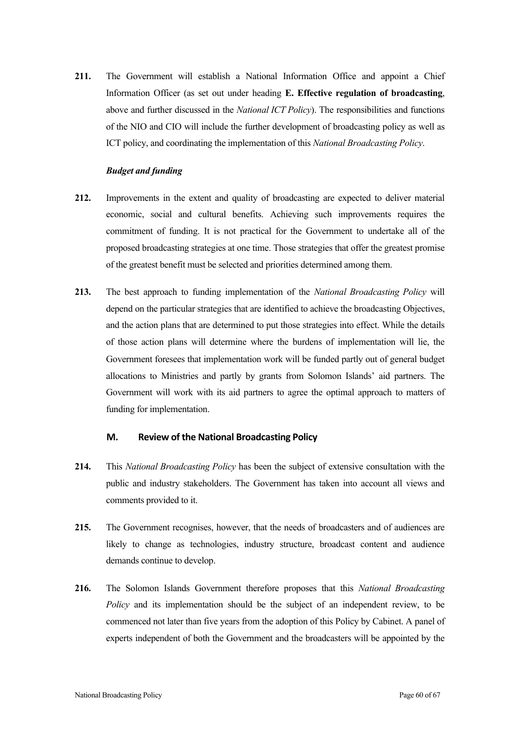**211.** The Government will establish a National Information Office and appoint a Chief Information Officer (as set out under heading **E. Effective regulation of broadcasting**, above and further discussed in the *National ICT Policy*). The responsibilities and functions of the NIO and CIO will include the further development of broadcasting policy as well as ICT policy, and coordinating the implementation of this *National Broadcasting Policy*.

***Budget and funding***

**212.** Improvements in the extent and quality of broadcasting are expected to deliver material economic, social and cultural benefits. Achieving such improvements requires the commitment of funding. It is not practical for the Government to undertake all of the proposed broadcasting strategies at one time. Those strategies that offer the greatest promise of the greatest benefit must be selected and priorities determined among them.

**213.** The best approach to funding implementation of the *National Broadcasting Policy* will depend on the particular strategies that are identified to achieve the broadcasting Objectives, and the action plans that are determined to put those strategies into effect. While the details of those action plans will determine where the burdens of implementation will lie, the Government foresees that implementation work will be funded partly out of general budget allocations to Ministries and partly by grants from Solomon Islands' aid partners. The Government will work with its aid partners to agree the optimal approach to matters of funding for implementation.

## M. Review of the National Broadcasting Policy

**214.** This *National Broadcasting Policy* has been the subject of extensive consultation with the public and industry stakeholders. The Government has taken into account all views and comments provided to it.

**215.** The Government recognises, however, that the needs of broadcasters and of audiences are likely to change as technologies, industry structure, broadcast content and audience demands continue to develop.

**216.** The Solomon Islands Government therefore proposes that this *National Broadcasting Policy* and its implementation should be the subject of an independent review, to be commenced not later than five years from the adoption of this Policy by Cabinet. A panel of experts independent of both the Government and the broadcasters will be appointed by the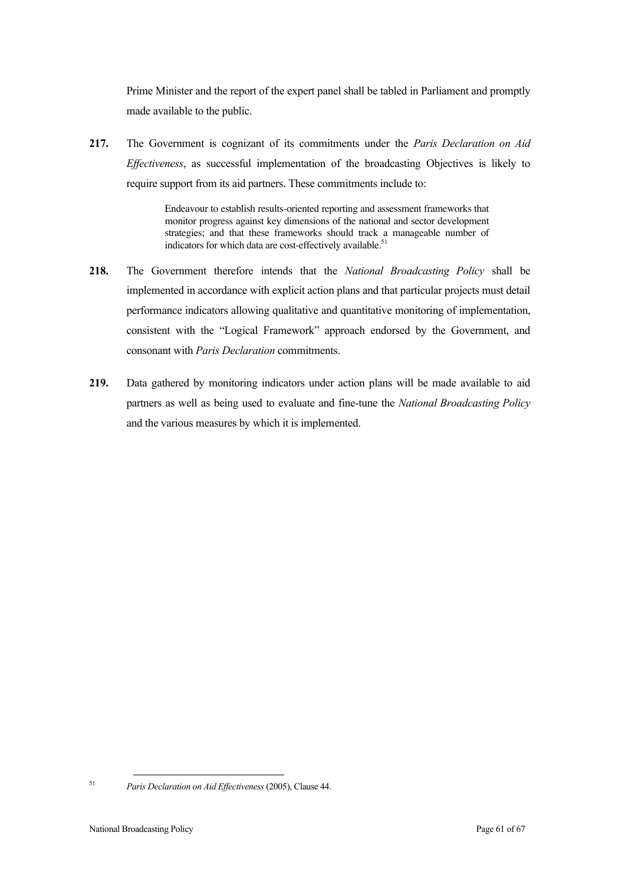Prime Minister and the report of the expert panel shall be tabled in Parliament and promptly made available to the public.

**217.** The Government is cognizant of its commitments under the *Paris Declaration on Aid Effectiveness*, as successful implementation of the broadcasting Objectives is likely to require support from its aid partners. These commitments include to:

> Endeavour to establish results-oriented reporting and assessment frameworks that monitor progress against key dimensions of the national and sector development strategies; and that these frameworks should track a manageable number of indicators for which data are cost-effectively available.[51]

**218.** The Government therefore intends that the *National Broadcasting Policy* shall be implemented in accordance with explicit action plans and that particular projects must detail performance indicators allowing qualitative and quantitative monitoring of implementation, consistent with the "Logical Framework" approach endorsed by the Government, and consonant with *Paris Declaration* commitments.

**219.** Data gathered by monitoring indicators under action plans will be made available to aid partners as well as being used to evaluate and fine-tune the *National Broadcasting Policy* and the various measures by which it is implemented.

---

[51] *Paris Declaration on Aid Effectiveness* (2005), Clause 44.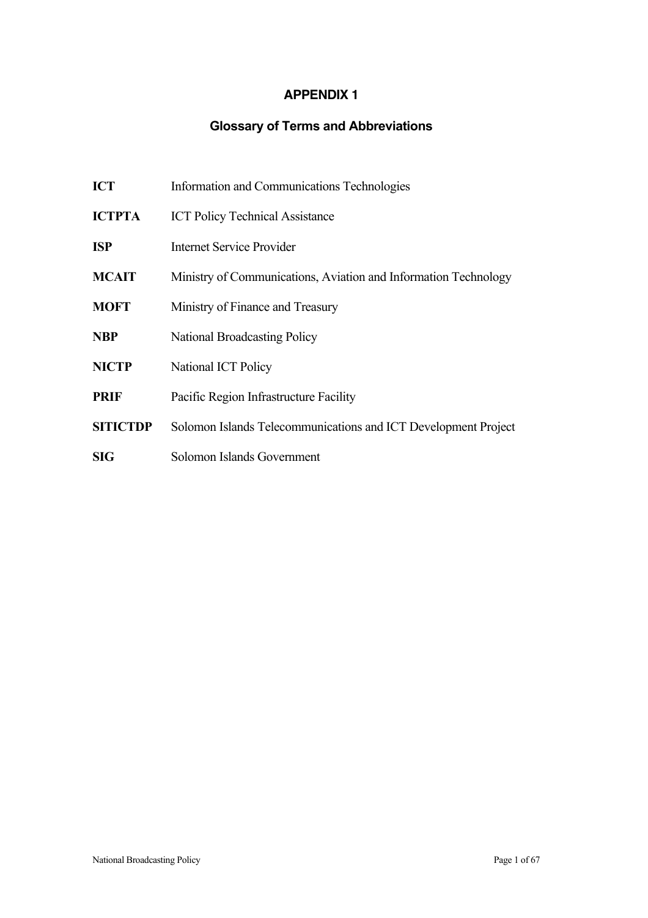# APPENDIX 1

## Glossary of Terms and Abbreviations

| | |
|---|---|
| **ICT** | Information and Communications Technologies |
| **ICTPTA** | ICT Policy Technical Assistance |
| **ISP** | Internet Service Provider |
| **MCAIT** | Ministry of Communications, Aviation and Information Technology |
| **MOFT** | Ministry of Finance and Treasury |
| **NBP** | National Broadcasting Policy |
| **NICTP** | National ICT Policy |
| **PRIF** | Pacific Region Infrastructure Facility |
| **SITICTDP** | Solomon Islands Telecommunications and ICT Development Project |
| **SIG** | Solomon Islands Government |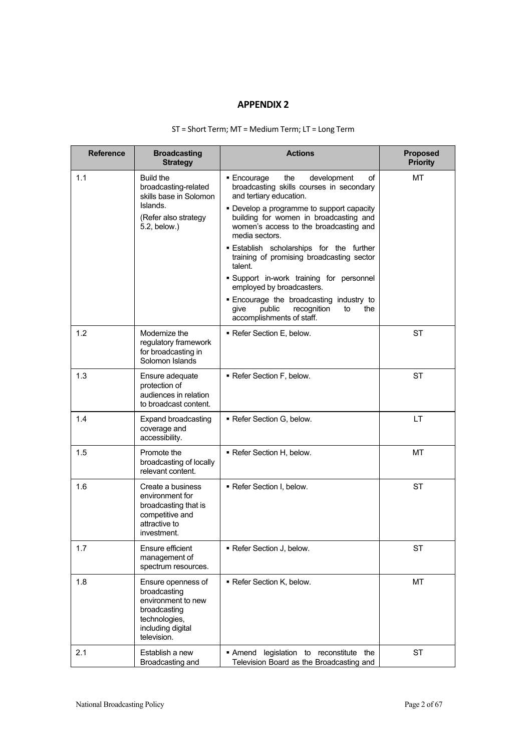# APPENDIX 2

ST = Short Term; MT = Medium Term; LT = Long Term

| Reference | Broadcasting Strategy | Actions | Proposed Priority |
|---|---|---|---|
| 1.1 | Build the broadcasting-related skills base in Solomon Islands. (Refer also strategy 5.2, below.) | ▪ Encourage the development of broadcasting skills courses in secondary and tertiary education. ▪ Develop a programme to support capacity building for women in broadcasting and women's access to the broadcasting and media sectors. ▪ Establish scholarships for the further training of promising broadcasting sector talent. ▪ Support in-work training for personnel employed by broadcasters. ▪ Encourage the broadcasting industry to give public recognition to the accomplishments of staff. | MT |
| 1.2 | Modernize the regulatory framework for broadcasting in Solomon Islands | ▪ Refer Section E, below. | ST |
| 1.3 | Ensure adequate protection of audiences in relation to broadcast content. | ▪ Refer Section F, below. | ST |
| 1.4 | Expand broadcasting coverage and accessibility. | ▪ Refer Section G, below. | LT |
| 1.5 | Promote the broadcasting of locally relevant content. | ▪ Refer Section H, below. | MT |
| 1.6 | Create a business environment for broadcasting that is competitive and attractive to investment. | ▪ Refer Section I, below. | ST |
| 1.7 | Ensure efficient management of spectrum resources. | ▪ Refer Section J, below. | ST |
| 1.8 | Ensure openness of broadcasting environment to new broadcasting technologies, including digital television. | ▪ Refer Section K, below. | MT |
| 2.1 | Establish a new Broadcasting and | ▪ Amend legislation to reconstitute the Television Board as the Broadcasting and | ST |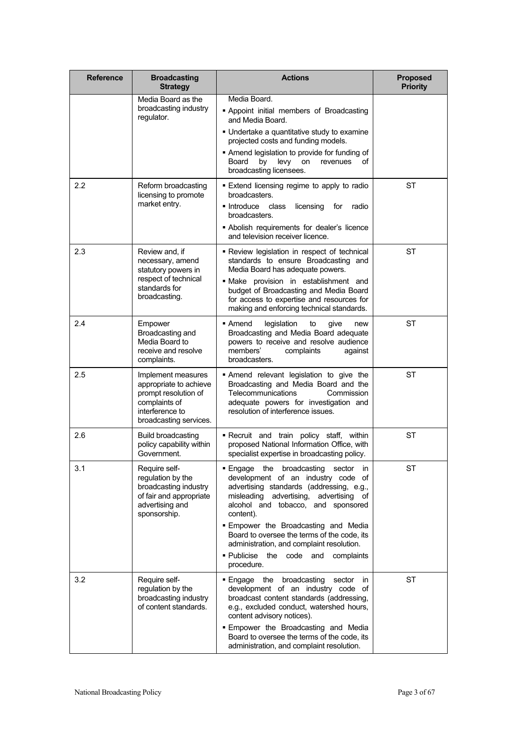| Reference | Broadcasting Strategy | Actions | Proposed Priority |
|---|---|---|---|
| | Media Board as the broadcasting industry regulator. | Media Board.<br>▪ Appoint initial members of Broadcasting and Media Board.<br>▪ Undertake a quantitative study to examine projected costs and funding models.<br>▪ Amend legislation to provide for funding of Board by levy on revenues of broadcasting licensees. | |
| 2.2 | Reform broadcasting licensing to promote market entry. | ▪ Extend licensing regime to apply to radio broadcasters.<br>▪ Introduce class licensing for radio broadcasters.<br>▪ Abolish requirements for dealer's licence and television receiver licence. | ST |
| 2.3 | Review and, if necessary, amend statutory powers in respect of technical standards for broadcasting. | ▪ Review legislation in respect of technical standards to ensure Broadcasting and Media Board has adequate powers.<br>▪ Make provision in establishment and budget of Broadcasting and Media Board for access to expertise and resources for making and enforcing technical standards. | ST |
| 2.4 | Empower Broadcasting and Media Board to receive and resolve complaints. | ▪ Amend legislation to give new Broadcasting and Media Board adequate powers to receive and resolve audience members' complaints against broadcasters. | ST |
| 2.5 | Implement measures appropriate to achieve prompt resolution of complaints of interference to broadcasting services. | ▪ Amend relevant legislation to give the Broadcasting and Media Board and the Telecommunications Commission adequate powers for investigation and resolution of interference issues. | ST |
| 2.6 | Build broadcasting policy capability within Government. | ▪ Recruit and train policy staff, within proposed National Information Office, with specialist expertise in broadcasting policy. | ST |
| 3.1 | Require self-regulation by the broadcasting industry of fair and appropriate advertising and sponsorship. | ▪ Engage the broadcasting sector in development of an industry code of advertising standards (addressing, e.g., misleading advertising, advertising of alcohol and tobacco, and sponsored content).<br>▪ Empower the Broadcasting and Media Board to oversee the terms of the code, its administration, and complaint resolution.<br>▪ Publicise the code and complaints procedure. | ST |
| 3.2 | Require self-regulation by the broadcasting industry of content standards. | ▪ Engage the broadcasting sector in development of an industry code of broadcast content standards (addressing, e.g., excluded conduct, watershed hours, content advisory notices).<br>▪ Empower the Broadcasting and Media Board to oversee the terms of the code, its administration, and complaint resolution. | ST |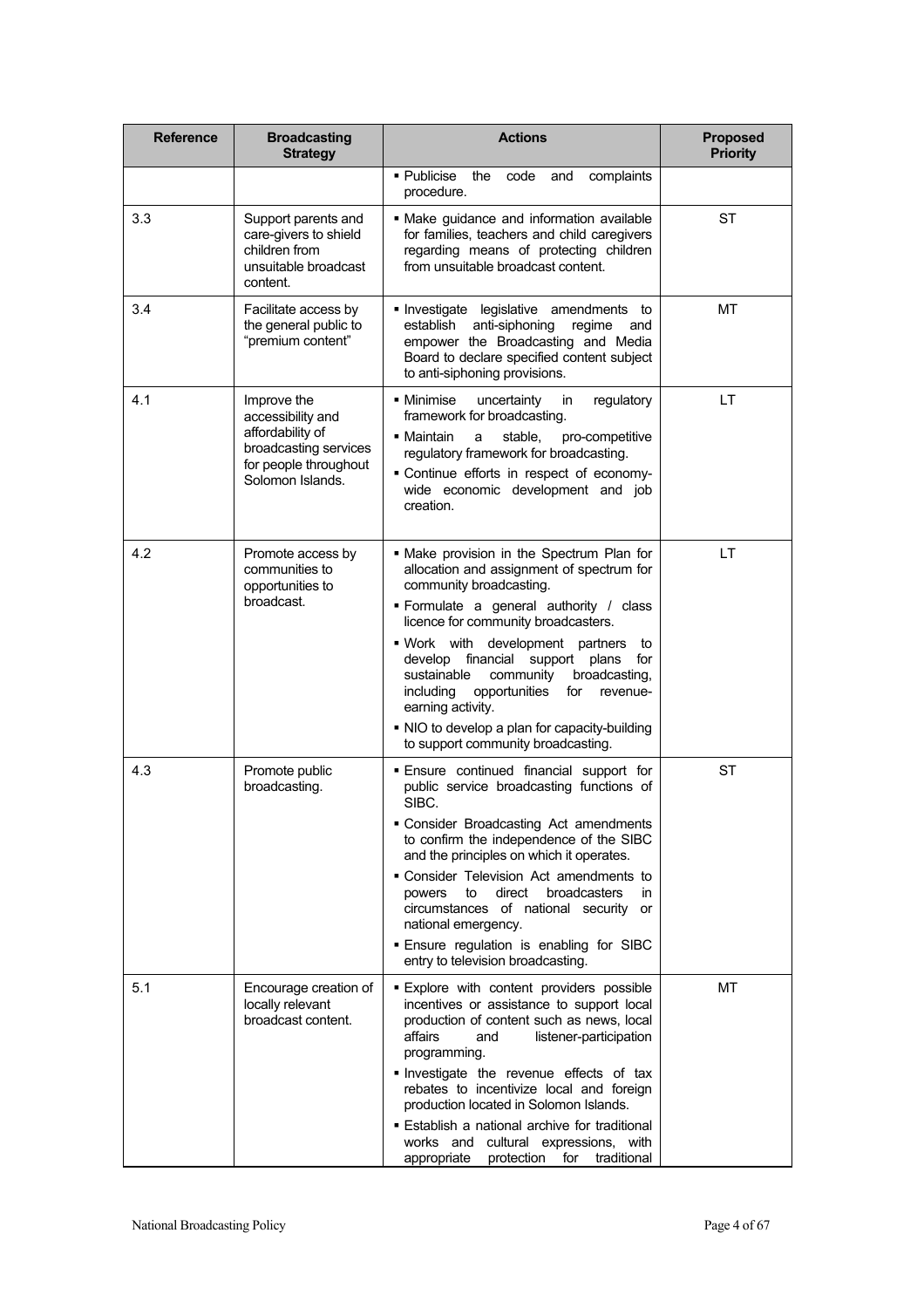| Reference | Broadcasting Strategy | Actions | Proposed Priority |
|---|---|---|---|
| | | ▪ Publicise the code and complaints procedure. | |
| 3.3 | Support parents and care-givers to shield children from unsuitable broadcast content. | ▪ Make guidance and information available for families, teachers and child caregivers regarding means of protecting children from unsuitable broadcast content. | ST |
| 3.4 | Facilitate access by the general public to "premium content" | ▪ Investigate legislative amendments to establish anti-siphoning regime and empower the Broadcasting and Media Board to declare specified content subject to anti-siphoning provisions. | MT |
| 4.1 | Improve the accessibility and affordability of broadcasting services for people throughout Solomon Islands. | ▪ Minimise uncertainty in regulatory framework for broadcasting.<br>▪ Maintain a stable, pro-competitive regulatory framework for broadcasting.<br>▪ Continue efforts in respect of economy-wide economic development and job creation. | LT |
| 4.2 | Promote access by communities to opportunities to broadcast. | ▪ Make provision in the Spectrum Plan for allocation and assignment of spectrum for community broadcasting.<br>▪ Formulate a general authority / class licence for community broadcasters.<br>▪ Work with development partners to develop financial support plans for sustainable community broadcasting, including opportunities for revenue-earning activity.<br>▪ NIO to develop a plan for capacity-building to support community broadcasting. | LT |
| 4.3 | Promote public broadcasting. | ▪ Ensure continued financial support for public service broadcasting functions of SIBC.<br>▪ Consider Broadcasting Act amendments to confirm the independence of the SIBC and the principles on which it operates.<br>▪ Consider Television Act amendments to powers to direct broadcasters in circumstances of national security or national emergency.<br>▪ Ensure regulation is enabling for SIBC entry to television broadcasting. | ST |
| 5.1 | Encourage creation of locally relevant broadcast content. | ▪ Explore with content providers possible incentives or assistance to support local production of content such as news, local affairs and listener-participation programming.<br>▪ Investigate the revenue effects of tax rebates to incentivize local and foreign production located in Solomon Islands.<br>▪ Establish a national archive for traditional works and cultural expressions, with appropriate protection for traditional | MT |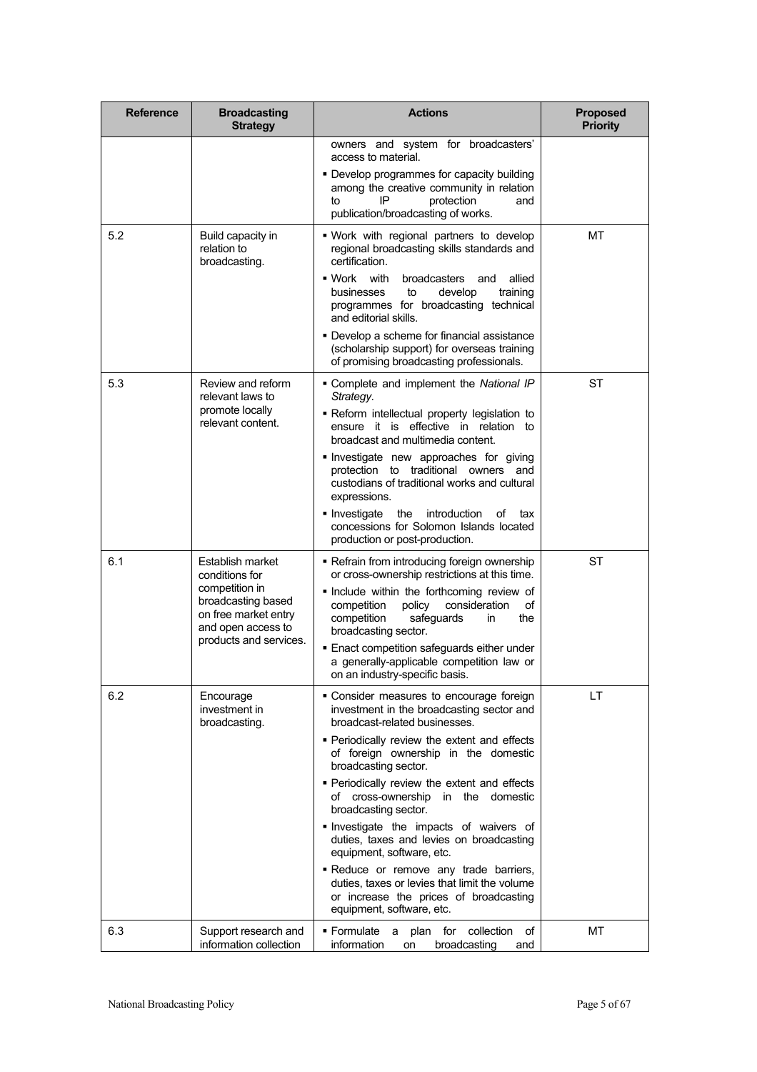| Reference | Broadcasting Strategy | Actions | Proposed Priority |
|---|---|---|---|
| | | owners and system for broadcasters' access to material.<br>▪ Develop programmes for capacity building among the creative community in relation to IP protection and publication/broadcasting of works. | |
| 5.2 | Build capacity in relation to broadcasting. | ▪ Work with regional partners to develop regional broadcasting skills standards and certification.<br>▪ Work with broadcasters and allied businesses to develop training programmes for broadcasting technical and editorial skills.<br>▪ Develop a scheme for financial assistance (scholarship support) for overseas training of promising broadcasting professionals. | MT |
| 5.3 | Review and reform relevant laws to promote locally relevant content. | ▪ Complete and implement the *National IP Strategy*.<br>▪ Reform intellectual property legislation to ensure it is effective in relation to broadcast and multimedia content.<br>▪ Investigate new approaches for giving protection to traditional owners and custodians of traditional works and cultural expressions.<br>▪ Investigate the introduction of tax concessions for Solomon Islands located production or post-production. | ST |
| 6.1 | Establish market conditions for competition in broadcasting based on free market entry and open access to products and services. | ▪ Refrain from introducing foreign ownership or cross-ownership restrictions at this time.<br>▪ Include within the forthcoming review of competition policy consideration of competition safeguards in the broadcasting sector.<br>▪ Enact competition safeguards either under a generally-applicable competition law or on an industry-specific basis. | ST |
| 6.2 | Encourage investment in broadcasting. | ▪ Consider measures to encourage foreign investment in the broadcasting sector and broadcast-related businesses.<br>▪ Periodically review the extent and effects of foreign ownership in the domestic broadcasting sector.<br>▪ Periodically review the extent and effects of cross-ownership in the domestic broadcasting sector.<br>▪ Investigate the impacts of waivers of duties, taxes and levies on broadcasting equipment, software, etc.<br>▪ Reduce or remove any trade barriers, duties, taxes or levies that limit the volume or increase the prices of broadcasting equipment, software, etc. | LT |
| 6.3 | Support research and information collection | ▪ Formulate a plan for collection of information on broadcasting and | MT |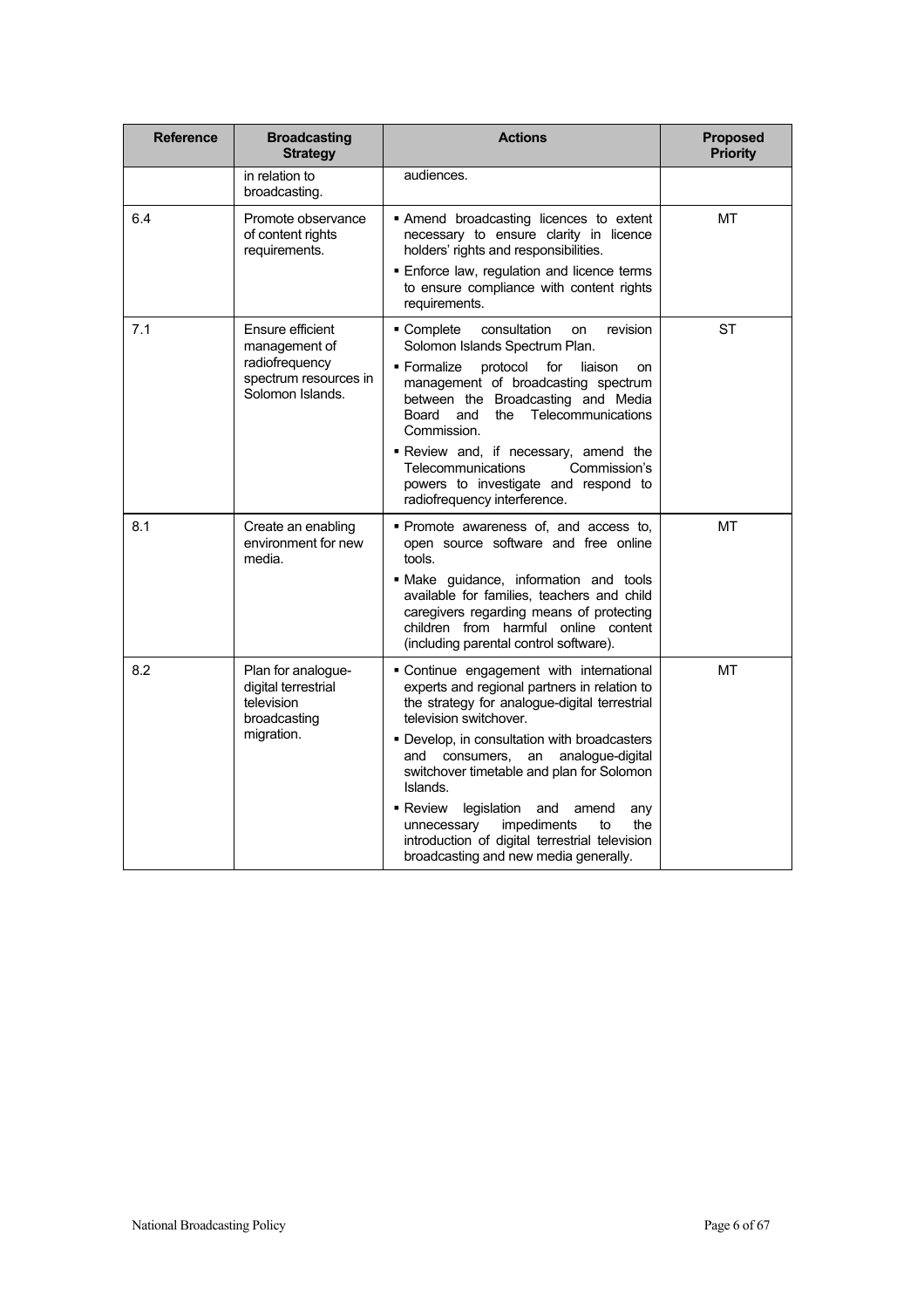| Reference | Broadcasting Strategy | Actions | Proposed Priority |
|---|---|---|---|
| | in relation to broadcasting. | audiences. | |
| 6.4 | Promote observance of content rights requirements. | ▪ Amend broadcasting licences to extent necessary to ensure clarity in licence holders' rights and responsibilities.<br>▪ Enforce law, regulation and licence terms to ensure compliance with content rights requirements. | MT |
| 7.1 | Ensure efficient management of radiofrequency spectrum resources in Solomon Islands. | ▪ Complete consultation on revision Solomon Islands Spectrum Plan.<br>▪ Formalize protocol for liaison on management of broadcasting spectrum between the Broadcasting and Media Board and the Telecommunications Commission.<br>▪ Review and, if necessary, amend the Telecommunications Commission's powers to investigate and respond to radiofrequency interference. | ST |
| 8.1 | Create an enabling environment for new media. | ▪ Promote awareness of, and access to, open source software and free online tools.<br>▪ Make guidance, information and tools available for families, teachers and child caregivers regarding means of protecting children from harmful online content (including parental control software). | MT |
| 8.2 | Plan for analogue-digital terrestrial television broadcasting migration. | ▪ Continue engagement with international experts and regional partners in relation to the strategy for analogue-digital terrestrial television switchover.<br>▪ Develop, in consultation with broadcasters and consumers, an analogue-digital switchover timetable and plan for Solomon Islands.<br>▪ Review legislation and amend any unnecessary impediments to the introduction of digital terrestrial television broadcasting and new media generally. | MT |